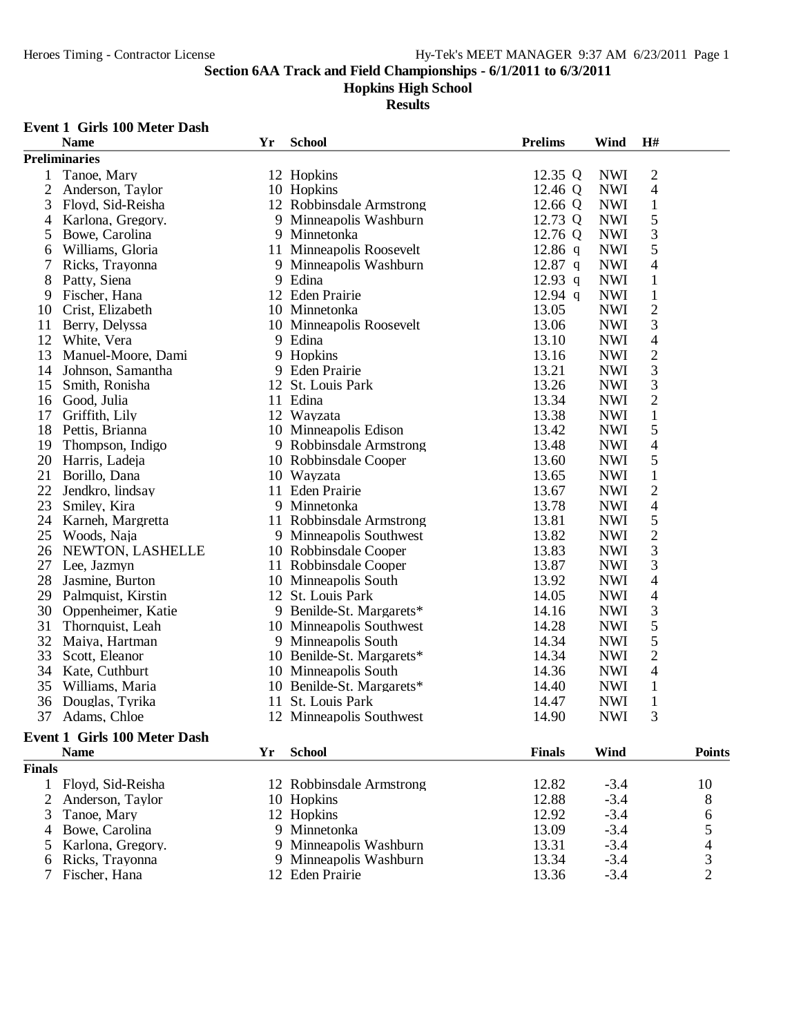# Section 6AA Track and Field Championships - 6/1/2011 to 6/3/2011

## Hopkins High School

### Results

**Event 1 Girls 100 Meter Dash**

| | Name | Yr | School | Prelims | | Wind | H# |
|---|---|---|---|---|---|---|---|
| **Preliminaries** | | | | | | | |
| 1 | Tanoe, Mary | 12 | Hopkins | 12.35 | Q | NWI | 2 |
| 2 | Anderson, Taylor | 10 | Hopkins | 12.46 | Q | NWI | 4 |
| 3 | Floyd, Sid-Reisha | 12 | Robbinsdale Armstrong | 12.66 | Q | NWI | 1 |
| 4 | Karlona, Gregory. | 9 | Minneapolis Washburn | 12.73 | Q | NWI | 5 |
| 5 | Bowe, Carolina | 9 | Minnetonka | 12.76 | Q | NWI | 3 |
| 6 | Williams, Gloria | 11 | Minneapolis Roosevelt | 12.86 | q | NWI | 5 |
| 7 | Ricks, Trayonna | 9 | Minneapolis Washburn | 12.87 | q | NWI | 4 |
| 8 | Patty, Siena | 9 | Edina | 12.93 | q | NWI | 1 |
| 9 | Fischer, Hana | 12 | Eden Prairie | 12.94 | q | NWI | 1 |
| 10 | Crist, Elizabeth | 10 | Minnetonka | 13.05 | | NWI | 2 |
| 11 | Berry, Delyssa | 10 | Minneapolis Roosevelt | 13.06 | | NWI | 3 |
| 12 | White, Vera | 9 | Edina | 13.10 | | NWI | 4 |
| 13 | Manuel-Moore, Dami | 9 | Hopkins | 13.16 | | NWI | 2 |
| 14 | Johnson, Samantha | 9 | Eden Prairie | 13.21 | | NWI | 3 |
| 15 | Smith, Ronisha | 12 | St. Louis Park | 13.26 | | NWI | 3 |
| 16 | Good, Julia | 11 | Edina | 13.34 | | NWI | 2 |
| 17 | Griffith, Lily | 12 | Wayzata | 13.38 | | NWI | 1 |
| 18 | Pettis, Brianna | 10 | Minneapolis Edison | 13.42 | | NWI | 5 |
| 19 | Thompson, Indigo | 9 | Robbinsdale Armstrong | 13.48 | | NWI | 4 |
| 20 | Harris, Ladeja | 10 | Robbinsdale Cooper | 13.60 | | NWI | 5 |
| 21 | Borillo, Dana | 10 | Wayzata | 13.65 | | NWI | 1 |
| 22 | Jendkro, lindsay | 11 | Eden Prairie | 13.67 | | NWI | 2 |
| 23 | Smiley, Kira | 9 | Minnetonka | 13.78 | | NWI | 4 |
| 24 | Karneh, Margretta | 11 | Robbinsdale Armstrong | 13.81 | | NWI | 5 |
| 25 | Woods, Naja | 9 | Minneapolis Southwest | 13.82 | | NWI | 2 |
| 26 | NEWTON, LASHELLE | 10 | Robbinsdale Cooper | 13.83 | | NWI | 3 |
| 27 | Lee, Jazmyn | 11 | Robbinsdale Cooper | 13.87 | | NWI | 3 |
| 28 | Jasmine, Burton | 10 | Minneapolis South | 13.92 | | NWI | 4 |
| 29 | Palmquist, Kirstin | 12 | St. Louis Park | 14.05 | | NWI | 4 |
| 30 | Oppenheimer, Katie | 9 | Benilde-St. Margarets* | 14.16 | | NWI | 3 |
| 31 | Thornquist, Leah | 10 | Minneapolis Southwest | 14.28 | | NWI | 5 |
| 32 | Maiya, Hartman | 9 | Minneapolis South | 14.34 | | NWI | 5 |
| 33 | Scott, Eleanor | 10 | Benilde-St. Margarets* | 14.34 | | NWI | 2 |
| 34 | Kate, Cuthburt | 10 | Minneapolis South | 14.36 | | NWI | 4 |
| 35 | Williams, Maria | 10 | Benilde-St. Margarets* | 14.40 | | NWI | 1 |
| 36 | Douglas, Tyrika | 11 | St. Louis Park | 14.47 | | NWI | 1 |
| 37 | Adams, Chloe | 12 | Minneapolis Southwest | 14.90 | | NWI | 3 |

**Event 1 Girls 100 Meter Dash**

| | Name | Yr | School | Finals | Wind | Points |
|---|---|---|---|---|---|---|
| **Finals** | | | | | | |
| 1 | Floyd, Sid-Reisha | 12 | Robbinsdale Armstrong | 12.82 | -3.4 | 10 |
| 2 | Anderson, Taylor | 10 | Hopkins | 12.88 | -3.4 | 8 |
| 3 | Tanoe, Mary | 12 | Hopkins | 12.92 | -3.4 | 6 |
| 4 | Bowe, Carolina | 9 | Minnetonka | 13.09 | -3.4 | 5 |
| 5 | Karlona, Gregory. | 9 | Minneapolis Washburn | 13.31 | -3.4 | 4 |
| 6 | Ricks, Trayonna | 9 | Minneapolis Washburn | 13.34 | -3.4 | 3 |
| 7 | Fischer, Hana | 12 | Eden Prairie | 13.36 | -3.4 | 2 |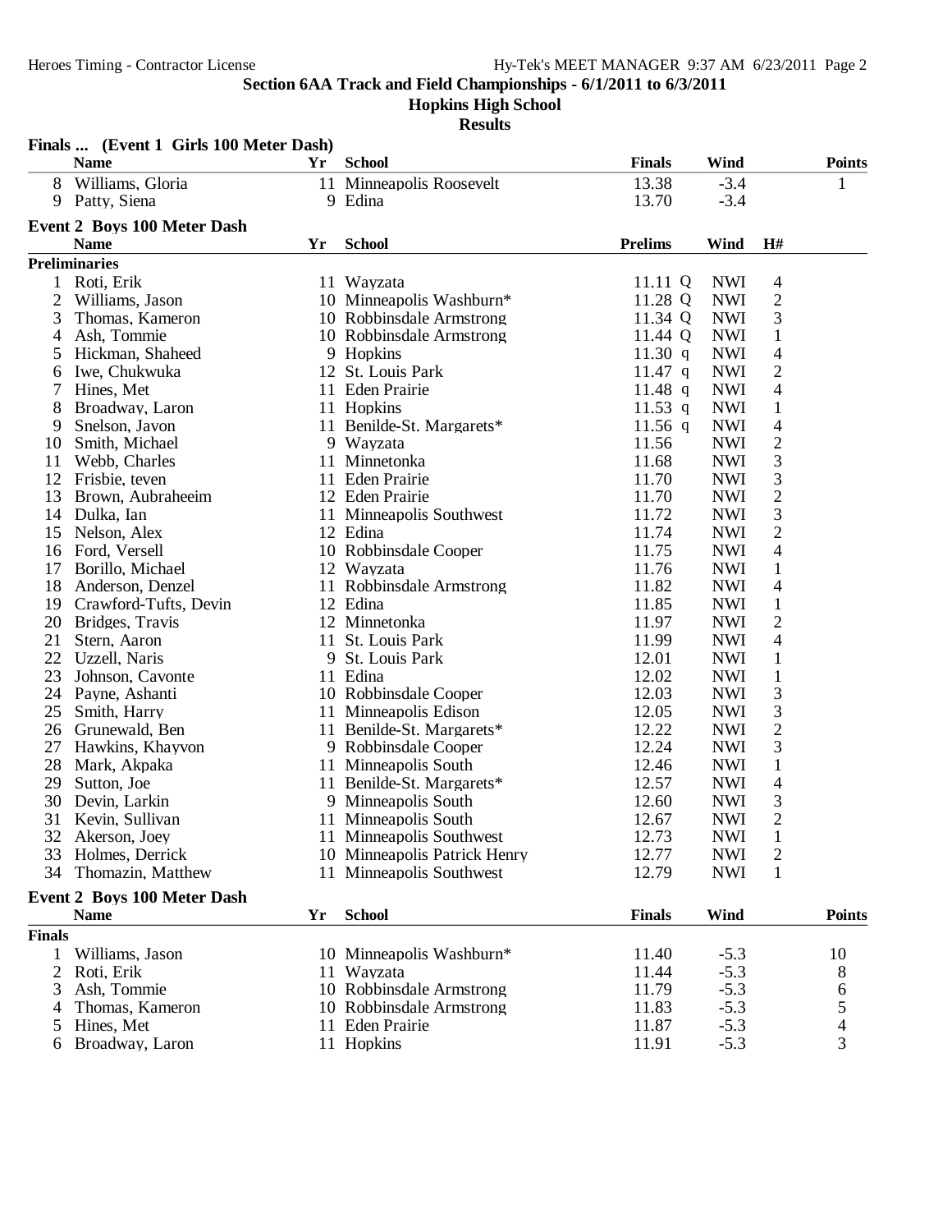Section 6AA Track and Field Championships - 6/1/2011 to 6/3/2011

Hopkins High School

Results

### Finals ... (Event 1 Girls 100 Meter Dash)

| | Name | Yr | School | Finals | Wind | Points |
|---|---|---|---|---|---|---|
| 8 | Williams, Gloria | 11 | Minneapolis Roosevelt | 13.38 | -3.4 | 1 |
| 9 | Patty, Siena | 9 | Edina | 13.70 | -3.4 | |

### Event 2 Boys 100 Meter Dash

**Preliminaries**

| | Name | Yr | School | Prelims | Wind | H# |
|---|---|---|---|---|---|---|
| 1 | Roti, Erik | 11 | Wayzata | 11.11 Q | NWI | 4 |
| 2 | Williams, Jason | 10 | Minneapolis Washburn* | 11.28 Q | NWI | 2 |
| 3 | Thomas, Kameron | 10 | Robbinsdale Armstrong | 11.34 Q | NWI | 3 |
| 4 | Ash, Tommie | 10 | Robbinsdale Armstrong | 11.44 Q | NWI | 1 |
| 5 | Hickman, Shaheed | 9 | Hopkins | 11.30 q | NWI | 4 |
| 6 | Iwe, Chukwuka | 12 | St. Louis Park | 11.47 q | NWI | 2 |
| 7 | Hines, Met | 11 | Eden Prairie | 11.48 q | NWI | 4 |
| 8 | Broadway, Laron | 11 | Hopkins | 11.53 q | NWI | 1 |
| 9 | Snelson, Javon | 11 | Benilde-St. Margarets* | 11.56 q | NWI | 4 |
| 10 | Smith, Michael | 9 | Wayzata | 11.56 | NWI | 2 |
| 11 | Webb, Charles | 11 | Minnetonka | 11.68 | NWI | 3 |
| 12 | Frisbie, teven | 11 | Eden Prairie | 11.70 | NWI | 3 |
| 13 | Brown, Aubraheeim | 12 | Eden Prairie | 11.70 | NWI | 2 |
| 14 | Dulka, Ian | 11 | Minneapolis Southwest | 11.72 | NWI | 3 |
| 15 | Nelson, Alex | 12 | Edina | 11.74 | NWI | 2 |
| 16 | Ford, Versell | 10 | Robbinsdale Cooper | 11.75 | NWI | 4 |
| 17 | Borillo, Michael | 12 | Wayzata | 11.76 | NWI | 1 |
| 18 | Anderson, Denzel | 11 | Robbinsdale Armstrong | 11.82 | NWI | 4 |
| 19 | Crawford-Tufts, Devin | 12 | Edina | 11.85 | NWI | 1 |
| 20 | Bridges, Travis | 12 | Minnetonka | 11.97 | NWI | 2 |
| 21 | Stern, Aaron | 11 | St. Louis Park | 11.99 | NWI | 4 |
| 22 | Uzzell, Naris | 9 | St. Louis Park | 12.01 | NWI | 1 |
| 23 | Johnson, Cavonte | 11 | Edina | 12.02 | NWI | 1 |
| 24 | Payne, Ashanti | 10 | Robbinsdale Cooper | 12.03 | NWI | 3 |
| 25 | Smith, Harry | 11 | Minneapolis Edison | 12.05 | NWI | 3 |
| 26 | Grunewald, Ben | 11 | Benilde-St. Margarets* | 12.22 | NWI | 2 |
| 27 | Hawkins, Khayvon | 9 | Robbinsdale Cooper | 12.24 | NWI | 3 |
| 28 | Mark, Akpaka | 11 | Minneapolis South | 12.46 | NWI | 1 |
| 29 | Sutton, Joe | 11 | Benilde-St. Margarets* | 12.57 | NWI | 4 |
| 30 | Devin, Larkin | 9 | Minneapolis South | 12.60 | NWI | 3 |
| 31 | Kevin, Sullivan | 11 | Minneapolis South | 12.67 | NWI | 2 |
| 32 | Akerson, Joey | 11 | Minneapolis Southwest | 12.73 | NWI | 1 |
| 33 | Holmes, Derrick | 10 | Minneapolis Patrick Henry | 12.77 | NWI | 2 |
| 34 | Thomazin, Matthew | 11 | Minneapolis Southwest | 12.79 | NWI | 1 |

### Event 2 Boys 100 Meter Dash

**Finals**

| | Name | Yr | School | Finals | Wind | Points |
|---|---|---|---|---|---|---|
| 1 | Williams, Jason | 10 | Minneapolis Washburn* | 11.40 | -5.3 | 10 |
| 2 | Roti, Erik | 11 | Wayzata | 11.44 | -5.3 | 8 |
| 3 | Ash, Tommie | 10 | Robbinsdale Armstrong | 11.79 | -5.3 | 6 |
| 4 | Thomas, Kameron | 10 | Robbinsdale Armstrong | 11.83 | -5.3 | 5 |
| 5 | Hines, Met | 11 | Eden Prairie | 11.87 | -5.3 | 4 |
| 6 | Broadway, Laron | 11 | Hopkins | 11.91 | -5.3 | 3 |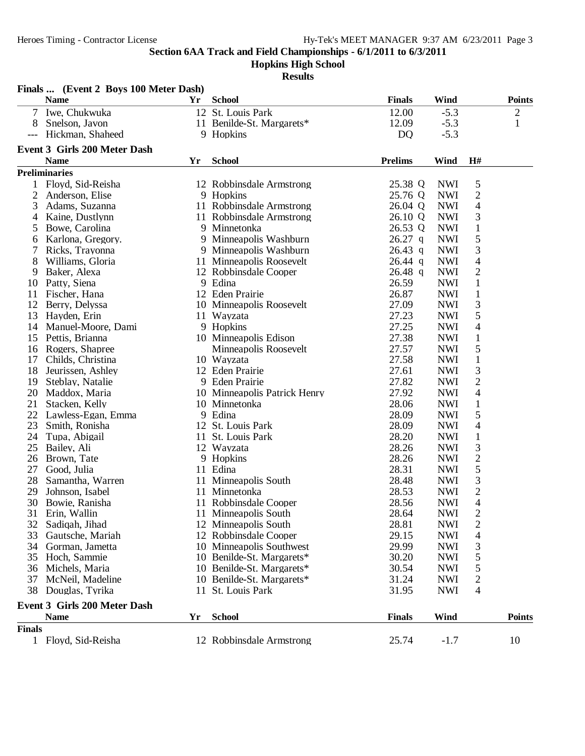## Section 6AA Track and Field Championships - 6/1/2011 to 6/3/2011

### Hopkins High School

### Results

**Finals ... (Event 2 Boys 100 Meter Dash)**

| | Name | Yr | School | Finals | Wind | Points |
|---|---|---|---|---|---|---|
| 7 | Iwe, Chukwuka | 12 | St. Louis Park | 12.00 | -5.3 | 2 |
| 8 | Snelson, Javon | 11 | Benilde-St. Margarets* | 12.09 | -5.3 | 1 |
| --- | Hickman, Shaheed | 9 | Hopkins | DQ | -5.3 | |

**Event 3 Girls 200 Meter Dash**

**Preliminaries**

| | Name | Yr | School | Prelims | | Wind | H# |
|---|---|---|---|---|---|---|---|
| 1 | Floyd, Sid-Reisha | 12 | Robbinsdale Armstrong | 25.38 | Q | NWI | 5 |
| 2 | Anderson, Elise | 9 | Hopkins | 25.76 | Q | NWI | 2 |
| 3 | Adams, Suzanna | 11 | Robbinsdale Armstrong | 26.04 | Q | NWI | 4 |
| 4 | Kaine, Dustlynn | 11 | Robbinsdale Armstrong | 26.10 | Q | NWI | 3 |
| 5 | Bowe, Carolina | 9 | Minnetonka | 26.53 | Q | NWI | 1 |
| 6 | Karlona, Gregory. | 9 | Minneapolis Washburn | 26.27 | q | NWI | 5 |
| 7 | Ricks, Trayonna | 9 | Minneapolis Washburn | 26.43 | q | NWI | 3 |
| 8 | Williams, Gloria | 11 | Minneapolis Roosevelt | 26.44 | q | NWI | 4 |
| 9 | Baker, Alexa | 12 | Robbinsdale Cooper | 26.48 | q | NWI | 2 |
| 10 | Patty, Siena | 9 | Edina | 26.59 | | NWI | 1 |
| 11 | Fischer, Hana | 12 | Eden Prairie | 26.87 | | NWI | 1 |
| 12 | Berry, Delyssa | 10 | Minneapolis Roosevelt | 27.09 | | NWI | 3 |
| 13 | Hayden, Erin | 11 | Wayzata | 27.23 | | NWI | 5 |
| 14 | Manuel-Moore, Dami | 9 | Hopkins | 27.25 | | NWI | 4 |
| 15 | Pettis, Brianna | 10 | Minneapolis Edison | 27.38 | | NWI | 1 |
| 16 | Rogers, Shapree | | Minneapolis Roosevelt | 27.57 | | NWI | 5 |
| 17 | Childs, Christina | 10 | Wayzata | 27.58 | | NWI | 1 |
| 18 | Jeurissen, Ashley | 12 | Eden Prairie | 27.61 | | NWI | 3 |
| 19 | Steblay, Natalie | 9 | Eden Prairie | 27.82 | | NWI | 2 |
| 20 | Maddox, Maria | 10 | Minneapolis Patrick Henry | 27.92 | | NWI | 4 |
| 21 | Stacken, Kelly | 10 | Minnetonka | 28.06 | | NWI | 1 |
| 22 | Lawless-Egan, Emma | 9 | Edina | 28.09 | | NWI | 5 |
| 23 | Smith, Ronisha | 12 | St. Louis Park | 28.09 | | NWI | 4 |
| 24 | Tupa, Abigail | 11 | St. Louis Park | 28.20 | | NWI | 1 |
| 25 | Bailey, Ali | 12 | Wayzata | 28.26 | | NWI | 3 |
| 26 | Brown, Tate | 9 | Hopkins | 28.26 | | NWI | 2 |
| 27 | Good, Julia | 11 | Edina | 28.31 | | NWI | 5 |
| 28 | Samantha, Warren | 11 | Minneapolis South | 28.48 | | NWI | 3 |
| 29 | Johnson, Isabel | 11 | Minnetonka | 28.53 | | NWI | 2 |
| 30 | Bowie, Ranisha | 11 | Robbinsdale Cooper | 28.56 | | NWI | 4 |
| 31 | Erin, Wallin | 11 | Minneapolis South | 28.64 | | NWI | 2 |
| 32 | Sadiqah, Jihad | 12 | Minneapolis South | 28.81 | | NWI | 2 |
| 33 | Gautsche, Mariah | 12 | Robbinsdale Cooper | 29.15 | | NWI | 4 |
| 34 | Gorman, Jametta | 10 | Minneapolis Southwest | 29.99 | | NWI | 3 |
| 35 | Hoch, Sammie | 10 | Benilde-St. Margarets* | 30.20 | | NWI | 5 |
| 36 | Michels, Maria | 10 | Benilde-St. Margarets* | 30.54 | | NWI | 5 |
| 37 | McNeil, Madeline | 10 | Benilde-St. Margarets* | 31.24 | | NWI | 2 |
| 38 | Douglas, Tyrika | 11 | St. Louis Park | 31.95 | | NWI | 4 |

**Event 3 Girls 200 Meter Dash**

**Finals**

| | Name | Yr | School | Finals | Wind | Points |
|---|---|---|---|---|---|---|
| 1 | Floyd, Sid-Reisha | 12 | Robbinsdale Armstrong | 25.74 | -1.7 | 10 |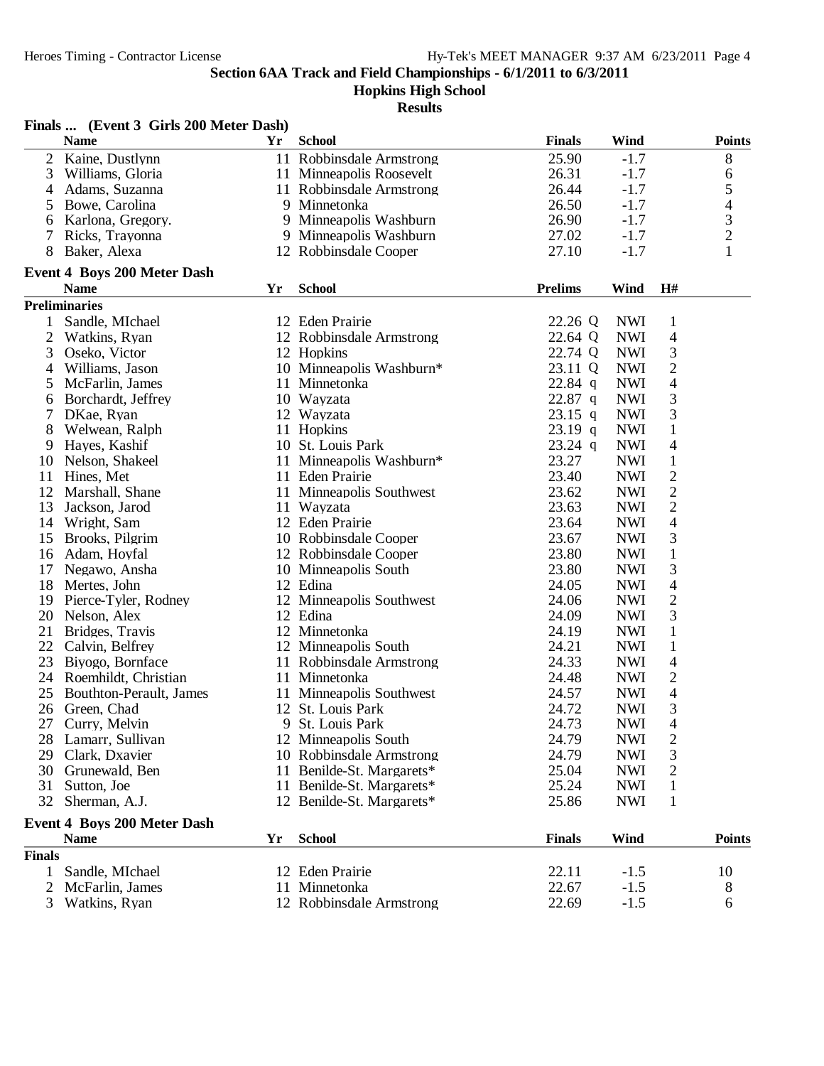## Section 6AA Track and Field Championships - 6/1/2011 to 6/3/2011

**Hopkins High School**

**Results**

### Finals ... (Event 3 Girls 200 Meter Dash)

| | Name | Yr | School | Finals | Wind | Points |
|---|---|---|---|---|---|---|
| 2 | Kaine, Dustlynn | 11 | Robbinsdale Armstrong | 25.90 | -1.7 | 8 |
| 3 | Williams, Gloria | 11 | Minneapolis Roosevelt | 26.31 | -1.7 | 6 |
| 4 | Adams, Suzanna | 11 | Robbinsdale Armstrong | 26.44 | -1.7 | 5 |
| 5 | Bowe, Carolina | 9 | Minnetonka | 26.50 | -1.7 | 4 |
| 6 | Karlona, Gregory. | 9 | Minneapolis Washburn | 26.90 | -1.7 | 3 |
| 7 | Ricks, Trayonna | 9 | Minneapolis Washburn | 27.02 | -1.7 | 2 |
| 8 | Baker, Alexa | 12 | Robbinsdale Cooper | 27.10 | -1.7 | 1 |

### Event 4 Boys 200 Meter Dash

**Preliminaries**

| | Name | Yr | School | Prelims | | Wind | H# |
|---|---|---|---|---|---|---|---|
| 1 | Sandle, MIchael | 12 | Eden Prairie | 22.26 | Q | NWI | 1 |
| 2 | Watkins, Ryan | 12 | Robbinsdale Armstrong | 22.64 | Q | NWI | 4 |
| 3 | Oseko, Victor | 12 | Hopkins | 22.74 | Q | NWI | 3 |
| 4 | Williams, Jason | 10 | Minneapolis Washburn* | 23.11 | Q | NWI | 2 |
| 5 | McFarlin, James | 11 | Minnetonka | 22.84 | q | NWI | 4 |
| 6 | Borchardt, Jeffrey | 10 | Wayzata | 22.87 | q | NWI | 3 |
| 7 | DKae, Ryan | 12 | Wayzata | 23.15 | q | NWI | 3 |
| 8 | Welwean, Ralph | 11 | Hopkins | 23.19 | q | NWI | 1 |
| 9 | Hayes, Kashif | 10 | St. Louis Park | 23.24 | q | NWI | 4 |
| 10 | Nelson, Shakeel | 11 | Minneapolis Washburn* | 23.27 | | NWI | 1 |
| 11 | Hines, Met | 11 | Eden Prairie | 23.40 | | NWI | 2 |
| 12 | Marshall, Shane | 11 | Minneapolis Southwest | 23.62 | | NWI | 2 |
| 13 | Jackson, Jarod | 11 | Wayzata | 23.63 | | NWI | 2 |
| 14 | Wright, Sam | 12 | Eden Prairie | 23.64 | | NWI | 4 |
| 15 | Brooks, Pilgrim | 10 | Robbinsdale Cooper | 23.67 | | NWI | 3 |
| 16 | Adam, Hoyfal | 12 | Robbinsdale Cooper | 23.80 | | NWI | 1 |
| 17 | Negawo, Ansha | 10 | Minneapolis South | 23.80 | | NWI | 3 |
| 18 | Mertes, John | 12 | Edina | 24.05 | | NWI | 4 |
| 19 | Pierce-Tyler, Rodney | 12 | Minneapolis Southwest | 24.06 | | NWI | 2 |
| 20 | Nelson, Alex | 12 | Edina | 24.09 | | NWI | 3 |
| 21 | Bridges, Travis | 12 | Minnetonka | 24.19 | | NWI | 1 |
| 22 | Calvin, Belfrey | 12 | Minneapolis South | 24.21 | | NWI | 1 |
| 23 | Biyogo, Bornface | 11 | Robbinsdale Armstrong | 24.33 | | NWI | 4 |
| 24 | Roemhildt, Christian | 11 | Minnetonka | 24.48 | | NWI | 2 |
| 25 | Bouthton-Perault, James | 11 | Minneapolis Southwest | 24.57 | | NWI | 4 |
| 26 | Green, Chad | 12 | St. Louis Park | 24.72 | | NWI | 3 |
| 27 | Curry, Melvin | 9 | St. Louis Park | 24.73 | | NWI | 4 |
| 28 | Lamarr, Sullivan | 12 | Minneapolis South | 24.79 | | NWI | 2 |
| 29 | Clark, Dxavier | 10 | Robbinsdale Armstrong | 24.79 | | NWI | 3 |
| 30 | Grunewald, Ben | 11 | Benilde-St. Margarets* | 25.04 | | NWI | 2 |
| 31 | Sutton, Joe | 11 | Benilde-St. Margarets* | 25.24 | | NWI | 1 |
| 32 | Sherman, A.J. | 12 | Benilde-St. Margarets* | 25.86 | | NWI | 1 |

### Event 4 Boys 200 Meter Dash

**Finals**

| | Name | Yr | School | Finals | Wind | Points |
|---|---|---|---|---|---|---|
| 1 | Sandle, MIchael | 12 | Eden Prairie | 22.11 | -1.5 | 10 |
| 2 | McFarlin, James | 11 | Minnetonka | 22.67 | -1.5 | 8 |
| 3 | Watkins, Ryan | 12 | Robbinsdale Armstrong | 22.69 | -1.5 | 6 |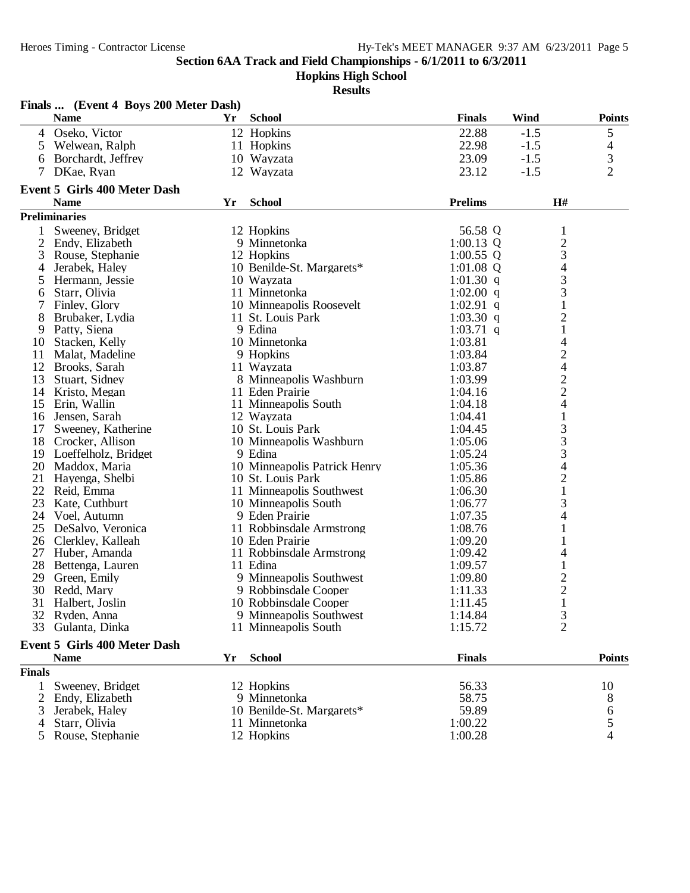**Section 6AA Track and Field Championships - 6/1/2011 to 6/3/2011**

**Hopkins High School**

**Results**

### Finals ... (Event 4 Boys 200 Meter Dash)

| | Name | Yr | School | Finals | Wind | Points |
|---|---|---|---|---|---|---|
| 4 | Oseko, Victor | 12 | Hopkins | 22.88 | -1.5 | 5 |
| 5 | Welwean, Ralph | 11 | Hopkins | 22.98 | -1.5 | 4 |
| 6 | Borchardt, Jeffrey | 10 | Wayzata | 23.09 | -1.5 | 3 |
| 7 | DKae, Ryan | 12 | Wayzata | 23.12 | -1.5 | 2 |

### Event 5 Girls 400 Meter Dash

**Preliminaries**

| | Name | Yr | School | Prelims | | H# |
|---|---|---|---|---|---|---|
| 1 | Sweeney, Bridget | 12 | Hopkins | 56.58 | Q | 1 |
| 2 | Endy, Elizabeth | 9 | Minnetonka | 1:00.13 | Q | 2 |
| 3 | Rouse, Stephanie | 12 | Hopkins | 1:00.55 | Q | 3 |
| 4 | Jerabek, Haley | 10 | Benilde-St. Margarets* | 1:01.08 | Q | 4 |
| 5 | Hermann, Jessie | 10 | Wayzata | 1:01.30 | q | 3 |
| 6 | Starr, Olivia | 11 | Minnetonka | 1:02.00 | q | 3 |
| 7 | Finley, Glory | 10 | Minneapolis Roosevelt | 1:02.91 | q | 1 |
| 8 | Brubaker, Lydia | 11 | St. Louis Park | 1:03.30 | q | 2 |
| 9 | Patty, Siena | 9 | Edina | 1:03.71 | q | 1 |
| 10 | Stacken, Kelly | 10 | Minnetonka | 1:03.81 | | 4 |
| 11 | Malat, Madeline | 9 | Hopkins | 1:03.84 | | 2 |
| 12 | Brooks, Sarah | 11 | Wayzata | 1:03.87 | | 4 |
| 13 | Stuart, Sidney | 8 | Minneapolis Washburn | 1:03.99 | | 2 |
| 14 | Kristo, Megan | 11 | Eden Prairie | 1:04.16 | | 2 |
| 15 | Erin, Wallin | 11 | Minneapolis South | 1:04.18 | | 4 |
| 16 | Jensen, Sarah | 12 | Wayzata | 1:04.41 | | 1 |
| 17 | Sweeney, Katherine | 10 | St. Louis Park | 1:04.45 | | 3 |
| 18 | Crocker, Allison | 10 | Minneapolis Washburn | 1:05.06 | | 3 |
| 19 | Loeffelholz, Bridget | 9 | Edina | 1:05.24 | | 3 |
| 20 | Maddox, Maria | 10 | Minneapolis Patrick Henry | 1:05.36 | | 4 |
| 21 | Hayenga, Shelbi | 10 | St. Louis Park | 1:05.86 | | 2 |
| 22 | Reid, Emma | 11 | Minneapolis Southwest | 1:06.30 | | 1 |
| 23 | Kate, Cuthburt | 10 | Minneapolis South | 1:06.77 | | 3 |
| 24 | Voel, Autumn | 9 | Eden Prairie | 1:07.35 | | 4 |
| 25 | DeSalvo, Veronica | 11 | Robbinsdale Armstrong | 1:08.76 | | 1 |
| 26 | Clerkley, Kalleah | 10 | Eden Prairie | 1:09.20 | | 1 |
| 27 | Huber, Amanda | 11 | Robbinsdale Armstrong | 1:09.42 | | 4 |
| 28 | Bettenga, Lauren | 11 | Edina | 1:09.57 | | 1 |
| 29 | Green, Emily | 9 | Minneapolis Southwest | 1:09.80 | | 2 |
| 30 | Redd, Mary | 9 | Robbinsdale Cooper | 1:11.33 | | 2 |
| 31 | Halbert, Joslin | 10 | Robbinsdale Cooper | 1:11.45 | | 1 |
| 32 | Ryden, Anna | 9 | Minneapolis Southwest | 1:14.84 | | 3 |
| 33 | Gulanta, Dinka | 11 | Minneapolis South | 1:15.72 | | 2 |

### Event 5 Girls 400 Meter Dash

**Finals**

| | Name | Yr | School | Finals | Points |
|---|---|---|---|---|---|
| 1 | Sweeney, Bridget | 12 | Hopkins | 56.33 | 10 |
| 2 | Endy, Elizabeth | 9 | Minnetonka | 58.75 | 8 |
| 3 | Jerabek, Haley | 10 | Benilde-St. Margarets* | 59.89 | 6 |
| 4 | Starr, Olivia | 11 | Minnetonka | 1:00.22 | 5 |
| 5 | Rouse, Stephanie | 12 | Hopkins | 1:00.28 | 4 |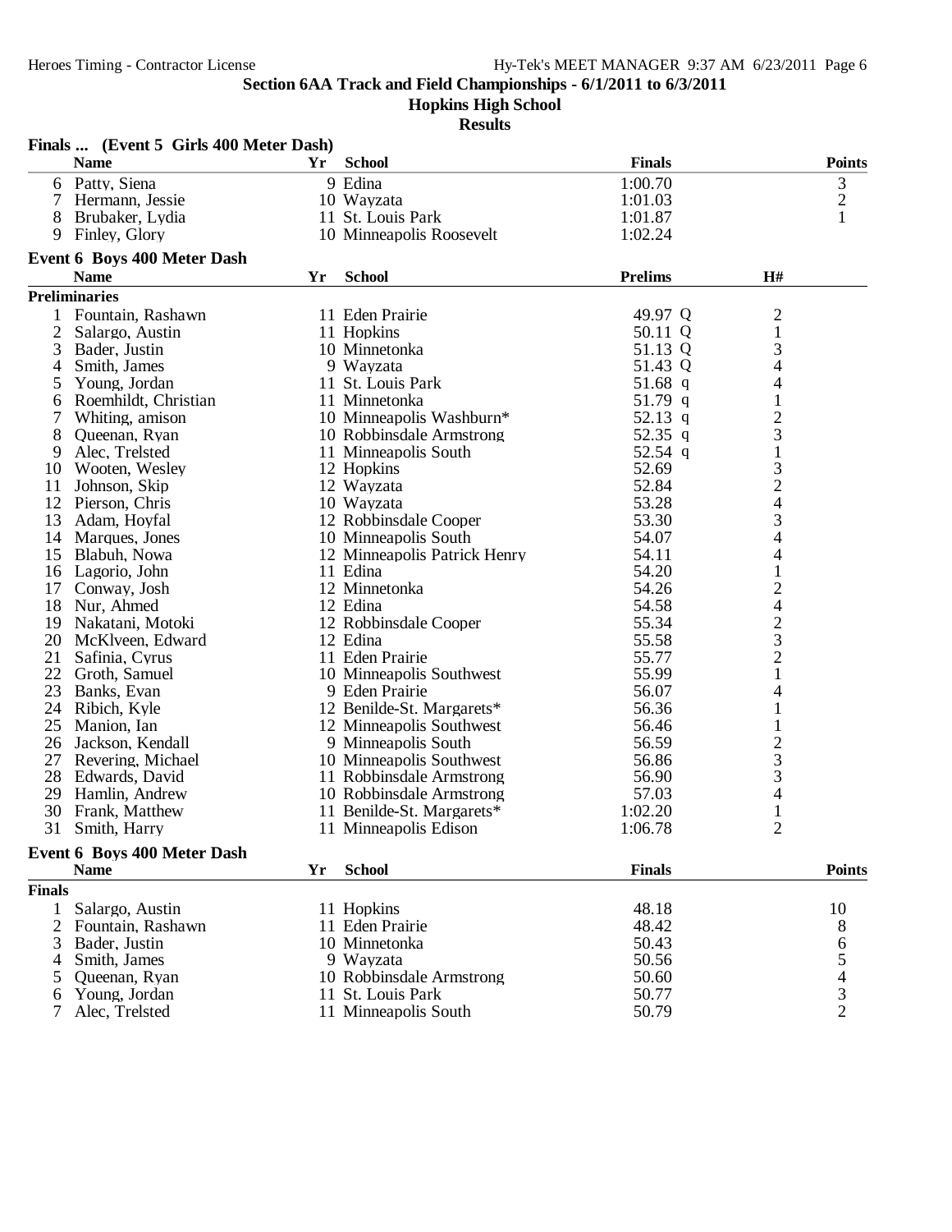**Section 6AA Track and Field Championships - 6/1/2011 to 6/3/2011**

**Hopkins High School**

**Results**

### Finals ... (Event 5 Girls 400 Meter Dash)

| | Name | Yr | School | Finals | Points |
|---|---|---|---|---|---|
| 6 | Patty, Siena | 9 | Edina | 1:00.70 | 3 |
| 7 | Hermann, Jessie | 10 | Wayzata | 1:01.03 | 2 |
| 8 | Brubaker, Lydia | 11 | St. Louis Park | 1:01.87 | 1 |
| 9 | Finley, Glory | 10 | Minneapolis Roosevelt | 1:02.24 | |

### Event 6 Boys 400 Meter Dash

**Preliminaries**

| | Name | Yr | School | Prelims | | H# |
|---|---|---|---|---|---|---|
| 1 | Fountain, Rashawn | 11 | Eden Prairie | 49.97 | Q | 2 |
| 2 | Salargo, Austin | 11 | Hopkins | 50.11 | Q | 1 |
| 3 | Bader, Justin | 10 | Minnetonka | 51.13 | Q | 3 |
| 4 | Smith, James | 9 | Wayzata | 51.43 | Q | 4 |
| 5 | Young, Jordan | 11 | St. Louis Park | 51.68 | q | 4 |
| 6 | Roemhildt, Christian | 11 | Minnetonka | 51.79 | q | 1 |
| 7 | Whiting, amison | 10 | Minneapolis Washburn* | 52.13 | q | 2 |
| 8 | Queenan, Ryan | 10 | Robbinsdale Armstrong | 52.35 | q | 3 |
| 9 | Alec, Trelsted | 11 | Minneapolis South | 52.54 | q | 1 |
| 10 | Wooten, Wesley | 12 | Hopkins | 52.69 | | 3 |
| 11 | Johnson, Skip | 12 | Wayzata | 52.84 | | 2 |
| 12 | Pierson, Chris | 10 | Wayzata | 53.28 | | 4 |
| 13 | Adam, Hoyfal | 12 | Robbinsdale Cooper | 53.30 | | 3 |
| 14 | Marques, Jones | 10 | Minneapolis South | 54.07 | | 4 |
| 15 | Blabuh, Nowa | 12 | Minneapolis Patrick Henry | 54.11 | | 4 |
| 16 | Lagorio, John | 11 | Edina | 54.20 | | 1 |
| 17 | Conway, Josh | 12 | Minnetonka | 54.26 | | 2 |
| 18 | Nur, Ahmed | 12 | Edina | 54.58 | | 4 |
| 19 | Nakatani, Motoki | 12 | Robbinsdale Cooper | 55.34 | | 2 |
| 20 | McKlveen, Edward | 12 | Edina | 55.58 | | 3 |
| 21 | Safinia, Cyrus | 11 | Eden Prairie | 55.77 | | 2 |
| 22 | Groth, Samuel | 10 | Minneapolis Southwest | 55.99 | | 1 |
| 23 | Banks, Evan | 9 | Eden Prairie | 56.07 | | 4 |
| 24 | Ribich, Kyle | 12 | Benilde-St. Margarets* | 56.36 | | 1 |
| 25 | Manion, Ian | 12 | Minneapolis Southwest | 56.46 | | 1 |
| 26 | Jackson, Kendall | 9 | Minneapolis South | 56.59 | | 2 |
| 27 | Revering, Michael | 10 | Minneapolis Southwest | 56.86 | | 3 |
| 28 | Edwards, David | 11 | Robbinsdale Armstrong | 56.90 | | 3 |
| 29 | Hamlin, Andrew | 10 | Robbinsdale Armstrong | 57.03 | | 4 |
| 30 | Frank, Matthew | 11 | Benilde-St. Margarets* | 1:02.20 | | 1 |
| 31 | Smith, Harry | 11 | Minneapolis Edison | 1:06.78 | | 2 |

### Event 6 Boys 400 Meter Dash

**Finals**

| | Name | Yr | School | Finals | Points |
|---|---|---|---|---|---|
| 1 | Salargo, Austin | 11 | Hopkins | 48.18 | 10 |
| 2 | Fountain, Rashawn | 11 | Eden Prairie | 48.42 | 8 |
| 3 | Bader, Justin | 10 | Minnetonka | 50.43 | 6 |
| 4 | Smith, James | 9 | Wayzata | 50.56 | 5 |
| 5 | Queenan, Ryan | 10 | Robbinsdale Armstrong | 50.60 | 4 |
| 6 | Young, Jordan | 11 | St. Louis Park | 50.77 | 3 |
| 7 | Alec, Trelsted | 11 | Minneapolis South | 50.79 | 2 |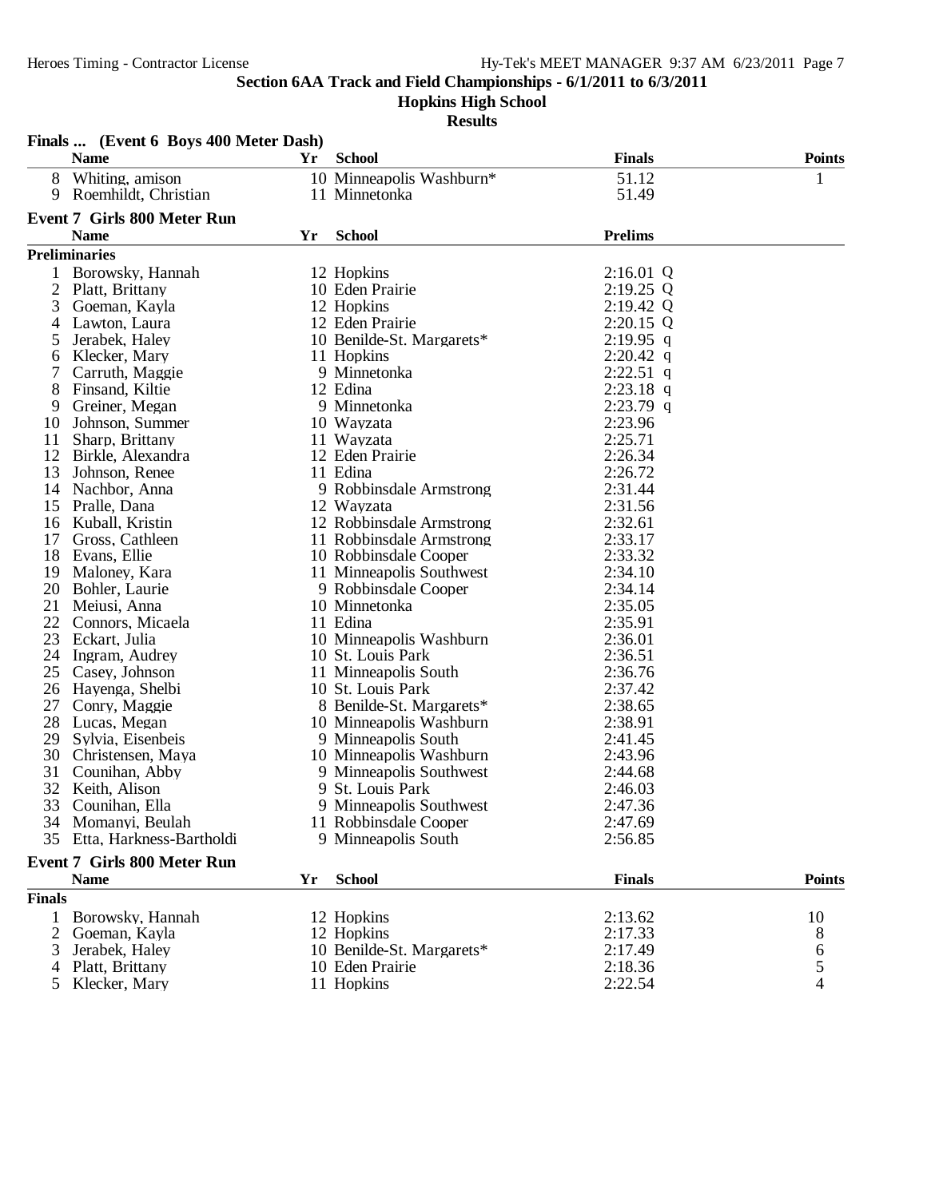## Section 6AA Track and Field Championships - 6/1/2011 to 6/3/2011

### Hopkins High School

### Results

**Finals ... (Event 6 Boys 400 Meter Dash)**

| | Name | Yr | School | Finals | Points |
|---|---|---|---|---|---|
| 8 | Whiting, amison | 10 | Minneapolis Washburn* | 51.12 | 1 |
| 9 | Roemhildt, Christian | 11 | Minnetonka | 51.49 | |

**Event 7 Girls 800 Meter Run**

**Preliminaries**

| | Name | Yr | School | Prelims | |
|---|---|---|---|---|---|
| 1 | Borowsky, Hannah | 12 | Hopkins | 2:16.01 | Q |
| 2 | Platt, Brittany | 10 | Eden Prairie | 2:19.25 | Q |
| 3 | Goeman, Kayla | 12 | Hopkins | 2:19.42 | Q |
| 4 | Lawton, Laura | 12 | Eden Prairie | 2:20.15 | Q |
| 5 | Jerabek, Haley | 10 | Benilde-St. Margarets* | 2:19.95 | q |
| 6 | Klecker, Mary | 11 | Hopkins | 2:20.42 | q |
| 7 | Carruth, Maggie | 9 | Minnetonka | 2:22.51 | q |
| 8 | Finsand, Kiltie | 12 | Edina | 2:23.18 | q |
| 9 | Greiner, Megan | 9 | Minnetonka | 2:23.79 | q |
| 10 | Johnson, Summer | 10 | Wayzata | 2:23.96 | |
| 11 | Sharp, Brittany | 11 | Wayzata | 2:25.71 | |
| 12 | Birkle, Alexandra | 12 | Eden Prairie | 2:26.34 | |
| 13 | Johnson, Renee | 11 | Edina | 2:26.72 | |
| 14 | Nachbor, Anna | 9 | Robbinsdale Armstrong | 2:31.44 | |
| 15 | Pralle, Dana | 12 | Wayzata | 2:31.56 | |
| 16 | Kuball, Kristin | 12 | Robbinsdale Armstrong | 2:32.61 | |
| 17 | Gross, Cathleen | 11 | Robbinsdale Armstrong | 2:33.17 | |
| 18 | Evans, Ellie | 10 | Robbinsdale Cooper | 2:33.32 | |
| 19 | Maloney, Kara | 11 | Minneapolis Southwest | 2:34.10 | |
| 20 | Bohler, Laurie | 9 | Robbinsdale Cooper | 2:34.14 | |
| 21 | Meiusi, Anna | 10 | Minnetonka | 2:35.05 | |
| 22 | Connors, Micaela | 11 | Edina | 2:35.91 | |
| 23 | Eckart, Julia | 10 | Minneapolis Washburn | 2:36.01 | |
| 24 | Ingram, Audrey | 10 | St. Louis Park | 2:36.51 | |
| 25 | Casey, Johnson | 11 | Minneapolis South | 2:36.76 | |
| 26 | Hayenga, Shelbi | 10 | St. Louis Park | 2:37.42 | |
| 27 | Conry, Maggie | 8 | Benilde-St. Margarets* | 2:38.65 | |
| 28 | Lucas, Megan | 10 | Minneapolis Washburn | 2:38.91 | |
| 29 | Sylvia, Eisenbeis | 9 | Minneapolis South | 2:41.45 | |
| 30 | Christensen, Maya | 10 | Minneapolis Washburn | 2:43.96 | |
| 31 | Counihan, Abby | 9 | Minneapolis Southwest | 2:44.68 | |
| 32 | Keith, Alison | 9 | St. Louis Park | 2:46.03 | |
| 33 | Counihan, Ella | 9 | Minneapolis Southwest | 2:47.36 | |
| 34 | Momanyi, Beulah | 11 | Robbinsdale Cooper | 2:47.69 | |
| 35 | Etta, Harkness-Bartholdi | 9 | Minneapolis South | 2:56.85 | |

**Event 7 Girls 800 Meter Run**

**Finals**

| | Name | Yr | School | Finals | Points |
|---|---|---|---|---|---|
| 1 | Borowsky, Hannah | 12 | Hopkins | 2:13.62 | 10 |
| 2 | Goeman, Kayla | 12 | Hopkins | 2:17.33 | 8 |
| 3 | Jerabek, Haley | 10 | Benilde-St. Margarets* | 2:17.49 | 6 |
| 4 | Platt, Brittany | 10 | Eden Prairie | 2:18.36 | 5 |
| 5 | Klecker, Mary | 11 | Hopkins | 2:22.54 | 4 |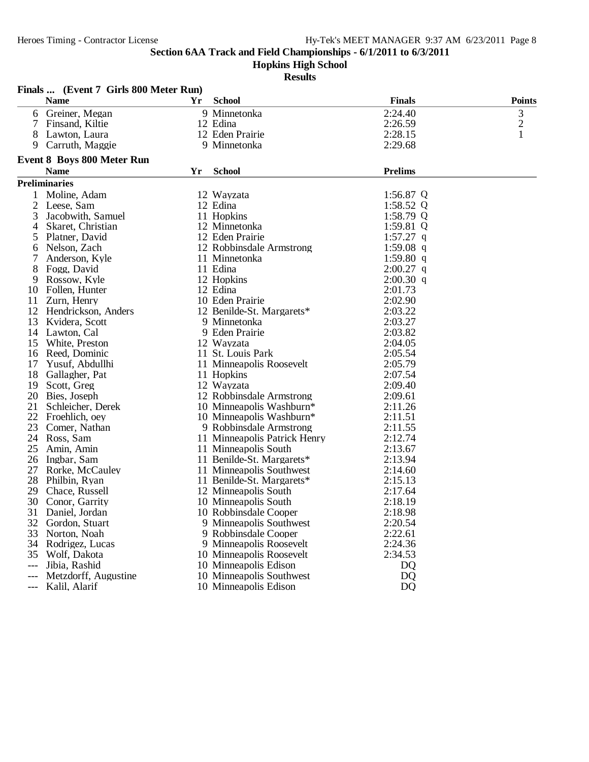## Section 6AA Track and Field Championships - 6/1/2011 to 6/3/2011

### Hopkins High School

### Results

**Finals ... (Event 7 Girls 800 Meter Run)**

| | Name | Yr | School | Finals | Points |
|---|---|---|---|---|---|
| 6 | Greiner, Megan | 9 | Minnetonka | 2:24.40 | 3 |
| 7 | Finsand, Kiltie | 12 | Edina | 2:26.59 | 2 |
| 8 | Lawton, Laura | 12 | Eden Prairie | 2:28.15 | 1 |
| 9 | Carruth, Maggie | 9 | Minnetonka | 2:29.68 | |

**Event 8 Boys 800 Meter Run**

| | Name | Yr | School | Prelims | |
|---|---|---|---|---|---|
| **Preliminaries** | | | | | |
| 1 | Moline, Adam | 12 | Wayzata | 1:56.87 | Q |
| 2 | Leese, Sam | 12 | Edina | 1:58.52 | Q |
| 3 | Jacobwith, Samuel | 11 | Hopkins | 1:58.79 | Q |
| 4 | Skaret, Christian | 12 | Minnetonka | 1:59.81 | Q |
| 5 | Platner, David | 12 | Eden Prairie | 1:57.27 | q |
| 6 | Nelson, Zach | 12 | Robbinsdale Armstrong | 1:59.08 | q |
| 7 | Anderson, Kyle | 11 | Minnetonka | 1:59.80 | q |
| 8 | Fogg, David | 11 | Edina | 2:00.27 | q |
| 9 | Rossow, Kyle | 12 | Hopkins | 2:00.30 | q |
| 10 | Follen, Hunter | 12 | Edina | 2:01.73 | |
| 11 | Zurn, Henry | 10 | Eden Prairie | 2:02.90 | |
| 12 | Hendrickson, Anders | 12 | Benilde-St. Margarets* | 2:03.22 | |
| 13 | Kvidera, Scott | 9 | Minnetonka | 2:03.27 | |
| 14 | Lawton, Cal | 9 | Eden Prairie | 2:03.82 | |
| 15 | White, Preston | 12 | Wayzata | 2:04.05 | |
| 16 | Reed, Dominic | 11 | St. Louis Park | 2:05.54 | |
| 17 | Yusuf, Abdullhi | 11 | Minneapolis Roosevelt | 2:05.79 | |
| 18 | Gallagher, Pat | 11 | Hopkins | 2:07.54 | |
| 19 | Scott, Greg | 12 | Wayzata | 2:09.40 | |
| 20 | Bies, Joseph | 12 | Robbinsdale Armstrong | 2:09.61 | |
| 21 | Schleicher, Derek | 10 | Minneapolis Washburn* | 2:11.26 | |
| 22 | Froehlich, oey | 10 | Minneapolis Washburn* | 2:11.51 | |
| 23 | Comer, Nathan | 9 | Robbinsdale Armstrong | 2:11.55 | |
| 24 | Ross, Sam | 11 | Minneapolis Patrick Henry | 2:12.74 | |
| 25 | Amin, Amin | 11 | Minneapolis South | 2:13.67 | |
| 26 | Ingbar, Sam | 11 | Benilde-St. Margarets* | 2:13.94 | |
| 27 | Rorke, McCauley | 11 | Minneapolis Southwest | 2:14.60 | |
| 28 | Philbin, Ryan | 11 | Benilde-St. Margarets* | 2:15.13 | |
| 29 | Chace, Russell | 12 | Minneapolis South | 2:17.64 | |
| 30 | Conor, Garrity | 10 | Minneapolis South | 2:18.19 | |
| 31 | Daniel, Jordan | 10 | Robbinsdale Cooper | 2:18.98 | |
| 32 | Gordon, Stuart | 9 | Minneapolis Southwest | 2:20.54 | |
| 33 | Norton, Noah | 9 | Robbinsdale Cooper | 2:22.61 | |
| 34 | Rodrigez, Lucas | 9 | Minneapolis Roosevelt | 2:24.36 | |
| 35 | Wolf, Dakota | 10 | Minneapolis Roosevelt | 2:34.53 | |
| --- | Jibia, Rashid | 10 | Minneapolis Edison | DQ | |
| --- | Metzdorff, Augustine | 10 | Minneapolis Southwest | DQ | |
| --- | Kalil, Alarif | 10 | Minneapolis Edison | DQ | |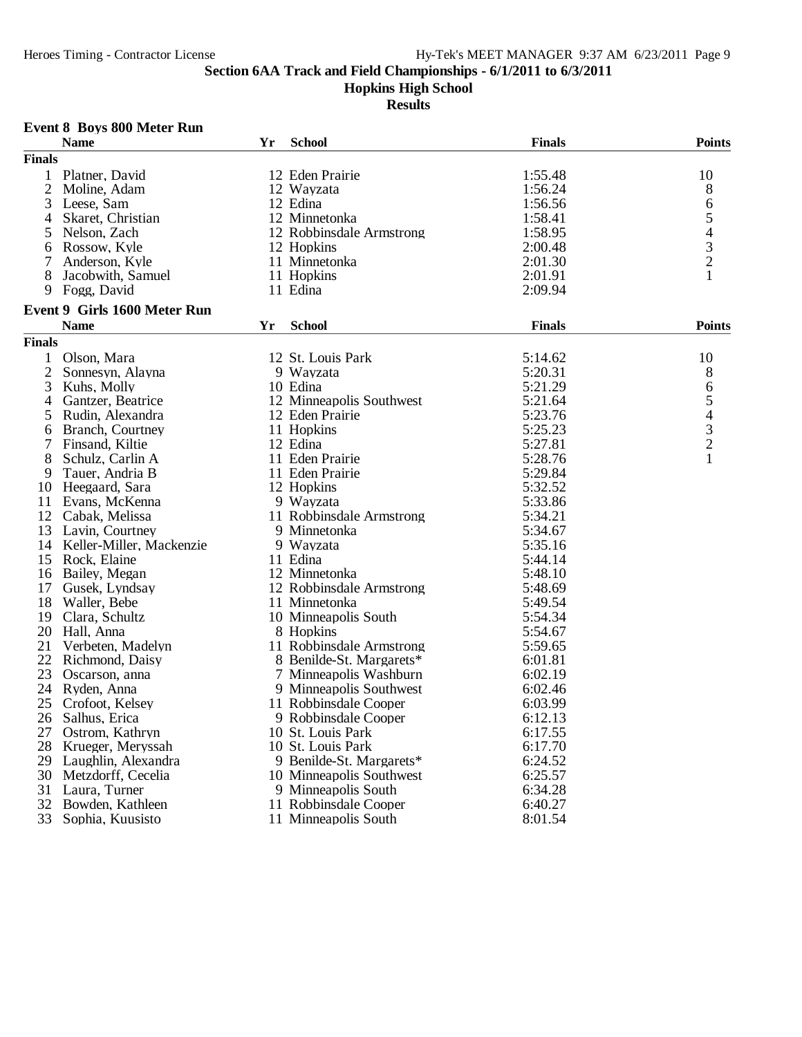# Section 6AA Track and Field Championships - 6/1/2011 to 6/3/2011

## Hopkins High School

### Results

**Event 8 Boys 800 Meter Run**

| | Name | Yr | School | Finals | Points |
|---|---|---|---|---|---|
| **Finals** | | | | | |
| 1 | Platner, David | 12 | Eden Prairie | 1:55.48 | 10 |
| 2 | Moline, Adam | 12 | Wayzata | 1:56.24 | 8 |
| 3 | Leese, Sam | 12 | Edina | 1:56.56 | 6 |
| 4 | Skaret, Christian | 12 | Minnetonka | 1:58.41 | 5 |
| 5 | Nelson, Zach | 12 | Robbinsdale Armstrong | 1:58.95 | 4 |
| 6 | Rossow, Kyle | 12 | Hopkins | 2:00.48 | 3 |
| 7 | Anderson, Kyle | 11 | Minnetonka | 2:01.30 | 2 |
| 8 | Jacobwith, Samuel | 11 | Hopkins | 2:01.91 | 1 |
| 9 | Fogg, David | 11 | Edina | 2:09.94 | |

**Event 9 Girls 1600 Meter Run**

| | Name | Yr | School | Finals | Points |
|---|---|---|---|---|---|
| **Finals** | | | | | |
| 1 | Olson, Mara | 12 | St. Louis Park | 5:14.62 | 10 |
| 2 | Sonnesyn, Alayna | 9 | Wayzata | 5:20.31 | 8 |
| 3 | Kuhs, Molly | 10 | Edina | 5:21.29 | 6 |
| 4 | Gantzer, Beatrice | 12 | Minneapolis Southwest | 5:21.64 | 5 |
| 5 | Rudin, Alexandra | 12 | Eden Prairie | 5:23.76 | 4 |
| 6 | Branch, Courtney | 11 | Hopkins | 5:25.23 | 3 |
| 7 | Finsand, Kiltie | 12 | Edina | 5:27.81 | 2 |
| 8 | Schulz, Carlin A | 11 | Eden Prairie | 5:28.76 | 1 |
| 9 | Tauer, Andria B | 11 | Eden Prairie | 5:29.84 | |
| 10 | Heegaard, Sara | 12 | Hopkins | 5:32.52 | |
| 11 | Evans, McKenna | 9 | Wayzata | 5:33.86 | |
| 12 | Cabak, Melissa | 11 | Robbinsdale Armstrong | 5:34.21 | |
| 13 | Lavin, Courtney | 9 | Minnetonka | 5:34.67 | |
| 14 | Keller-Miller, Mackenzie | 9 | Wayzata | 5:35.16 | |
| 15 | Rock, Elaine | 11 | Edina | 5:44.14 | |
| 16 | Bailey, Megan | 12 | Minnetonka | 5:48.10 | |
| 17 | Gusek, Lyndsay | 12 | Robbinsdale Armstrong | 5:48.69 | |
| 18 | Waller, Bebe | 11 | Minnetonka | 5:49.54 | |
| 19 | Clara, Schultz | 10 | Minneapolis South | 5:54.34 | |
| 20 | Hall, Anna | 8 | Hopkins | 5:54.67 | |
| 21 | Verbeten, Madelyn | 11 | Robbinsdale Armstrong | 5:59.65 | |
| 22 | Richmond, Daisy | 8 | Benilde-St. Margarets* | 6:01.81 | |
| 23 | Oscarson, anna | 7 | Minneapolis Washburn | 6:02.19 | |
| 24 | Ryden, Anna | 9 | Minneapolis Southwest | 6:02.46 | |
| 25 | Crofoot, Kelsey | 11 | Robbinsdale Cooper | 6:03.99 | |
| 26 | Salhus, Erica | 9 | Robbinsdale Cooper | 6:12.13 | |
| 27 | Ostrom, Kathryn | 10 | St. Louis Park | 6:17.55 | |
| 28 | Krueger, Meryssah | 10 | St. Louis Park | 6:17.70 | |
| 29 | Laughlin, Alexandra | 9 | Benilde-St. Margarets* | 6:24.52 | |
| 30 | Metzdorff, Cecelia | 10 | Minneapolis Southwest | 6:25.57 | |
| 31 | Laura, Turner | 9 | Minneapolis South | 6:34.28 | |
| 32 | Bowden, Kathleen | 11 | Robbinsdale Cooper | 6:40.27 | |
| 33 | Sophia, Kuusisto | 11 | Minneapolis South | 8:01.54 | |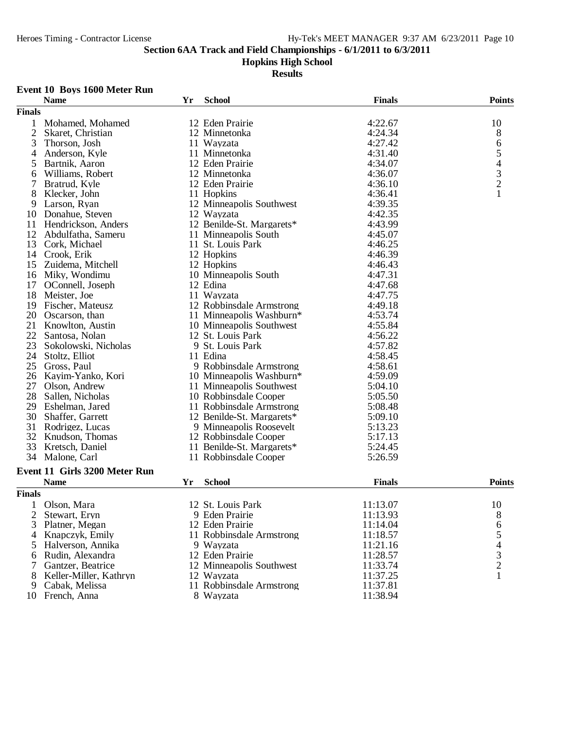**Section 6AA Track and Field Championships - 6/1/2011 to 6/3/2011**

**Hopkins High School**

**Results**

### Event 10 Boys 1600 Meter Run

| | Name | Yr | School | Finals | Points |
|---|---|---|---|---|---|
| **Finals** | | | | | |
| 1 | Mohamed, Mohamed | 12 | Eden Prairie | 4:22.67 | 10 |
| 2 | Skaret, Christian | 12 | Minnetonka | 4:24.34 | 8 |
| 3 | Thorson, Josh | 11 | Wayzata | 4:27.42 | 6 |
| 4 | Anderson, Kyle | 11 | Minnetonka | 4:31.40 | 5 |
| 5 | Bartnik, Aaron | 12 | Eden Prairie | 4:34.07 | 4 |
| 6 | Williams, Robert | 12 | Minnetonka | 4:36.07 | 3 |
| 7 | Bratrud, Kyle | 12 | Eden Prairie | 4:36.10 | 2 |
| 8 | Klecker, John | 11 | Hopkins | 4:36.41 | 1 |
| 9 | Larson, Ryan | 12 | Minneapolis Southwest | 4:39.35 | |
| 10 | Donahue, Steven | 12 | Wayzata | 4:42.35 | |
| 11 | Hendrickson, Anders | 12 | Benilde-St. Margarets* | 4:43.99 | |
| 12 | Abdulfatha, Sameru | 11 | Minneapolis South | 4:45.07 | |
| 13 | Cork, Michael | 11 | St. Louis Park | 4:46.25 | |
| 14 | Crook, Erik | 12 | Hopkins | 4:46.39 | |
| 15 | Zuidema, Mitchell | 12 | Hopkins | 4:46.43 | |
| 16 | Miky, Wondimu | 10 | Minneapolis South | 4:47.31 | |
| 17 | OConnell, Joseph | 12 | Edina | 4:47.68 | |
| 18 | Meister, Joe | 11 | Wayzata | 4:47.75 | |
| 19 | Fischer, Mateusz | 12 | Robbinsdale Armstrong | 4:49.18 | |
| 20 | Oscarson, than | 11 | Minneapolis Washburn* | 4:53.74 | |
| 21 | Knowlton, Austin | 10 | Minneapolis Southwest | 4:55.84 | |
| 22 | Santosa, Nolan | 12 | St. Louis Park | 4:56.22 | |
| 23 | Sokolowski, Nicholas | 9 | St. Louis Park | 4:57.82 | |
| 24 | Stoltz, Elliot | 11 | Edina | 4:58.45 | |
| 25 | Gross, Paul | 9 | Robbinsdale Armstrong | 4:58.61 | |
| 26 | Kayim-Yanko, Kori | 10 | Minneapolis Washburn* | 4:59.09 | |
| 27 | Olson, Andrew | 11 | Minneapolis Southwest | 5:04.10 | |
| 28 | Sallen, Nicholas | 10 | Robbinsdale Cooper | 5:05.50 | |
| 29 | Eshelman, Jared | 11 | Robbinsdale Armstrong | 5:08.48 | |
| 30 | Shaffer, Garrett | 12 | Benilde-St. Margarets* | 5:09.10 | |
| 31 | Rodrigez, Lucas | 9 | Minneapolis Roosevelt | 5:13.23 | |
| 32 | Knudson, Thomas | 12 | Robbinsdale Cooper | 5:17.13 | |
| 33 | Kretsch, Daniel | 11 | Benilde-St. Margarets* | 5:24.45 | |
| 34 | Malone, Carl | 11 | Robbinsdale Cooper | 5:26.59 | |

### Event 11 Girls 3200 Meter Run

| | Name | Yr | School | Finals | Points |
|---|---|---|---|---|---|
| **Finals** | | | | | |
| 1 | Olson, Mara | 12 | St. Louis Park | 11:13.07 | 10 |
| 2 | Stewart, Eryn | 9 | Eden Prairie | 11:13.93 | 8 |
| 3 | Platner, Megan | 12 | Eden Prairie | 11:14.04 | 6 |
| 4 | Knapczyk, Emily | 11 | Robbinsdale Armstrong | 11:18.57 | 5 |
| 5 | Halverson, Annika | 9 | Wayzata | 11:21.16 | 4 |
| 6 | Rudin, Alexandra | 12 | Eden Prairie | 11:28.57 | 3 |
| 7 | Gantzer, Beatrice | 12 | Minneapolis Southwest | 11:33.74 | 2 |
| 8 | Keller-Miller, Kathryn | 12 | Wayzata | 11:37.25 | 1 |
| 9 | Cabak, Melissa | 11 | Robbinsdale Armstrong | 11:37.81 | |
| 10 | French, Anna | 8 | Wayzata | 11:38.94 | |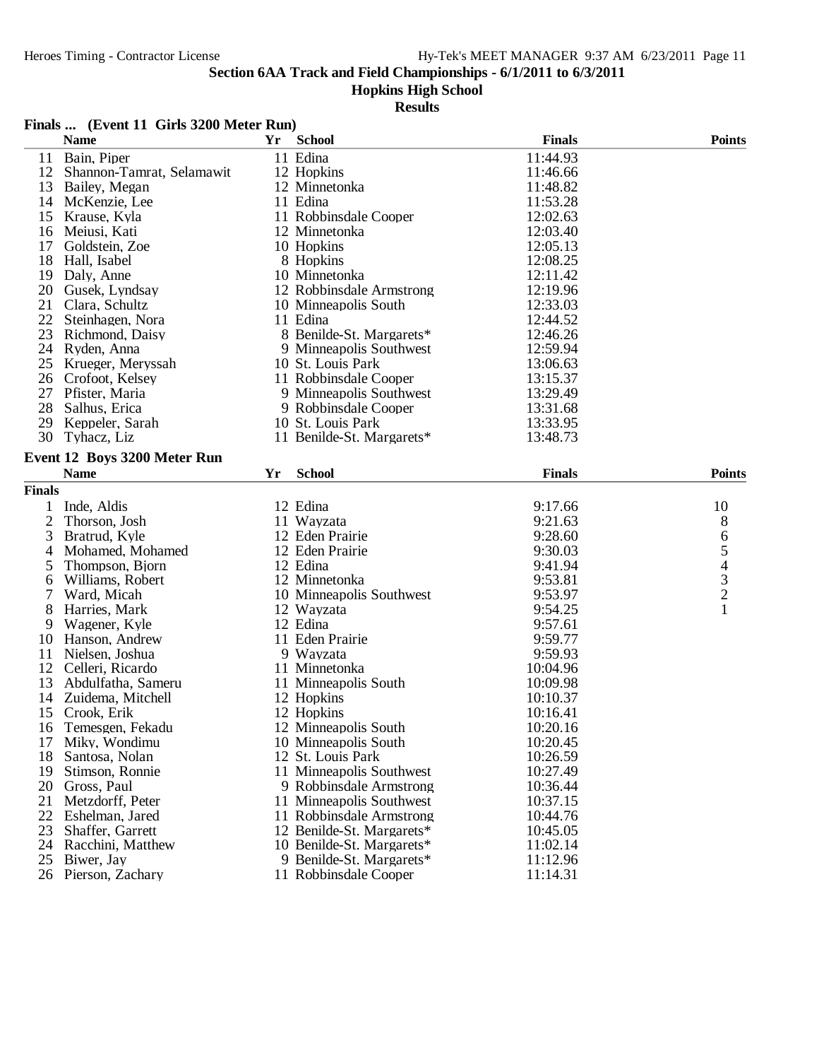**Section 6AA Track and Field Championships - 6/1/2011 to 6/3/2011**

**Hopkins High School**

**Results**

### Finals ... (Event 11 Girls 3200 Meter Run)

| | Name | Yr | School | Finals | Points |
|---|---|---|---|---|---|
| 11 | Bain, Piper | 11 | Edina | 11:44.93 | |
| 12 | Shannon-Tamrat, Selamawit | 12 | Hopkins | 11:46.66 | |
| 13 | Bailey, Megan | 12 | Minnetonka | 11:48.82 | |
| 14 | McKenzie, Lee | 11 | Edina | 11:53.28 | |
| 15 | Krause, Kyla | 11 | Robbinsdale Cooper | 12:02.63 | |
| 16 | Meiusi, Kati | 12 | Minnetonka | 12:03.40 | |
| 17 | Goldstein, Zoe | 10 | Hopkins | 12:05.13 | |
| 18 | Hall, Isabel | 8 | Hopkins | 12:08.25 | |
| 19 | Daly, Anne | 10 | Minnetonka | 12:11.42 | |
| 20 | Gusek, Lyndsay | 12 | Robbinsdale Armstrong | 12:19.96 | |
| 21 | Clara, Schultz | 10 | Minneapolis South | 12:33.03 | |
| 22 | Steinhagen, Nora | 11 | Edina | 12:44.52 | |
| 23 | Richmond, Daisy | 8 | Benilde-St. Margarets* | 12:46.26 | |
| 24 | Ryden, Anna | 9 | Minneapolis Southwest | 12:59.94 | |
| 25 | Krueger, Meryssah | 10 | St. Louis Park | 13:06.63 | |
| 26 | Crofoot, Kelsey | 11 | Robbinsdale Cooper | 13:15.37 | |
| 27 | Pfister, Maria | 9 | Minneapolis Southwest | 13:29.49 | |
| 28 | Salhus, Erica | 9 | Robbinsdale Cooper | 13:31.68 | |
| 29 | Keppeler, Sarah | 10 | St. Louis Park | 13:33.95 | |
| 30 | Tyhacz, Liz | 11 | Benilde-St. Margarets* | 13:48.73 | |

### Event 12 Boys 3200 Meter Run

| | Name | Yr | School | Finals | Points |
|---|---|---|---|---|---|
| **Finals** | | | | | |
| 1 | Inde, Aldis | 12 | Edina | 9:17.66 | 10 |
| 2 | Thorson, Josh | 11 | Wayzata | 9:21.63 | 8 |
| 3 | Bratrud, Kyle | 12 | Eden Prairie | 9:28.60 | 6 |
| 4 | Mohamed, Mohamed | 12 | Eden Prairie | 9:30.03 | 5 |
| 5 | Thompson, Bjorn | 12 | Edina | 9:41.94 | 4 |
| 6 | Williams, Robert | 12 | Minnetonka | 9:53.81 | 3 |
| 7 | Ward, Micah | 10 | Minneapolis Southwest | 9:53.97 | 2 |
| 8 | Harries, Mark | 12 | Wayzata | 9:54.25 | 1 |
| 9 | Wagener, Kyle | 12 | Edina | 9:57.61 | |
| 10 | Hanson, Andrew | 11 | Eden Prairie | 9:59.77 | |
| 11 | Nielsen, Joshua | 9 | Wayzata | 9:59.93 | |
| 12 | Celleri, Ricardo | 11 | Minnetonka | 10:04.96 | |
| 13 | Abdulfatha, Sameru | 11 | Minneapolis South | 10:09.98 | |
| 14 | Zuidema, Mitchell | 12 | Hopkins | 10:10.37 | |
| 15 | Crook, Erik | 12 | Hopkins | 10:16.41 | |
| 16 | Temesgen, Fekadu | 12 | Minneapolis South | 10:20.16 | |
| 17 | Miky, Wondimu | 10 | Minneapolis South | 10:20.45 | |
| 18 | Santosa, Nolan | 12 | St. Louis Park | 10:26.59 | |
| 19 | Stimson, Ronnie | 11 | Minneapolis Southwest | 10:27.49 | |
| 20 | Gross, Paul | 9 | Robbinsdale Armstrong | 10:36.44 | |
| 21 | Metzdorff, Peter | 11 | Minneapolis Southwest | 10:37.15 | |
| 22 | Eshelman, Jared | 11 | Robbinsdale Armstrong | 10:44.76 | |
| 23 | Shaffer, Garrett | 12 | Benilde-St. Margarets* | 10:45.05 | |
| 24 | Racchini, Matthew | 10 | Benilde-St. Margarets* | 11:02.14 | |
| 25 | Biwer, Jay | 9 | Benilde-St. Margarets* | 11:12.96 | |
| 26 | Pierson, Zachary | 11 | Robbinsdale Cooper | 11:14.31 | |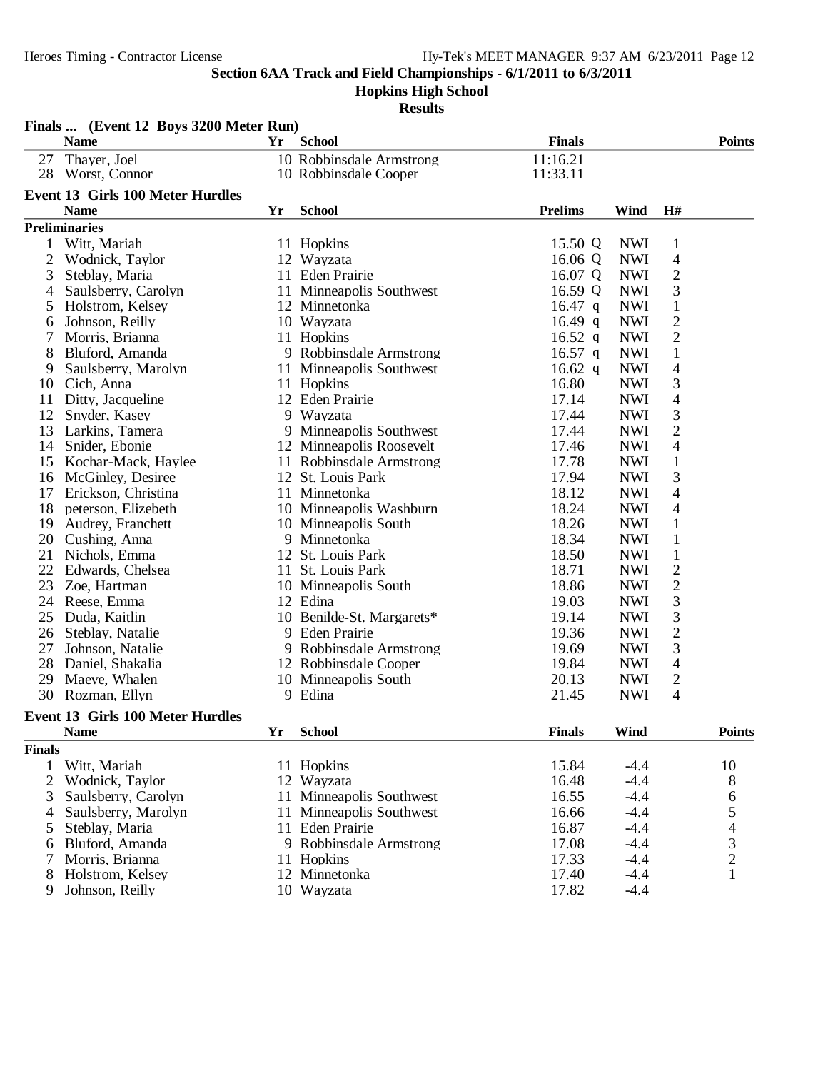**Section 6AA Track and Field Championships - 6/1/2011 to 6/3/2011**

**Hopkins High School**

**Results**

### Finals ... (Event 12 Boys 3200 Meter Run)

| | Name | Yr | School | Finals | Points |
|---|---|---|---|---|---|
| 27 | Thayer, Joel | 10 | Robbinsdale Armstrong | 11:16.21 | |
| 28 | Worst, Connor | 10 | Robbinsdale Cooper | 11:33.11 | |

### Event 13 Girls 100 Meter Hurdles

**Preliminaries**

| | Name | Yr | School | Prelims | Wind | H# |
|---|---|---|---|---|---|---|
| 1 | Witt, Mariah | 11 | Hopkins | 15.50 Q | NWI | 1 |
| 2 | Wodnick, Taylor | 12 | Wayzata | 16.06 Q | NWI | 4 |
| 3 | Steblay, Maria | 11 | Eden Prairie | 16.07 Q | NWI | 2 |
| 4 | Saulsberry, Carolyn | 11 | Minneapolis Southwest | 16.59 Q | NWI | 3 |
| 5 | Holstrom, Kelsey | 12 | Minnetonka | 16.47 q | NWI | 1 |
| 6 | Johnson, Reilly | 10 | Wayzata | 16.49 q | NWI | 2 |
| 7 | Morris, Brianna | 11 | Hopkins | 16.52 q | NWI | 2 |
| 8 | Bluford, Amanda | 9 | Robbinsdale Armstrong | 16.57 q | NWI | 1 |
| 9 | Saulsberry, Marolyn | 11 | Minneapolis Southwest | 16.62 q | NWI | 4 |
| 10 | Cich, Anna | 11 | Hopkins | 16.80 | NWI | 3 |
| 11 | Ditty, Jacqueline | 12 | Eden Prairie | 17.14 | NWI | 4 |
| 12 | Snyder, Kasey | 9 | Wayzata | 17.44 | NWI | 3 |
| 13 | Larkins, Tamera | 9 | Minneapolis Southwest | 17.44 | NWI | 2 |
| 14 | Snider, Ebonie | 12 | Minneapolis Roosevelt | 17.46 | NWI | 4 |
| 15 | Kochar-Mack, Haylee | 11 | Robbinsdale Armstrong | 17.78 | NWI | 1 |
| 16 | McGinley, Desiree | 12 | St. Louis Park | 17.94 | NWI | 3 |
| 17 | Erickson, Christina | 11 | Minnetonka | 18.12 | NWI | 4 |
| 18 | peterson, Elizebeth | 10 | Minneapolis Washburn | 18.24 | NWI | 4 |
| 19 | Audrey, Franchett | 10 | Minneapolis South | 18.26 | NWI | 1 |
| 20 | Cushing, Anna | 9 | Minnetonka | 18.34 | NWI | 1 |
| 21 | Nichols, Emma | 12 | St. Louis Park | 18.50 | NWI | 1 |
| 22 | Edwards, Chelsea | 11 | St. Louis Park | 18.71 | NWI | 2 |
| 23 | Zoe, Hartman | 10 | Minneapolis South | 18.86 | NWI | 2 |
| 24 | Reese, Emma | 12 | Edina | 19.03 | NWI | 3 |
| 25 | Duda, Kaitlin | 10 | Benilde-St. Margarets* | 19.14 | NWI | 3 |
| 26 | Steblay, Natalie | 9 | Eden Prairie | 19.36 | NWI | 2 |
| 27 | Johnson, Natalie | 9 | Robbinsdale Armstrong | 19.69 | NWI | 3 |
| 28 | Daniel, Shakalia | 12 | Robbinsdale Cooper | 19.84 | NWI | 4 |
| 29 | Maeve, Whalen | 10 | Minneapolis South | 20.13 | NWI | 2 |
| 30 | Rozman, Ellyn | 9 | Edina | 21.45 | NWI | 4 |

### Event 13 Girls 100 Meter Hurdles

**Finals**

| | Name | Yr | School | Finals | Wind | Points |
|---|---|---|---|---|---|---|
| 1 | Witt, Mariah | 11 | Hopkins | 15.84 | -4.4 | 10 |
| 2 | Wodnick, Taylor | 12 | Wayzata | 16.48 | -4.4 | 8 |
| 3 | Saulsberry, Carolyn | 11 | Minneapolis Southwest | 16.55 | -4.4 | 6 |
| 4 | Saulsberry, Marolyn | 11 | Minneapolis Southwest | 16.66 | -4.4 | 5 |
| 5 | Steblay, Maria | 11 | Eden Prairie | 16.87 | -4.4 | 4 |
| 6 | Bluford, Amanda | 9 | Robbinsdale Armstrong | 17.08 | -4.4 | 3 |
| 7 | Morris, Brianna | 11 | Hopkins | 17.33 | -4.4 | 2 |
| 8 | Holstrom, Kelsey | 12 | Minnetonka | 17.40 | -4.4 | 1 |
| 9 | Johnson, Reilly | 10 | Wayzata | 17.82 | -4.4 | |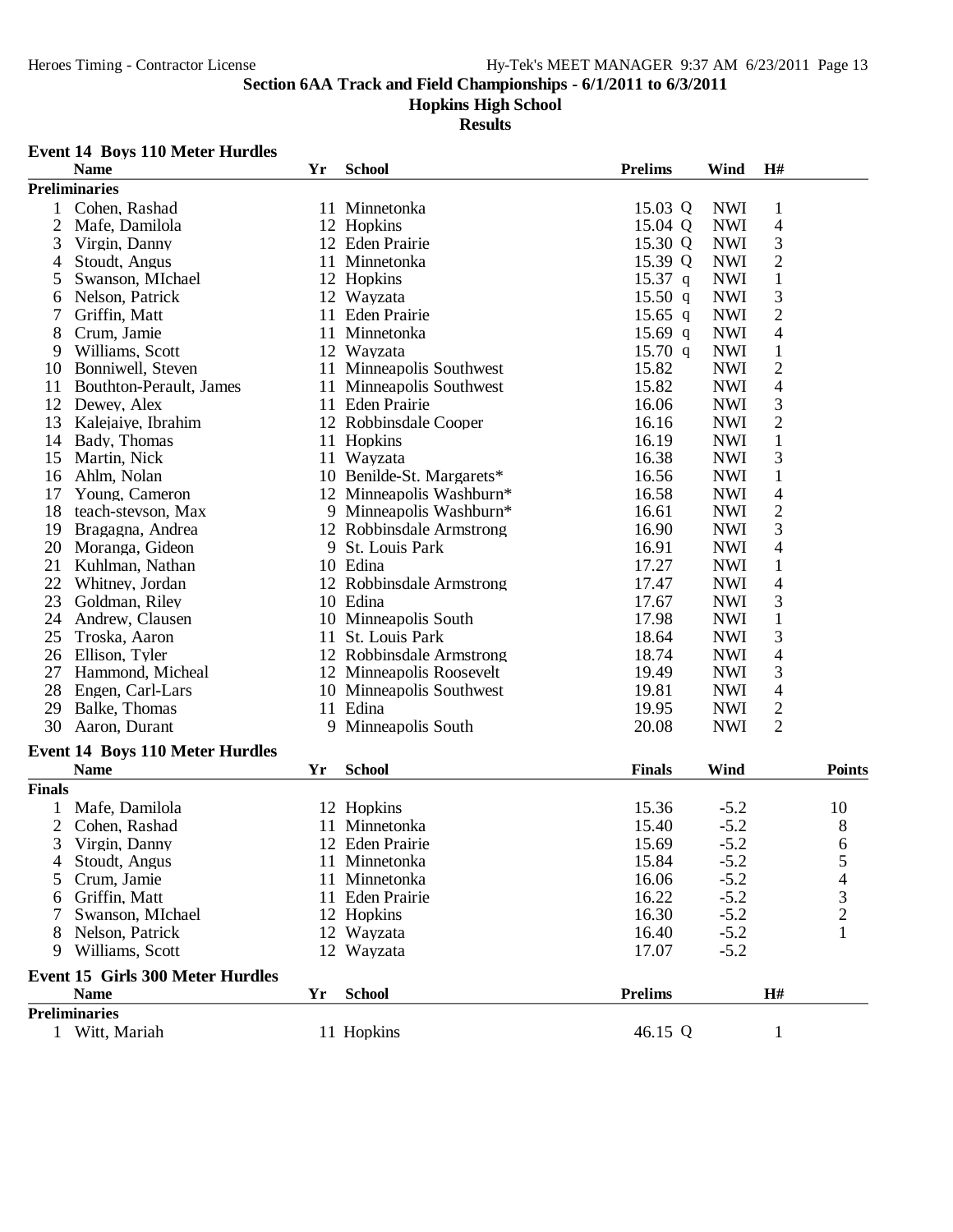**Section 6AA Track and Field Championships - 6/1/2011 to 6/3/2011**

**Hopkins High School**

**Results**

### Event 14 Boys 110 Meter Hurdles

**Preliminaries**

| | Name | Yr | School | Prelims | | Wind | H# |
|---|---|---|---|---|---|---|---|
| 1 | Cohen, Rashad | 11 | Minnetonka | 15.03 | Q | NWI | 1 |
| 2 | Mafe, Damilola | 12 | Hopkins | 15.04 | Q | NWI | 4 |
| 3 | Virgin, Danny | 12 | Eden Prairie | 15.30 | Q | NWI | 3 |
| 4 | Stoudt, Angus | 11 | Minnetonka | 15.39 | Q | NWI | 2 |
| 5 | Swanson, MIchael | 12 | Hopkins | 15.37 | q | NWI | 1 |
| 6 | Nelson, Patrick | 12 | Wayzata | 15.50 | q | NWI | 3 |
| 7 | Griffin, Matt | 11 | Eden Prairie | 15.65 | q | NWI | 2 |
| 8 | Crum, Jamie | 11 | Minnetonka | 15.69 | q | NWI | 4 |
| 9 | Williams, Scott | 12 | Wayzata | 15.70 | q | NWI | 1 |
| 10 | Bonniwell, Steven | 11 | Minneapolis Southwest | 15.82 | | NWI | 2 |
| 11 | Bouthton-Perault, James | 11 | Minneapolis Southwest | 15.82 | | NWI | 4 |
| 12 | Dewey, Alex | 11 | Eden Prairie | 16.06 | | NWI | 3 |
| 13 | Kalejaiye, Ibrahim | 12 | Robbinsdale Cooper | 16.16 | | NWI | 2 |
| 14 | Bady, Thomas | 11 | Hopkins | 16.19 | | NWI | 1 |
| 15 | Martin, Nick | 11 | Wayzata | 16.38 | | NWI | 3 |
| 16 | Ahlm, Nolan | 10 | Benilde-St. Margarets* | 16.56 | | NWI | 1 |
| 17 | Young, Cameron | 12 | Minneapolis Washburn* | 16.58 | | NWI | 4 |
| 18 | teach-stevson, Max | 9 | Minneapolis Washburn* | 16.61 | | NWI | 2 |
| 19 | Bragagna, Andrea | 12 | Robbinsdale Armstrong | 16.90 | | NWI | 3 |
| 20 | Moranga, Gideon | 9 | St. Louis Park | 16.91 | | NWI | 4 |
| 21 | Kuhlman, Nathan | 10 | Edina | 17.27 | | NWI | 1 |
| 22 | Whitney, Jordan | 12 | Robbinsdale Armstrong | 17.47 | | NWI | 4 |
| 23 | Goldman, Riley | 10 | Edina | 17.67 | | NWI | 3 |
| 24 | Andrew, Clausen | 10 | Minneapolis South | 17.98 | | NWI | 1 |
| 25 | Troska, Aaron | 11 | St. Louis Park | 18.64 | | NWI | 3 |
| 26 | Ellison, Tyler | 12 | Robbinsdale Armstrong | 18.74 | | NWI | 4 |
| 27 | Hammond, Micheal | 12 | Minneapolis Roosevelt | 19.49 | | NWI | 3 |
| 28 | Engen, Carl-Lars | 10 | Minneapolis Southwest | 19.81 | | NWI | 4 |
| 29 | Balke, Thomas | 11 | Edina | 19.95 | | NWI | 2 |
| 30 | Aaron, Durant | 9 | Minneapolis South | 20.08 | | NWI | 2 |

### Event 14 Boys 110 Meter Hurdles

**Finals**

| | Name | Yr | School | Finals | Wind | Points |
|---|---|---|---|---|---|---|
| 1 | Mafe, Damilola | 12 | Hopkins | 15.36 | -5.2 | 10 |
| 2 | Cohen, Rashad | 11 | Minnetonka | 15.40 | -5.2 | 8 |
| 3 | Virgin, Danny | 12 | Eden Prairie | 15.69 | -5.2 | 6 |
| 4 | Stoudt, Angus | 11 | Minnetonka | 15.84 | -5.2 | 5 |
| 5 | Crum, Jamie | 11 | Minnetonka | 16.06 | -5.2 | 4 |
| 6 | Griffin, Matt | 11 | Eden Prairie | 16.22 | -5.2 | 3 |
| 7 | Swanson, MIchael | 12 | Hopkins | 16.30 | -5.2 | 2 |
| 8 | Nelson, Patrick | 12 | Wayzata | 16.40 | -5.2 | 1 |
| 9 | Williams, Scott | 12 | Wayzata | 17.07 | -5.2 | |

### Event 15 Girls 300 Meter Hurdles

**Preliminaries**

| | Name | Yr | School | Prelims | | H# |
|---|---|---|---|---|---|---|
| 1 | Witt, Mariah | 11 | Hopkins | 46.15 | Q | 1 |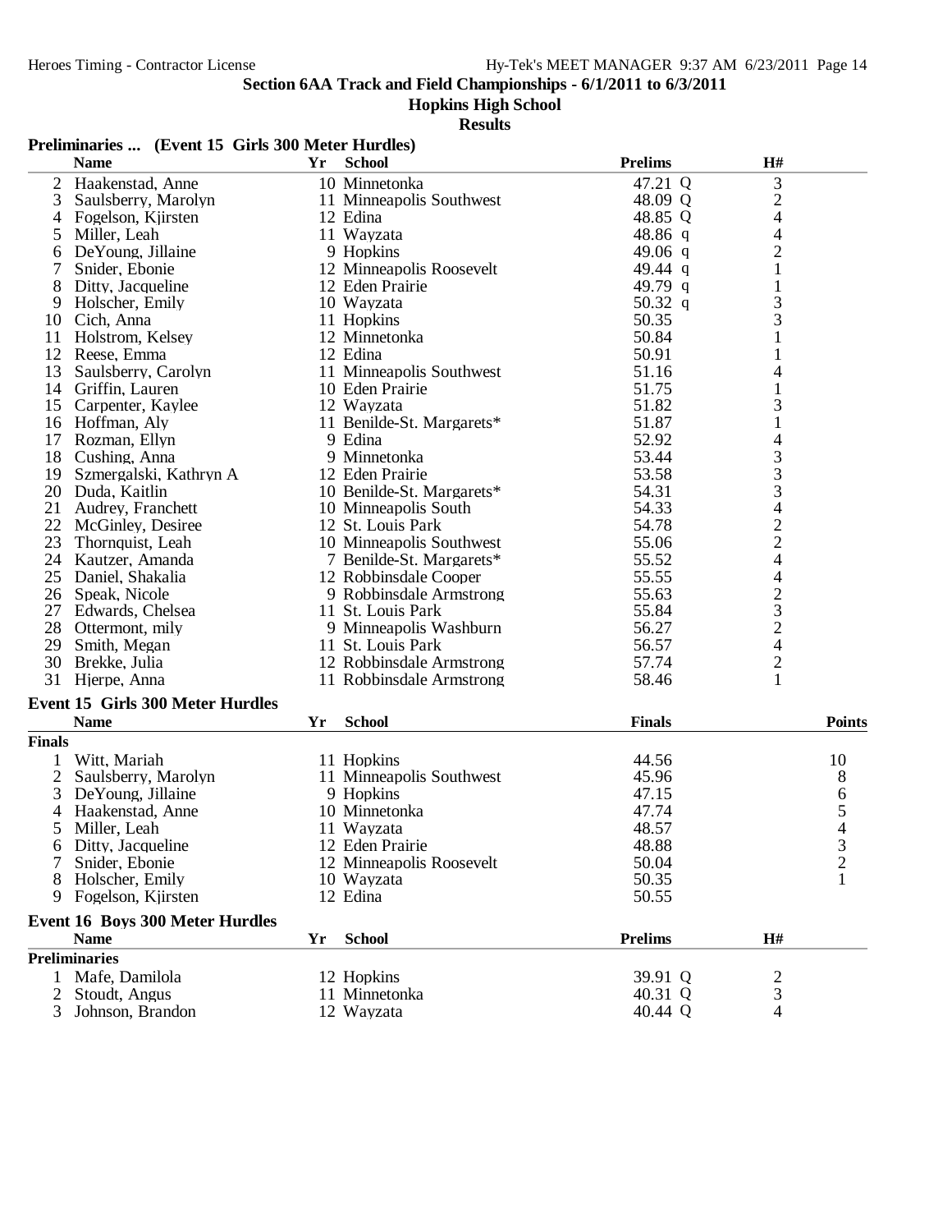**Section 6AA Track and Field Championships - 6/1/2011 to 6/3/2011**

**Hopkins High School**

**Results**

## Preliminaries ... (Event 15 Girls 300 Meter Hurdles)

| | Name | Yr | School | Prelims | H# |
|---|---|---|---|---|---|
| 2 | Haakenstad, Anne | 10 | Minnetonka | 47.21 Q | 3 |
| 3 | Saulsberry, Marolyn | 11 | Minneapolis Southwest | 48.09 Q | 2 |
| 4 | Fogelson, Kjirsten | 12 | Edina | 48.85 Q | 4 |
| 5 | Miller, Leah | 11 | Wayzata | 48.86 q | 4 |
| 6 | DeYoung, Jillaine | 9 | Hopkins | 49.06 q | 2 |
| 7 | Snider, Ebonie | 12 | Minneapolis Roosevelt | 49.44 q | 1 |
| 8 | Ditty, Jacqueline | 12 | Eden Prairie | 49.79 q | 1 |
| 9 | Holscher, Emily | 10 | Wayzata | 50.32 q | 3 |
| 10 | Cich, Anna | 11 | Hopkins | 50.35 | 3 |
| 11 | Holstrom, Kelsey | 12 | Minnetonka | 50.84 | 1 |
| 12 | Reese, Emma | 12 | Edina | 50.91 | 1 |
| 13 | Saulsberry, Carolyn | 11 | Minneapolis Southwest | 51.16 | 4 |
| 14 | Griffin, Lauren | 10 | Eden Prairie | 51.75 | 1 |
| 15 | Carpenter, Kaylee | 12 | Wayzata | 51.82 | 3 |
| 16 | Hoffman, Aly | 11 | Benilde-St. Margarets* | 51.87 | 1 |
| 17 | Rozman, Ellyn | 9 | Edina | 52.92 | 4 |
| 18 | Cushing, Anna | 9 | Minnetonka | 53.44 | 3 |
| 19 | Szmergalski, Kathryn A | 12 | Eden Prairie | 53.58 | 3 |
| 20 | Duda, Kaitlin | 10 | Benilde-St. Margarets* | 54.31 | 3 |
| 21 | Audrey, Franchett | 10 | Minneapolis South | 54.33 | 4 |
| 22 | McGinley, Desiree | 12 | St. Louis Park | 54.78 | 2 |
| 23 | Thornquist, Leah | 10 | Minneapolis Southwest | 55.06 | 2 |
| 24 | Kautzer, Amanda | 7 | Benilde-St. Margarets* | 55.52 | 4 |
| 25 | Daniel, Shakalia | 12 | Robbinsdale Cooper | 55.55 | 4 |
| 26 | Speak, Nicole | 9 | Robbinsdale Armstrong | 55.63 | 2 |
| 27 | Edwards, Chelsea | 11 | St. Louis Park | 55.84 | 3 |
| 28 | Ottermont, mily | 9 | Minneapolis Washburn | 56.27 | 2 |
| 29 | Smith, Megan | 11 | St. Louis Park | 56.57 | 4 |
| 30 | Brekke, Julia | 12 | Robbinsdale Armstrong | 57.74 | 2 |
| 31 | Hjerpe, Anna | 11 | Robbinsdale Armstrong | 58.46 | 1 |

## Event 15 Girls 300 Meter Hurdles

| | Name | Yr | School | Finals | Points |
|---|---|---|---|---|---|
| **Finals** | | | | | |
| 1 | Witt, Mariah | 11 | Hopkins | 44.56 | 10 |
| 2 | Saulsberry, Marolyn | 11 | Minneapolis Southwest | 45.96 | 8 |
| 3 | DeYoung, Jillaine | 9 | Hopkins | 47.15 | 6 |
| 4 | Haakenstad, Anne | 10 | Minnetonka | 47.74 | 5 |
| 5 | Miller, Leah | 11 | Wayzata | 48.57 | 4 |
| 6 | Ditty, Jacqueline | 12 | Eden Prairie | 48.88 | 3 |
| 7 | Snider, Ebonie | 12 | Minneapolis Roosevelt | 50.04 | 2 |
| 8 | Holscher, Emily | 10 | Wayzata | 50.35 | 1 |
| 9 | Fogelson, Kjirsten | 12 | Edina | 50.55 | |

## Event 16 Boys 300 Meter Hurdles

| | Name | Yr | School | Prelims | H# |
|---|---|---|---|---|---|
| **Preliminaries** | | | | | |
| 1 | Mafe, Damilola | 12 | Hopkins | 39.91 Q | 2 |
| 2 | Stoudt, Angus | 11 | Minnetonka | 40.31 Q | 3 |
| 3 | Johnson, Brandon | 12 | Wayzata | 40.44 Q | 4 |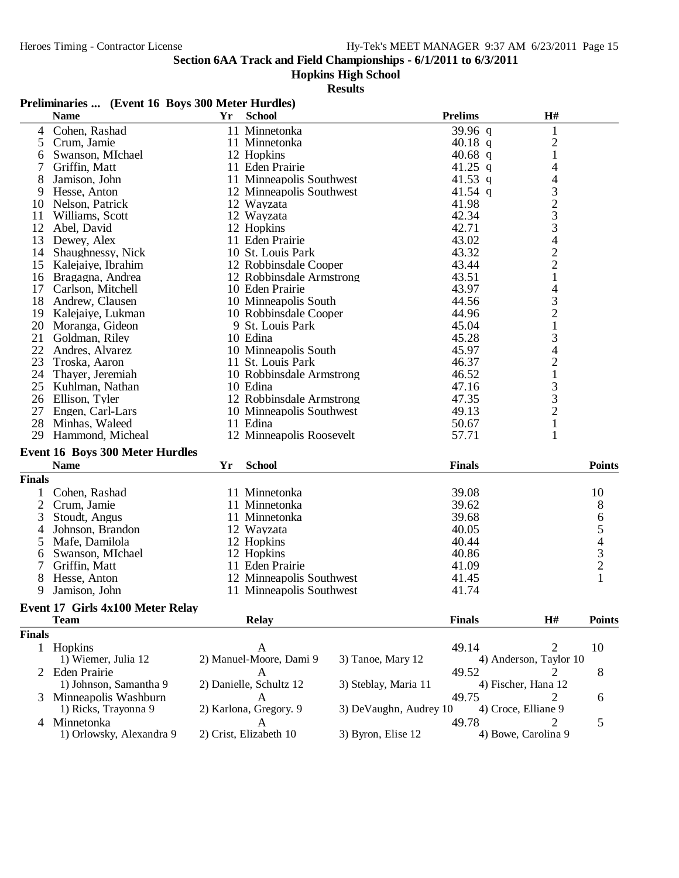**Section 6AA Track and Field Championships - 6/1/2011 to 6/3/2011**

**Hopkins High School**

**Results**

### Preliminaries ... (Event 16 Boys 300 Meter Hurdles)

| | Name | Yr | School | Prelims | | H# |
|---|---|---|---|---|---|---|
| 4 | Cohen, Rashad | 11 | Minnetonka | 39.96 | q | 1 |
| 5 | Crum, Jamie | 11 | Minnetonka | 40.18 | q | 2 |
| 6 | Swanson, MIchael | 12 | Hopkins | 40.68 | q | 1 |
| 7 | Griffin, Matt | 11 | Eden Prairie | 41.25 | q | 4 |
| 8 | Jamison, John | 11 | Minneapolis Southwest | 41.53 | q | 4 |
| 9 | Hesse, Anton | 12 | Minneapolis Southwest | 41.54 | q | 3 |
| 10 | Nelson, Patrick | 12 | Wayzata | 41.98 | | 2 |
| 11 | Williams, Scott | 12 | Wayzata | 42.34 | | 3 |
| 12 | Abel, David | 12 | Hopkins | 42.71 | | 3 |
| 13 | Dewey, Alex | 11 | Eden Prairie | 43.02 | | 4 |
| 14 | Shaughnessy, Nick | 10 | St. Louis Park | 43.32 | | 2 |
| 15 | Kalejaiye, Ibrahim | 12 | Robbinsdale Cooper | 43.44 | | 2 |
| 16 | Bragagna, Andrea | 12 | Robbinsdale Armstrong | 43.51 | | 1 |
| 17 | Carlson, Mitchell | 10 | Eden Prairie | 43.97 | | 4 |
| 18 | Andrew, Clausen | 10 | Minneapolis South | 44.56 | | 3 |
| 19 | Kalejaiye, Lukman | 10 | Robbinsdale Cooper | 44.96 | | 2 |
| 20 | Moranga, Gideon | 9 | St. Louis Park | 45.04 | | 1 |
| 21 | Goldman, Riley | 10 | Edina | 45.28 | | 3 |
| 22 | Andres, Alvarez | 10 | Minneapolis South | 45.97 | | 4 |
| 23 | Troska, Aaron | 11 | St. Louis Park | 46.37 | | 2 |
| 24 | Thayer, Jeremiah | 10 | Robbinsdale Armstrong | 46.52 | | 1 |
| 25 | Kuhlman, Nathan | 10 | Edina | 47.16 | | 3 |
| 26 | Ellison, Tyler | 12 | Robbinsdale Armstrong | 47.35 | | 3 |
| 27 | Engen, Carl-Lars | 10 | Minneapolis Southwest | 49.13 | | 2 |
| 28 | Minhas, Waleed | 11 | Edina | 50.67 | | 1 |
| 29 | Hammond, Micheal | 12 | Minneapolis Roosevelt | 57.71 | | 1 |

### Event 16 Boys 300 Meter Hurdles

| | Name | Yr | School | Finals | Points |
|---|---|---|---|---|---|
| **Finals** | | | | | |
| 1 | Cohen, Rashad | 11 | Minnetonka | 39.08 | 10 |
| 2 | Crum, Jamie | 11 | Minnetonka | 39.62 | 8 |
| 3 | Stoudt, Angus | 11 | Minnetonka | 39.68 | 6 |
| 4 | Johnson, Brandon | 12 | Wayzata | 40.05 | 5 |
| 5 | Mafe, Damilola | 12 | Hopkins | 40.44 | 4 |
| 6 | Swanson, MIchael | 12 | Hopkins | 40.86 | 3 |
| 7 | Griffin, Matt | 11 | Eden Prairie | 41.09 | 2 |
| 8 | Hesse, Anton | 12 | Minneapolis Southwest | 41.45 | 1 |
| 9 | Jamison, John | 11 | Minneapolis Southwest | 41.74 | |

### Event 17 Girls 4x100 Meter Relay

| | Team | Relay | | Finals | H# | Points |
|---|---|---|---|---|---|---|
| **Finals** | | | | | | |
| 1 | Hopkins | A | | 49.14 | 2 | 10 |
| | 1) Wiemer, Julia 12 | 2) Manuel-Moore, Dami 9 | 3) Tanoe, Mary 12 | 4) Anderson, Taylor 10 | | |
| 2 | Eden Prairie | A | | 49.52 | 2 | 8 |
| | 1) Johnson, Samantha 9 | 2) Danielle, Schultz 12 | 3) Steblay, Maria 11 | 4) Fischer, Hana 12 | | |
| 3 | Minneapolis Washburn | A | | 49.75 | 2 | 6 |
| | 1) Ricks, Trayonna 9 | 2) Karlona, Gregory. 9 | 3) DeVaughn, Audrey 10 | 4) Croce, Elliane 9 | | |
| 4 | Minnetonka | A | | 49.78 | 2 | 5 |
| | 1) Orlowsky, Alexandra 9 | 2) Crist, Elizabeth 10 | 3) Byron, Elise 12 | 4) Bowe, Carolina 9 | | |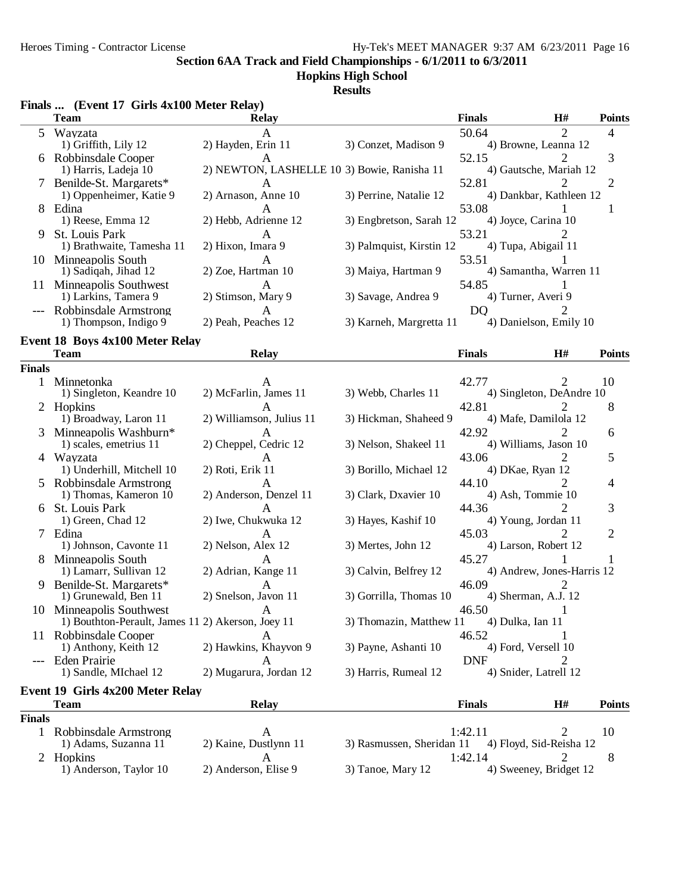## Section 6AA Track and Field Championships - 6/1/2011 to 6/3/2011

### Hopkins High School

### Results

**Finals ... (Event 17 Girls 4x100 Meter Relay)**

| | Team | Relay | | Finals | H# | Points |
|---|---|---|---|---|---|---|
| 5 | Wayzata | A | | 50.64 | 2 | 4 |
| | 1) Griffith, Lily 12 | 2) Hayden, Erin 11 | 3) Conzet, Madison 9 | 4) Browne, Leanna 12 | | |
| 6 | Robbinsdale Cooper | A | | 52.15 | 2 | 3 |
| | 1) Harris, Ladeja 10 | 2) NEWTON, LASHELLE 10 | 3) Bowie, Ranisha 11 | 4) Gautsche, Mariah 12 | | |
| 7 | Benilde-St. Margarets* | A | | 52.81 | 2 | 2 |
| | 1) Oppenheimer, Katie 9 | 2) Arnason, Anne 10 | 3) Perrine, Natalie 12 | 4) Dankbar, Kathleen 12 | | |
| 8 | Edina | A | | 53.08 | 1 | 1 |
| | 1) Reese, Emma 12 | 2) Hebb, Adrienne 12 | 3) Engbretson, Sarah 12 | 4) Joyce, Carina 10 | | |
| 9 | St. Louis Park | A | | 53.21 | 2 | |
| | 1) Brathwaite, Tamesha 11 | 2) Hixon, Imara 9 | 3) Palmquist, Kirstin 12 | 4) Tupa, Abigail 11 | | |
| 10 | Minneapolis South | A | | 53.51 | 1 | |
| | 1) Sadiqah, Jihad 12 | 2) Zoe, Hartman 10 | 3) Maiya, Hartman 9 | 4) Samantha, Warren 11 | | |
| 11 | Minneapolis Southwest | A | | 54.85 | 1 | |
| | 1) Larkins, Tamera 9 | 2) Stimson, Mary 9 | 3) Savage, Andrea 9 | 4) Turner, Averi 9 | | |
| --- | Robbinsdale Armstrong | A | | DQ | 2 | |
| | 1) Thompson, Indigo 9 | 2) Peah, Peaches 12 | 3) Karneh, Margretta 11 | 4) Danielson, Emily 10 | | |

**Event 18 Boys 4x100 Meter Relay**

| | Team | Relay | | Finals | H# | Points |
|---|---|---|---|---|---|---|
| **Finals** | | | | | | |
| 1 | Minnetonka | A | | 42.77 | 2 | 10 |
| | 1) Singleton, Keandre 10 | 2) McFarlin, James 11 | 3) Webb, Charles 11 | 4) Singleton, DeAndre 10 | | |
| 2 | Hopkins | A | | 42.81 | 2 | 8 |
| | 1) Broadway, Laron 11 | 2) Williamson, Julius 11 | 3) Hickman, Shaheed 9 | 4) Mafe, Damilola 12 | | |
| 3 | Minneapolis Washburn* | A | | 42.92 | 2 | 6 |
| | 1) scales, emetrius 11 | 2) Cheppel, Cedric 12 | 3) Nelson, Shakeel 11 | 4) Williams, Jason 10 | | |
| 4 | Wayzata | A | | 43.06 | 2 | 5 |
| | 1) Underhill, Mitchell 10 | 2) Roti, Erik 11 | 3) Borillo, Michael 12 | 4) DKae, Ryan 12 | | |
| 5 | Robbinsdale Armstrong | A | | 44.10 | 2 | 4 |
| | 1) Thomas, Kameron 10 | 2) Anderson, Denzel 11 | 3) Clark, Dxavier 10 | 4) Ash, Tommie 10 | | |
| 6 | St. Louis Park | A | | 44.36 | 2 | 3 |
| | 1) Green, Chad 12 | 2) Iwe, Chukwuka 12 | 3) Hayes, Kashif 10 | 4) Young, Jordan 11 | | |
| 7 | Edina | A | | 45.03 | 2 | 2 |
| | 1) Johnson, Cavonte 11 | 2) Nelson, Alex 12 | 3) Mertes, John 12 | 4) Larson, Robert 12 | | |
| 8 | Minneapolis South | A | | 45.27 | 1 | 1 |
| | 1) Lamarr, Sullivan 12 | 2) Adrian, Kange 11 | 3) Calvin, Belfrey 12 | 4) Andrew, Jones-Harris 12 | | |
| 9 | Benilde-St. Margarets* | A | | 46.09 | 2 | |
| | 1) Grunewald, Ben 11 | 2) Snelson, Javon 11 | 3) Gorrilla, Thomas 10 | 4) Sherman, A.J. 12 | | |
| 10 | Minneapolis Southwest | A | | 46.50 | 1 | |
| | 1) Bouthton-Perault, James 11 | 2) Akerson, Joey 11 | 3) Thomazin, Matthew 11 | 4) Dulka, Ian 11 | | |
| 11 | Robbinsdale Cooper | A | | 46.52 | 1 | |
| | 1) Anthony, Keith 12 | 2) Hawkins, Khayvon 9 | 3) Payne, Ashanti 10 | 4) Ford, Versell 10 | | |
| --- | Eden Prairie | A | | DNF | 2 | |
| | 1) Sandle, MIchael 12 | 2) Mugarura, Jordan 12 | 3) Harris, Rumeal 12 | 4) Snider, Latrell 12 | | |

**Event 19 Girls 4x200 Meter Relay**

| | Team | Relay | | Finals | H# | Points |
|---|---|---|---|---|---|---|
| **Finals** | | | | | | |
| 1 | Robbinsdale Armstrong | A | | 1:42.11 | 2 | 10 |
| | 1) Adams, Suzanna 11 | 2) Kaine, Dustlynn 11 | 3) Rasmussen, Sheridan 11 | 4) Floyd, Sid-Reisha 12 | | |
| 2 | Hopkins | A | | 1:42.14 | 2 | 8 |
| | 1) Anderson, Taylor 10 | 2) Anderson, Elise 9 | 3) Tanoe, Mary 12 | 4) Sweeney, Bridget 12 | | |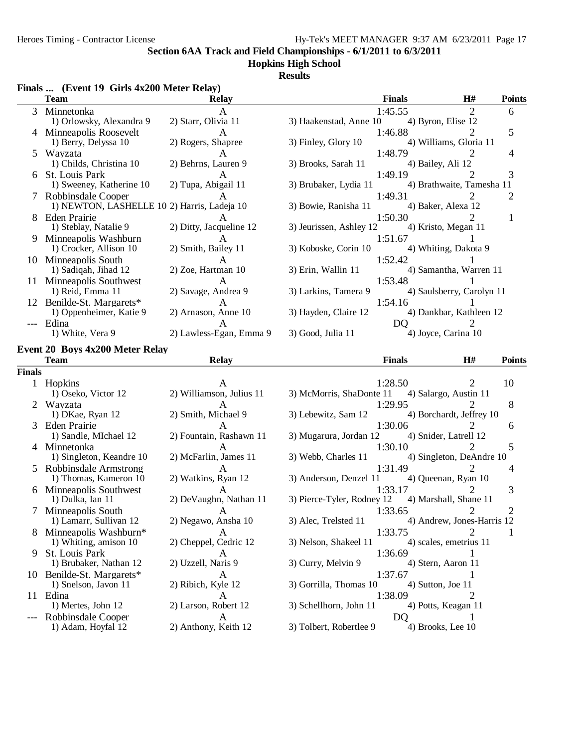## Section 6AA Track and Field Championships - 6/1/2011 to 6/3/2011

## Hopkins High School

## Results

### Finals ... (Event 19 Girls 4x200 Meter Relay)

| | Team | Relay | | Finals | H# | Points |
|---|---|---|---|---|---|---|
| 3 | Minnetonka | A | | 1:45.55 | 2 | 6 |
| | 1) Orlowsky, Alexandra 9 | 2) Starr, Olivia 11 | 3) Haakenstad, Anne 10 | 4) Byron, Elise 12 | | |
| 4 | Minneapolis Roosevelt | A | | 1:46.88 | 2 | 5 |
| | 1) Berry, Delyssa 10 | 2) Rogers, Shapree | 3) Finley, Glory 10 | 4) Williams, Gloria 11 | | |
| 5 | Wayzata | A | | 1:48.79 | 2 | 4 |
| | 1) Childs, Christina 10 | 2) Behrns, Lauren 9 | 3) Brooks, Sarah 11 | 4) Bailey, Ali 12 | | |
| 6 | St. Louis Park | A | | 1:49.19 | 2 | 3 |
| | 1) Sweeney, Katherine 10 | 2) Tupa, Abigail 11 | 3) Brubaker, Lydia 11 | 4) Brathwaite, Tamesha 11 | | |
| 7 | Robbinsdale Cooper | A | | 1:49.31 | 2 | 2 |
| | 1) NEWTON, LASHELLE 10 | 2) Harris, Ladeja 10 | 3) Bowie, Ranisha 11 | 4) Baker, Alexa 12 | | |
| 8 | Eden Prairie | A | | 1:50.30 | 2 | 1 |
| | 1) Steblay, Natalie 9 | 2) Ditty, Jacqueline 12 | 3) Jeurissen, Ashley 12 | 4) Kristo, Megan 11 | | |
| 9 | Minneapolis Washburn | A | | 1:51.67 | 1 | |
| | 1) Crocker, Allison 10 | 2) Smith, Bailey 11 | 3) Koboske, Corin 10 | 4) Whiting, Dakota 9 | | |
| 10 | Minneapolis South | A | | 1:52.42 | 1 | |
| | 1) Sadiqah, Jihad 12 | 2) Zoe, Hartman 10 | 3) Erin, Wallin 11 | 4) Samantha, Warren 11 | | |
| 11 | Minneapolis Southwest | A | | 1:53.48 | 1 | |
| | 1) Reid, Emma 11 | 2) Savage, Andrea 9 | 3) Larkins, Tamera 9 | 4) Saulsberry, Carolyn 11 | | |
| 12 | Benilde-St. Margarets* | A | | 1:54.16 | 1 | |
| | 1) Oppenheimer, Katie 9 | 2) Arnason, Anne 10 | 3) Hayden, Claire 12 | 4) Dankbar, Kathleen 12 | | |
| --- | Edina | A | | DQ | 2 | |
| | 1) White, Vera 9 | 2) Lawless-Egan, Emma 9 | 3) Good, Julia 11 | 4) Joyce, Carina 10 | | |

### Event 20 Boys 4x200 Meter Relay

| | Team | Relay | | Finals | H# | Points |
|---|---|---|---|---|---|---|
| **Finals** | | | | | | |
| 1 | Hopkins | A | | 1:28.50 | 2 | 10 |
| | 1) Oseko, Victor 12 | 2) Williamson, Julius 11 | 3) McMorris, ShaDonte 11 | 4) Salargo, Austin 11 | | |
| 2 | Wayzata | A | | 1:29.95 | 2 | 8 |
| | 1) DKae, Ryan 12 | 2) Smith, Michael 9 | 3) Lebewitz, Sam 12 | 4) Borchardt, Jeffrey 10 | | |
| 3 | Eden Prairie | A | | 1:30.06 | 2 | 6 |
| | 1) Sandle, MIchael 12 | 2) Fountain, Rashawn 11 | 3) Mugarura, Jordan 12 | 4) Snider, Latrell 12 | | |
| 4 | Minnetonka | A | | 1:30.10 | 2 | 5 |
| | 1) Singleton, Keandre 10 | 2) McFarlin, James 11 | 3) Webb, Charles 11 | 4) Singleton, DeAndre 10 | | |
| 5 | Robbinsdale Armstrong | A | | 1:31.49 | 2 | 4 |
| | 1) Thomas, Kameron 10 | 2) Watkins, Ryan 12 | 3) Anderson, Denzel 11 | 4) Queenan, Ryan 10 | | |
| 6 | Minneapolis Southwest | A | | 1:33.17 | 2 | 3 |
| | 1) Dulka, Ian 11 | 2) DeVaughn, Nathan 11 | 3) Pierce-Tyler, Rodney 12 | 4) Marshall, Shane 11 | | |
| 7 | Minneapolis South | A | | 1:33.65 | 2 | 2 |
| | 1) Lamarr, Sullivan 12 | 2) Negawo, Ansha 10 | 3) Alec, Trelsted 11 | 4) Andrew, Jones-Harris 12 | | |
| 8 | Minneapolis Washburn* | A | | 1:33.75 | 2 | 1 |
| | 1) Whiting, amison 10 | 2) Cheppel, Cedric 12 | 3) Nelson, Shakeel 11 | 4) scales, emetrius 11 | | |
| 9 | St. Louis Park | A | | 1:36.69 | 1 | |
| | 1) Brubaker, Nathan 12 | 2) Uzzell, Naris 9 | 3) Curry, Melvin 9 | 4) Stern, Aaron 11 | | |
| 10 | Benilde-St. Margarets* | A | | 1:37.67 | 1 | |
| | 1) Snelson, Javon 11 | 2) Ribich, Kyle 12 | 3) Gorrilla, Thomas 10 | 4) Sutton, Joe 11 | | |
| 11 | Edina | A | | 1:38.09 | 2 | |
| | 1) Mertes, John 12 | 2) Larson, Robert 12 | 3) Schellhorn, John 11 | 4) Potts, Keagan 11 | | |
| --- | Robbinsdale Cooper | A | | DQ | 1 | |
| | 1) Adam, Hoyfal 12 | 2) Anthony, Keith 12 | 3) Tolbert, Robertlee 9 | 4) Brooks, Lee 10 | | |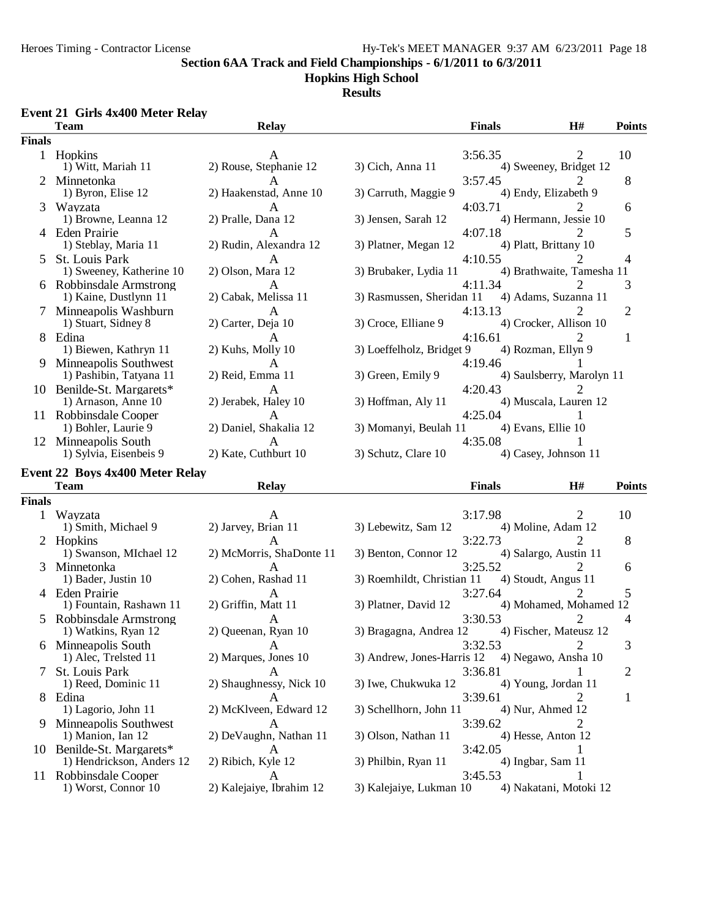**Section 6AA Track and Field Championships - 6/1/2011 to 6/3/2011**

**Hopkins High School**

**Results**

## Event 21 Girls 4x400 Meter Relay

| | Team | Relay | | Finals | H# | Points |
|---|---|---|---|---|---|---|
| **Finals** | | | | | | |
| 1 | Hopkins | A | | 3:56.35 | 2 | 10 |
| | 1) Witt, Mariah 11 | 2) Rouse, Stephanie 12 | 3) Cich, Anna 11 | 4) Sweeney, Bridget 12 | | |
| 2 | Minnetonka | A | | 3:57.45 | 2 | 8 |
| | 1) Byron, Elise 12 | 2) Haakenstad, Anne 10 | 3) Carruth, Maggie 9 | 4) Endy, Elizabeth 9 | | |
| 3 | Wayzata | A | | 4:03.71 | 2 | 6 |
| | 1) Browne, Leanna 12 | 2) Pralle, Dana 12 | 3) Jensen, Sarah 12 | 4) Hermann, Jessie 10 | | |
| 4 | Eden Prairie | A | | 4:07.18 | 2 | 5 |
| | 1) Steblay, Maria 11 | 2) Rudin, Alexandra 12 | 3) Platner, Megan 12 | 4) Platt, Brittany 10 | | |
| 5 | St. Louis Park | A | | 4:10.55 | 2 | 4 |
| | 1) Sweeney, Katherine 10 | 2) Olson, Mara 12 | 3) Brubaker, Lydia 11 | 4) Brathwaite, Tamesha 11 | | |
| 6 | Robbinsdale Armstrong | A | | 4:11.34 | 2 | 3 |
| | 1) Kaine, Dustlynn 11 | 2) Cabak, Melissa 11 | 3) Rasmussen, Sheridan 11 | 4) Adams, Suzanna 11 | | |
| 7 | Minneapolis Washburn | A | | 4:13.13 | 2 | 2 |
| | 1) Stuart, Sidney 8 | 2) Carter, Deja 10 | 3) Croce, Elliane 9 | 4) Crocker, Allison 10 | | |
| 8 | Edina | A | | 4:16.61 | 2 | 1 |
| | 1) Biewen, Kathryn 11 | 2) Kuhs, Molly 10 | 3) Loeffelholz, Bridget 9 | 4) Rozman, Ellyn 9 | | |
| 9 | Minneapolis Southwest | A | | 4:19.46 | 1 | |
| | 1) Pashibin, Tatyana 11 | 2) Reid, Emma 11 | 3) Green, Emily 9 | 4) Saulsberry, Marolyn 11 | | |
| 10 | Benilde-St. Margarets* | A | | 4:20.43 | 2 | |
| | 1) Arnason, Anne 10 | 2) Jerabek, Haley 10 | 3) Hoffman, Aly 11 | 4) Muscala, Lauren 12 | | |
| 11 | Robbinsdale Cooper | A | | 4:25.04 | 1 | |
| | 1) Bohler, Laurie 9 | 2) Daniel, Shakalia 12 | 3) Momanyi, Beulah 11 | 4) Evans, Ellie 10 | | |
| 12 | Minneapolis South | A | | 4:35.08 | 1 | |
| | 1) Sylvia, Eisenbeis 9 | 2) Kate, Cuthburt 10 | 3) Schutz, Clare 10 | 4) Casey, Johnson 11 | | |

## Event 22 Boys 4x400 Meter Relay

| | Team | Relay | | Finals | H# | Points |
|---|---|---|---|---|---|---|
| **Finals** | | | | | | |
| 1 | Wayzata | A | | 3:17.98 | 2 | 10 |
| | 1) Smith, Michael 9 | 2) Jarvey, Brian 11 | 3) Lebewitz, Sam 12 | 4) Moline, Adam 12 | | |
| 2 | Hopkins | A | | 3:22.73 | 2 | 8 |
| | 1) Swanson, MIchael 12 | 2) McMorris, ShaDonte 11 | 3) Benton, Connor 12 | 4) Salargo, Austin 11 | | |
| 3 | Minnetonka | A | | 3:25.52 | 2 | 6 |
| | 1) Bader, Justin 10 | 2) Cohen, Rashad 11 | 3) Roemhildt, Christian 11 | 4) Stoudt, Angus 11 | | |
| 4 | Eden Prairie | A | | 3:27.64 | 2 | 5 |
| | 1) Fountain, Rashawn 11 | 2) Griffin, Matt 11 | 3) Platner, David 12 | 4) Mohamed, Mohamed 12 | | |
| 5 | Robbinsdale Armstrong | A | | 3:30.53 | 2 | 4 |
| | 1) Watkins, Ryan 12 | 2) Queenan, Ryan 10 | 3) Bragagna, Andrea 12 | 4) Fischer, Mateusz 12 | | |
| 6 | Minneapolis South | A | | 3:32.53 | 2 | 3 |
| | 1) Alec, Trelsted 11 | 2) Marques, Jones 10 | 3) Andrew, Jones-Harris 12 | 4) Negawo, Ansha 10 | | |
| 7 | St. Louis Park | A | | 3:36.81 | 1 | 2 |
| | 1) Reed, Dominic 11 | 2) Shaughnessy, Nick 10 | 3) Iwe, Chukwuka 12 | 4) Young, Jordan 11 | | |
| 8 | Edina | A | | 3:39.61 | 2 | 1 |
| | 1) Lagorio, John 11 | 2) McKlveen, Edward 12 | 3) Schellhorn, John 11 | 4) Nur, Ahmed 12 | | |
| 9 | Minneapolis Southwest | A | | 3:39.62 | 2 | |
| | 1) Manion, Ian 12 | 2) DeVaughn, Nathan 11 | 3) Olson, Nathan 11 | 4) Hesse, Anton 12 | | |
| 10 | Benilde-St. Margarets* | A | | 3:42.05 | 1 | |
| | 1) Hendrickson, Anders 12 | 2) Ribich, Kyle 12 | 3) Philbin, Ryan 11 | 4) Ingbar, Sam 11 | | |
| 11 | Robbinsdale Cooper | A | | 3:45.53 | 1 | |
| | 1) Worst, Connor 10 | 2) Kalejaiye, Ibrahim 12 | 3) Kalejaiye, Lukman 10 | 4) Nakatani, Motoki 12 | | |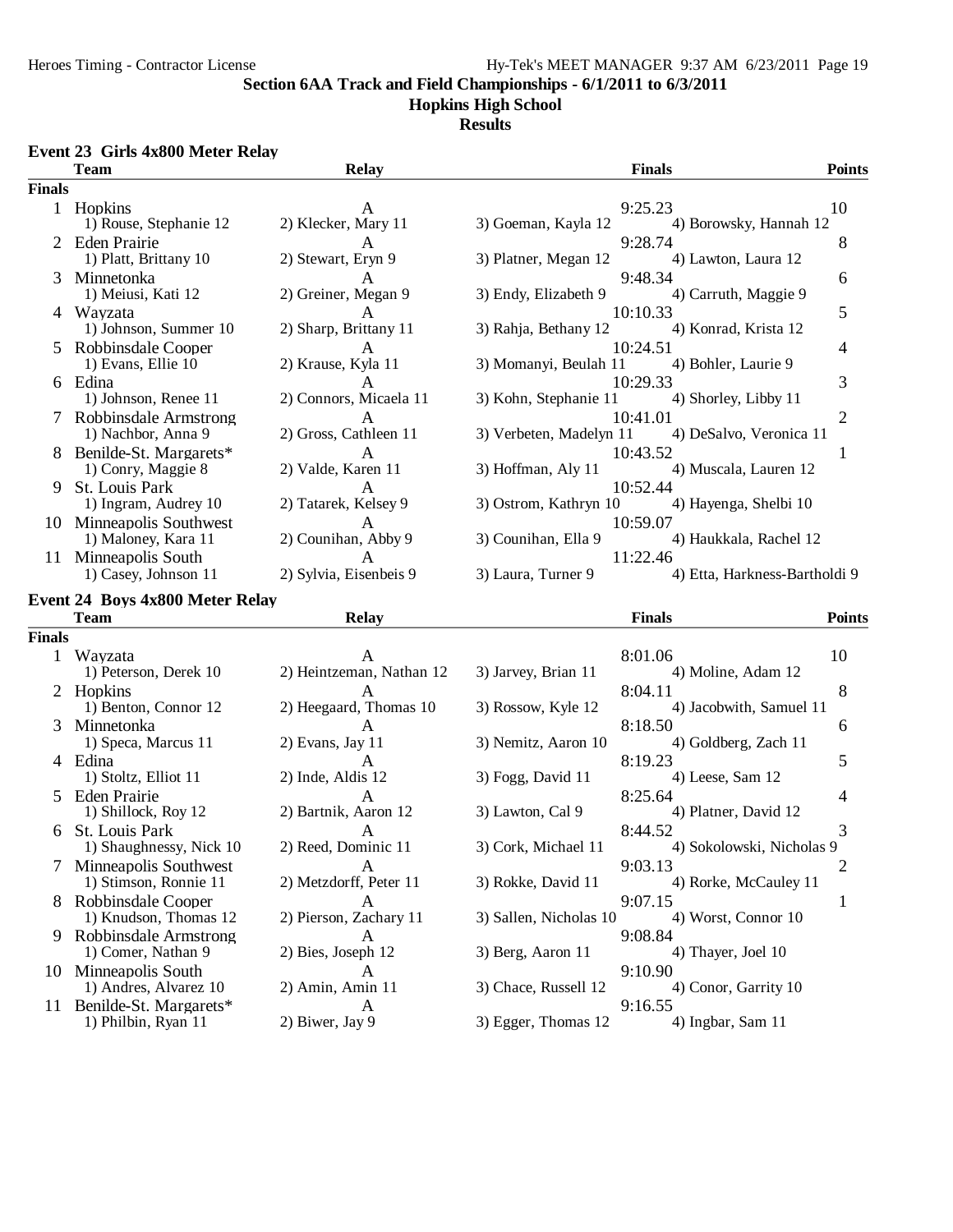## Section 6AA Track and Field Championships - 6/1/2011 to 6/3/2011

### Hopkins High School

### Results

#### Event 23 Girls 4x800 Meter Relay

| | Team | Relay | | Finals | Points |
|---|---|---|---|---|---|
| **Finals** | | | | | |
| 1 | Hopkins | A | | 9:25.23 | 10 |
| | 1) Rouse, Stephanie 12 | 2) Klecker, Mary 11 | 3) Goeman, Kayla 12 | 4) Borowsky, Hannah 12 | |
| 2 | Eden Prairie | A | | 9:28.74 | 8 |
| | 1) Platt, Brittany 10 | 2) Stewart, Eryn 9 | 3) Platner, Megan 12 | 4) Lawton, Laura 12 | |
| 3 | Minnetonka | A | | 9:48.34 | 6 |
| | 1) Meiusi, Kati 12 | 2) Greiner, Megan 9 | 3) Endy, Elizabeth 9 | 4) Carruth, Maggie 9 | |
| 4 | Wayzata | A | | 10:10.33 | 5 |
| | 1) Johnson, Summer 10 | 2) Sharp, Brittany 11 | 3) Rahja, Bethany 12 | 4) Konrad, Krista 12 | |
| 5 | Robbinsdale Cooper | A | | 10:24.51 | 4 |
| | 1) Evans, Ellie 10 | 2) Krause, Kyla 11 | 3) Momanyi, Beulah 11 | 4) Bohler, Laurie 9 | |
| 6 | Edina | A | | 10:29.33 | 3 |
| | 1) Johnson, Renee 11 | 2) Connors, Micaela 11 | 3) Kohn, Stephanie 11 | 4) Shorley, Libby 11 | |
| 7 | Robbinsdale Armstrong | A | | 10:41.01 | 2 |
| | 1) Nachbor, Anna 9 | 2) Gross, Cathleen 11 | 3) Verbeten, Madelyn 11 | 4) DeSalvo, Veronica 11 | |
| 8 | Benilde-St. Margarets* | A | | 10:43.52 | 1 |
| | 1) Conry, Maggie 8 | 2) Valde, Karen 11 | 3) Hoffman, Aly 11 | 4) Muscala, Lauren 12 | |
| 9 | St. Louis Park | A | | 10:52.44 | |
| | 1) Ingram, Audrey 10 | 2) Tatarek, Kelsey 9 | 3) Ostrom, Kathryn 10 | 4) Hayenga, Shelbi 10 | |
| 10 | Minneapolis Southwest | A | | 10:59.07 | |
| | 1) Maloney, Kara 11 | 2) Counihan, Abby 9 | 3) Counihan, Ella 9 | 4) Haukkala, Rachel 12 | |
| 11 | Minneapolis South | A | | 11:22.46 | |
| | 1) Casey, Johnson 11 | 2) Sylvia, Eisenbeis 9 | 3) Laura, Turner 9 | 4) Etta, Harkness-Bartholdi 9 | |

#### Event 24 Boys 4x800 Meter Relay

| | Team | Relay | | Finals | Points |
|---|---|---|---|---|---|
| **Finals** | | | | | |
| 1 | Wayzata | A | | 8:01.06 | 10 |
| | 1) Peterson, Derek 10 | 2) Heintzeman, Nathan 12 | 3) Jarvey, Brian 11 | 4) Moline, Adam 12 | |
| 2 | Hopkins | A | | 8:04.11 | 8 |
| | 1) Benton, Connor 12 | 2) Heegaard, Thomas 10 | 3) Rossow, Kyle 12 | 4) Jacobwith, Samuel 11 | |
| 3 | Minnetonka | A | | 8:18.50 | 6 |
| | 1) Speca, Marcus 11 | 2) Evans, Jay 11 | 3) Nemitz, Aaron 10 | 4) Goldberg, Zach 11 | |
| 4 | Edina | A | | 8:19.23 | 5 |
| | 1) Stoltz, Elliot 11 | 2) Inde, Aldis 12 | 3) Fogg, David 11 | 4) Leese, Sam 12 | |
| 5 | Eden Prairie | A | | 8:25.64 | 4 |
| | 1) Shillock, Roy 12 | 2) Bartnik, Aaron 12 | 3) Lawton, Cal 9 | 4) Platner, David 12 | |
| 6 | St. Louis Park | A | | 8:44.52 | 3 |
| | 1) Shaughnessy, Nick 10 | 2) Reed, Dominic 11 | 3) Cork, Michael 11 | 4) Sokolowski, Nicholas 9 | |
| 7 | Minneapolis Southwest | A | | 9:03.13 | 2 |
| | 1) Stimson, Ronnie 11 | 2) Metzdorff, Peter 11 | 3) Rokke, David 11 | 4) Rorke, McCauley 11 | |
| 8 | Robbinsdale Cooper | A | | 9:07.15 | 1 |
| | 1) Knudson, Thomas 12 | 2) Pierson, Zachary 11 | 3) Sallen, Nicholas 10 | 4) Worst, Connor 10 | |
| 9 | Robbinsdale Armstrong | A | | 9:08.84 | |
| | 1) Comer, Nathan 9 | 2) Bies, Joseph 12 | 3) Berg, Aaron 11 | 4) Thayer, Joel 10 | |
| 10 | Minneapolis South | A | | 9:10.90 | |
| | 1) Andres, Alvarez 10 | 2) Amin, Amin 11 | 3) Chace, Russell 12 | 4) Conor, Garrity 10 | |
| 11 | Benilde-St. Margarets* | A | | 9:16.55 | |
| | 1) Philbin, Ryan 11 | 2) Biwer, Jay 9 | 3) Egger, Thomas 12 | 4) Ingbar, Sam 11 | |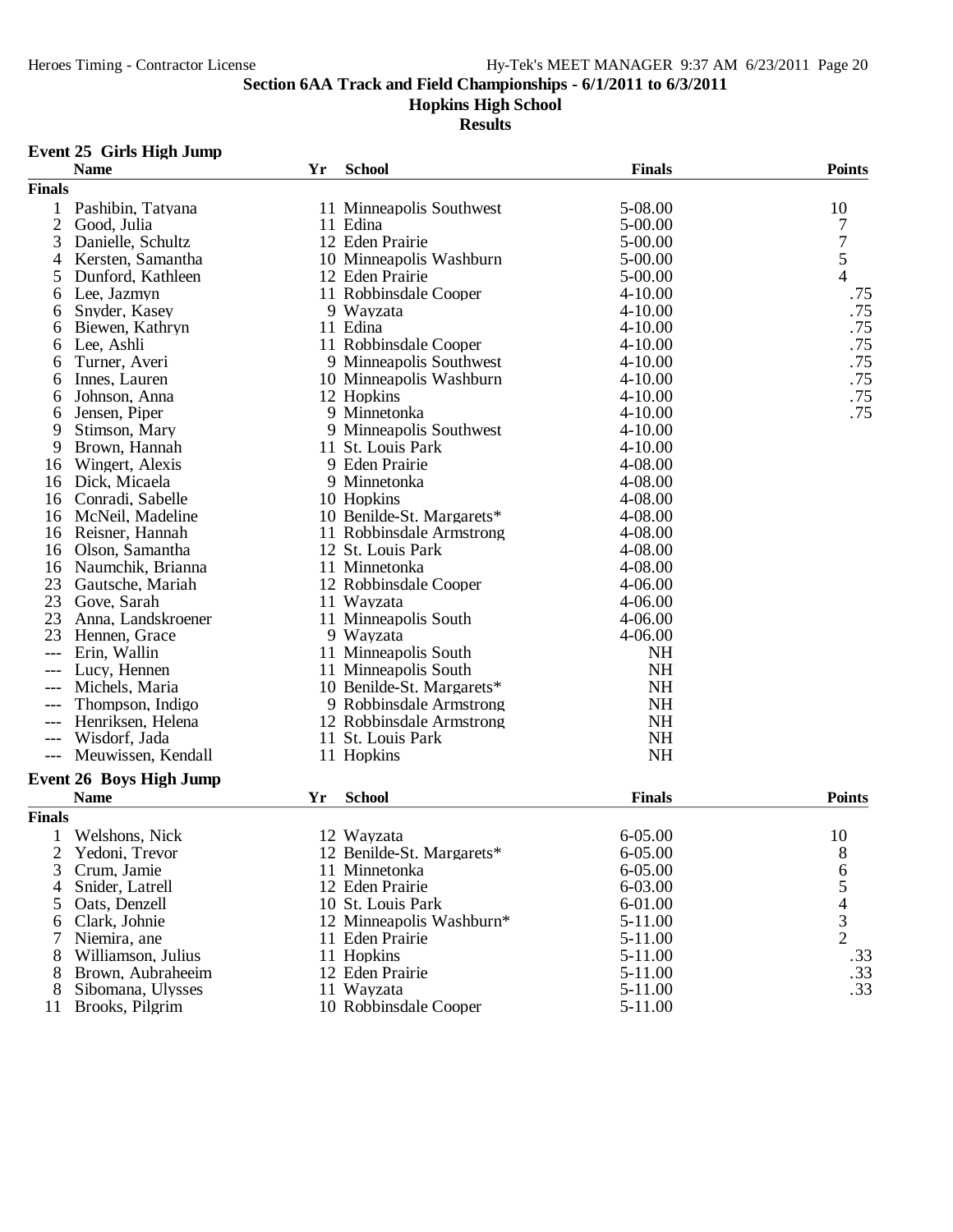## Section 6AA Track and Field Championships - 6/1/2011 to 6/3/2011

**Hopkins High School**

**Results**

### Event 25 Girls High Jump

| | Name | Yr | School | Finals | Points |
|---|---|---|---|---|---|
| **Finals** | | | | | |
| 1 | Pashibin, Tatyana | 11 | Minneapolis Southwest | 5-08.00 | 10 |
| 2 | Good, Julia | 11 | Edina | 5-00.00 | 7 |
| 3 | Danielle, Schultz | 12 | Eden Prairie | 5-00.00 | 7 |
| 4 | Kersten, Samantha | 10 | Minneapolis Washburn | 5-00.00 | 5 |
| 5 | Dunford, Kathleen | 12 | Eden Prairie | 5-00.00 | 4 |
| 6 | Lee, Jazmyn | 11 | Robbinsdale Cooper | 4-10.00 | .75 |
| 6 | Snyder, Kasey | 9 | Wayzata | 4-10.00 | .75 |
| 6 | Biewen, Kathryn | 11 | Edina | 4-10.00 | .75 |
| 6 | Lee, Ashli | 11 | Robbinsdale Cooper | 4-10.00 | .75 |
| 6 | Turner, Averi | 9 | Minneapolis Southwest | 4-10.00 | .75 |
| 6 | Innes, Lauren | 10 | Minneapolis Washburn | 4-10.00 | .75 |
| 6 | Johnson, Anna | 12 | Hopkins | 4-10.00 | .75 |
| 6 | Jensen, Piper | 9 | Minnetonka | 4-10.00 | .75 |
| 9 | Stimson, Mary | 9 | Minneapolis Southwest | 4-10.00 | |
| 9 | Brown, Hannah | 11 | St. Louis Park | 4-10.00 | |
| 16 | Wingert, Alexis | 9 | Eden Prairie | 4-08.00 | |
| 16 | Dick, Micaela | 9 | Minnetonka | 4-08.00 | |
| 16 | Conradi, Sabelle | 10 | Hopkins | 4-08.00 | |
| 16 | McNeil, Madeline | 10 | Benilde-St. Margarets* | 4-08.00 | |
| 16 | Reisner, Hannah | 11 | Robbinsdale Armstrong | 4-08.00 | |
| 16 | Olson, Samantha | 12 | St. Louis Park | 4-08.00 | |
| 16 | Naumchik, Brianna | 11 | Minnetonka | 4-08.00 | |
| 23 | Gautsche, Mariah | 12 | Robbinsdale Cooper | 4-06.00 | |
| 23 | Gove, Sarah | 11 | Wayzata | 4-06.00 | |
| 23 | Anna, Landskroener | 11 | Minneapolis South | 4-06.00 | |
| 23 | Hennen, Grace | 9 | Wayzata | 4-06.00 | |
| --- | Erin, Wallin | 11 | Minneapolis South | NH | |
| --- | Lucy, Hennen | 11 | Minneapolis South | NH | |
| --- | Michels, Maria | 10 | Benilde-St. Margarets* | NH | |
| --- | Thompson, Indigo | 9 | Robbinsdale Armstrong | NH | |
| --- | Henriksen, Helena | 12 | Robbinsdale Armstrong | NH | |
| --- | Wisdorf, Jada | 11 | St. Louis Park | NH | |
| --- | Meuwissen, Kendall | 11 | Hopkins | NH | |

### Event 26 Boys High Jump

| | Name | Yr | School | Finals | Points |
|---|---|---|---|---|---|
| **Finals** | | | | | |
| 1 | Welshons, Nick | 12 | Wayzata | 6-05.00 | 10 |
| 2 | Yedoni, Trevor | 12 | Benilde-St. Margarets* | 6-05.00 | 8 |
| 3 | Crum, Jamie | 11 | Minnetonka | 6-05.00 | 6 |
| 4 | Snider, Latrell | 12 | Eden Prairie | 6-03.00 | 5 |
| 5 | Oats, Denzell | 10 | St. Louis Park | 6-01.00 | 4 |
| 6 | Clark, Johnie | 12 | Minneapolis Washburn* | 5-11.00 | 3 |
| 7 | Niemira, ane | 11 | Eden Prairie | 5-11.00 | 2 |
| 8 | Williamson, Julius | 11 | Hopkins | 5-11.00 | .33 |
| 8 | Brown, Aubraheeim | 12 | Eden Prairie | 5-11.00 | .33 |
| 8 | Sibomana, Ulysses | 11 | Wayzata | 5-11.00 | .33 |
| 11 | Brooks, Pilgrim | 10 | Robbinsdale Cooper | 5-11.00 | |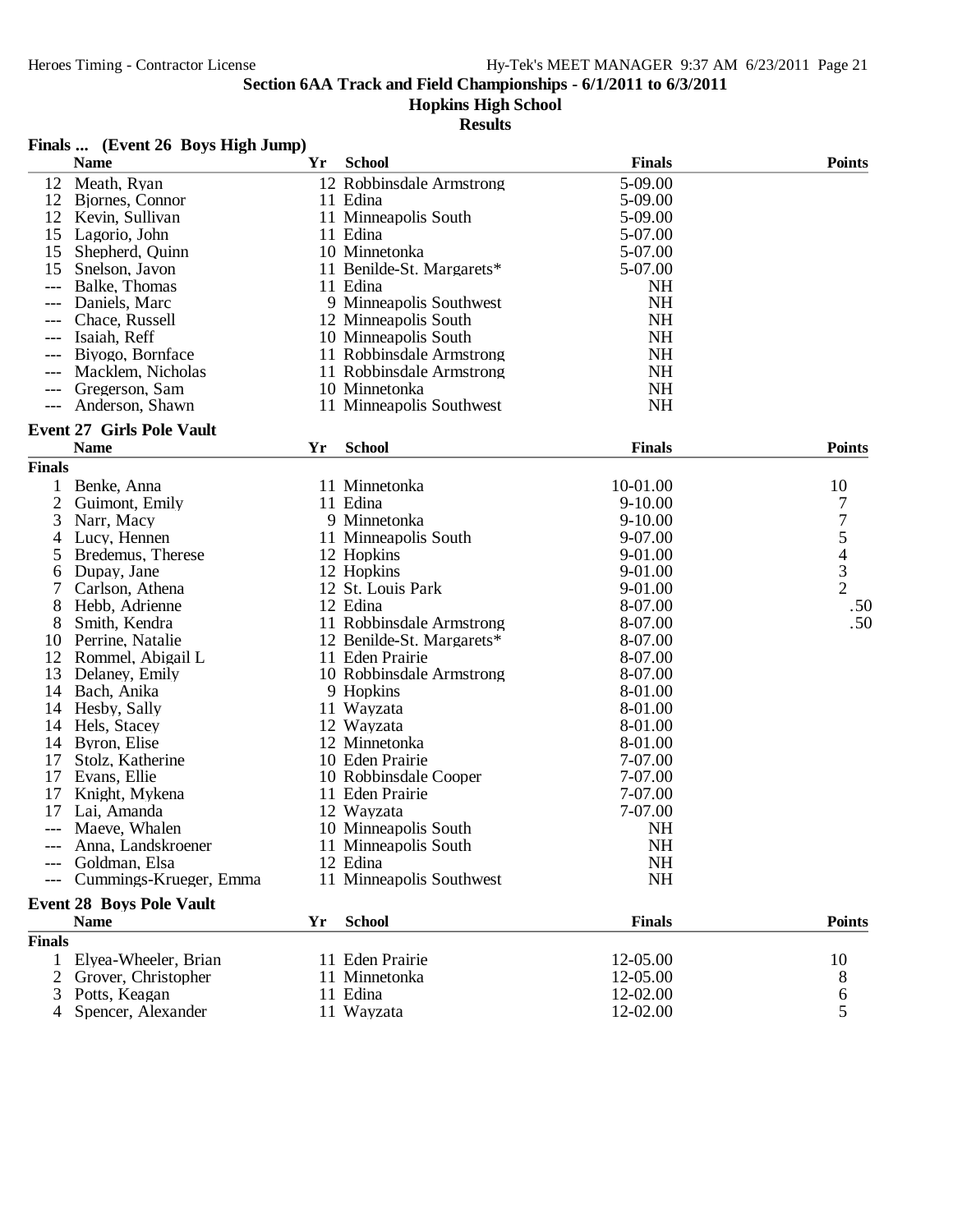## Section 6AA Track and Field Championships - 6/1/2011 to 6/3/2011

### Hopkins High School

### Results

**Finals ... (Event 26 Boys High Jump)**

| | Name | Yr | School | Finals | Points |
|---|---|---|---|---|---|
| 12 | Meath, Ryan | 12 | Robbinsdale Armstrong | 5-09.00 | |
| 12 | Bjornes, Connor | 11 | Edina | 5-09.00 | |
| 12 | Kevin, Sullivan | 11 | Minneapolis South | 5-09.00 | |
| 15 | Lagorio, John | 11 | Edina | 5-07.00 | |
| 15 | Shepherd, Quinn | 10 | Minnetonka | 5-07.00 | |
| 15 | Snelson, Javon | 11 | Benilde-St. Margarets* | 5-07.00 | |
| --- | Balke, Thomas | 11 | Edina | NH | |
| --- | Daniels, Marc | 9 | Minneapolis Southwest | NH | |
| --- | Chace, Russell | 12 | Minneapolis South | NH | |
| --- | Isaiah, Reff | 10 | Minneapolis South | NH | |
| --- | Biyogo, Bornface | 11 | Robbinsdale Armstrong | NH | |
| --- | Macklem, Nicholas | 11 | Robbinsdale Armstrong | NH | |
| --- | Gregerson, Sam | 10 | Minnetonka | NH | |
| --- | Anderson, Shawn | 11 | Minneapolis Southwest | NH | |

**Event 27 Girls Pole Vault**

| | Name | Yr | School | Finals | Points |
|---|---|---|---|---|---|
| **Finals** | | | | | |
| 1 | Benke, Anna | 11 | Minnetonka | 10-01.00 | 10 |
| 2 | Guimont, Emily | 11 | Edina | 9-10.00 | 7 |
| 3 | Narr, Macy | 9 | Minnetonka | 9-10.00 | 7 |
| 4 | Lucy, Hennen | 11 | Minneapolis South | 9-07.00 | 5 |
| 5 | Bredemus, Therese | 12 | Hopkins | 9-01.00 | 4 |
| 6 | Dupay, Jane | 12 | Hopkins | 9-01.00 | 3 |
| 7 | Carlson, Athena | 12 | St. Louis Park | 9-01.00 | 2 |
| 8 | Hebb, Adrienne | 12 | Edina | 8-07.00 | .50 |
| 8 | Smith, Kendra | 11 | Robbinsdale Armstrong | 8-07.00 | .50 |
| 10 | Perrine, Natalie | 12 | Benilde-St. Margarets* | 8-07.00 | |
| 12 | Rommel, Abigail L | 11 | Eden Prairie | 8-07.00 | |
| 13 | Delaney, Emily | 10 | Robbinsdale Armstrong | 8-07.00 | |
| 14 | Bach, Anika | 9 | Hopkins | 8-01.00 | |
| 14 | Hesby, Sally | 11 | Wayzata | 8-01.00 | |
| 14 | Hels, Stacey | 12 | Wayzata | 8-01.00 | |
| 14 | Byron, Elise | 12 | Minnetonka | 8-01.00 | |
| 17 | Stolz, Katherine | 10 | Eden Prairie | 7-07.00 | |
| 17 | Evans, Ellie | 10 | Robbinsdale Cooper | 7-07.00 | |
| 17 | Knight, Mykena | 11 | Eden Prairie | 7-07.00 | |
| 17 | Lai, Amanda | 12 | Wayzata | 7-07.00 | |
| --- | Maeve, Whalen | 10 | Minneapolis South | NH | |
| --- | Anna, Landskroener | 11 | Minneapolis South | NH | |
| --- | Goldman, Elsa | 12 | Edina | NH | |
| --- | Cummings-Krueger, Emma | 11 | Minneapolis Southwest | NH | |

**Event 28 Boys Pole Vault**

| | Name | Yr | School | Finals | Points |
|---|---|---|---|---|---|
| **Finals** | | | | | |
| 1 | Elyea-Wheeler, Brian | 11 | Eden Prairie | 12-05.00 | 10 |
| 2 | Grover, Christopher | 11 | Minnetonka | 12-05.00 | 8 |
| 3 | Potts, Keagan | 11 | Edina | 12-02.00 | 6 |
| 4 | Spencer, Alexander | 11 | Wayzata | 12-02.00 | 5 |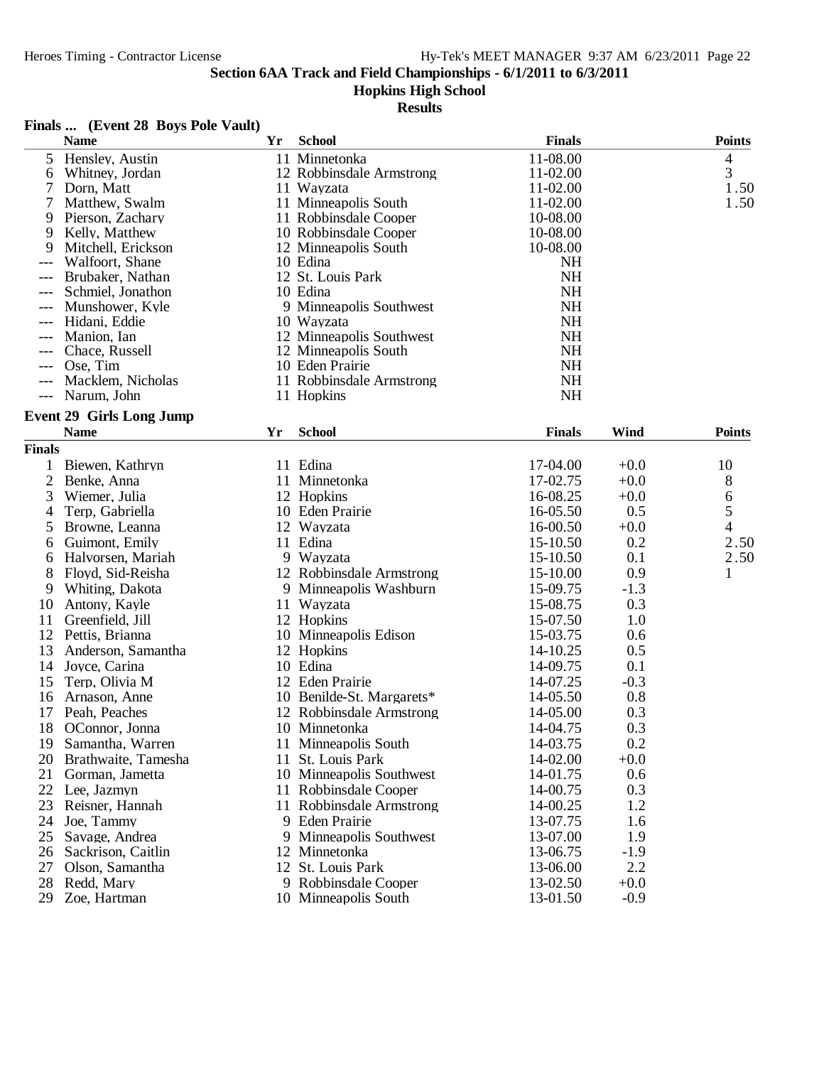**Section 6AA Track and Field Championships - 6/1/2011 to 6/3/2011**

**Hopkins High School**

**Results**

### Finals ... (Event 28 Boys Pole Vault)

| | Name | Yr | School | Finals | Points |
|---|---|---|---|---|---|
| 5 | Hensley, Austin | 11 | Minnetonka | 11-08.00 | 4 |
| 6 | Whitney, Jordan | 12 | Robbinsdale Armstrong | 11-02.00 | 3 |
| 7 | Dorn, Matt | 11 | Wayzata | 11-02.00 | 1.50 |
| 7 | Matthew, Swalm | 11 | Minneapolis South | 11-02.00 | 1.50 |
| 9 | Pierson, Zachary | 11 | Robbinsdale Cooper | 10-08.00 | |
| 9 | Kelly, Matthew | 10 | Robbinsdale Cooper | 10-08.00 | |
| 9 | Mitchell, Erickson | 12 | Minneapolis South | 10-08.00 | |
| --- | Walfoort, Shane | 10 | Edina | NH | |
| --- | Brubaker, Nathan | 12 | St. Louis Park | NH | |
| --- | Schmiel, Jonathon | 10 | Edina | NH | |
| --- | Munshower, Kyle | 9 | Minneapolis Southwest | NH | |
| --- | Hidani, Eddie | 10 | Wayzata | NH | |
| --- | Manion, Ian | 12 | Minneapolis Southwest | NH | |
| --- | Chace, Russell | 12 | Minneapolis South | NH | |
| --- | Ose, Tim | 10 | Eden Prairie | NH | |
| --- | Macklem, Nicholas | 11 | Robbinsdale Armstrong | NH | |
| --- | Narum, John | 11 | Hopkins | NH | |

### Event 29 Girls Long Jump

**Finals**

| | Name | Yr | School | Finals | Wind | Points |
|---|---|---|---|---|---|---|
| 1 | Biewen, Kathryn | 11 | Edina | 17-04.00 | +0.0 | 10 |
| 2 | Benke, Anna | 11 | Minnetonka | 17-02.75 | +0.0 | 8 |
| 3 | Wiemer, Julia | 12 | Hopkins | 16-08.25 | +0.0 | 6 |
| 4 | Terp, Gabriella | 10 | Eden Prairie | 16-05.50 | 0.5 | 5 |
| 5 | Browne, Leanna | 12 | Wayzata | 16-00.50 | +0.0 | 4 |
| 6 | Guimont, Emily | 11 | Edina | 15-10.50 | 0.2 | 2.50 |
| 6 | Halvorsen, Mariah | 9 | Wayzata | 15-10.50 | 0.1 | 2.50 |
| 8 | Floyd, Sid-Reisha | 12 | Robbinsdale Armstrong | 15-10.00 | 0.9 | 1 |
| 9 | Whiting, Dakota | 9 | Minneapolis Washburn | 15-09.75 | -1.3 | |
| 10 | Antony, Kayle | 11 | Wayzata | 15-08.75 | 0.3 | |
| 11 | Greenfield, Jill | 12 | Hopkins | 15-07.50 | 1.0 | |
| 12 | Pettis, Brianna | 10 | Minneapolis Edison | 15-03.75 | 0.6 | |
| 13 | Anderson, Samantha | 12 | Hopkins | 14-10.25 | 0.5 | |
| 14 | Joyce, Carina | 10 | Edina | 14-09.75 | 0.1 | |
| 15 | Terp, Olivia M | 12 | Eden Prairie | 14-07.25 | -0.3 | |
| 16 | Arnason, Anne | 10 | Benilde-St. Margarets* | 14-05.50 | 0.8 | |
| 17 | Peah, Peaches | 12 | Robbinsdale Armstrong | 14-05.00 | 0.3 | |
| 18 | OConnor, Jonna | 10 | Minnetonka | 14-04.75 | 0.3 | |
| 19 | Samantha, Warren | 11 | Minneapolis South | 14-03.75 | 0.2 | |
| 20 | Brathwaite, Tamesha | 11 | St. Louis Park | 14-02.00 | +0.0 | |
| 21 | Gorman, Jametta | 10 | Minneapolis Southwest | 14-01.75 | 0.6 | |
| 22 | Lee, Jazmyn | 11 | Robbinsdale Cooper | 14-00.75 | 0.3 | |
| 23 | Reisner, Hannah | 11 | Robbinsdale Armstrong | 14-00.25 | 1.2 | |
| 24 | Joe, Tammy | 9 | Eden Prairie | 13-07.75 | 1.6 | |
| 25 | Savage, Andrea | 9 | Minneapolis Southwest | 13-07.00 | 1.9 | |
| 26 | Sackrison, Caitlin | 12 | Minnetonka | 13-06.75 | -1.9 | |
| 27 | Olson, Samantha | 12 | St. Louis Park | 13-06.00 | 2.2 | |
| 28 | Redd, Mary | 9 | Robbinsdale Cooper | 13-02.50 | +0.0 | |
| 29 | Zoe, Hartman | 10 | Minneapolis South | 13-01.50 | -0.9 | |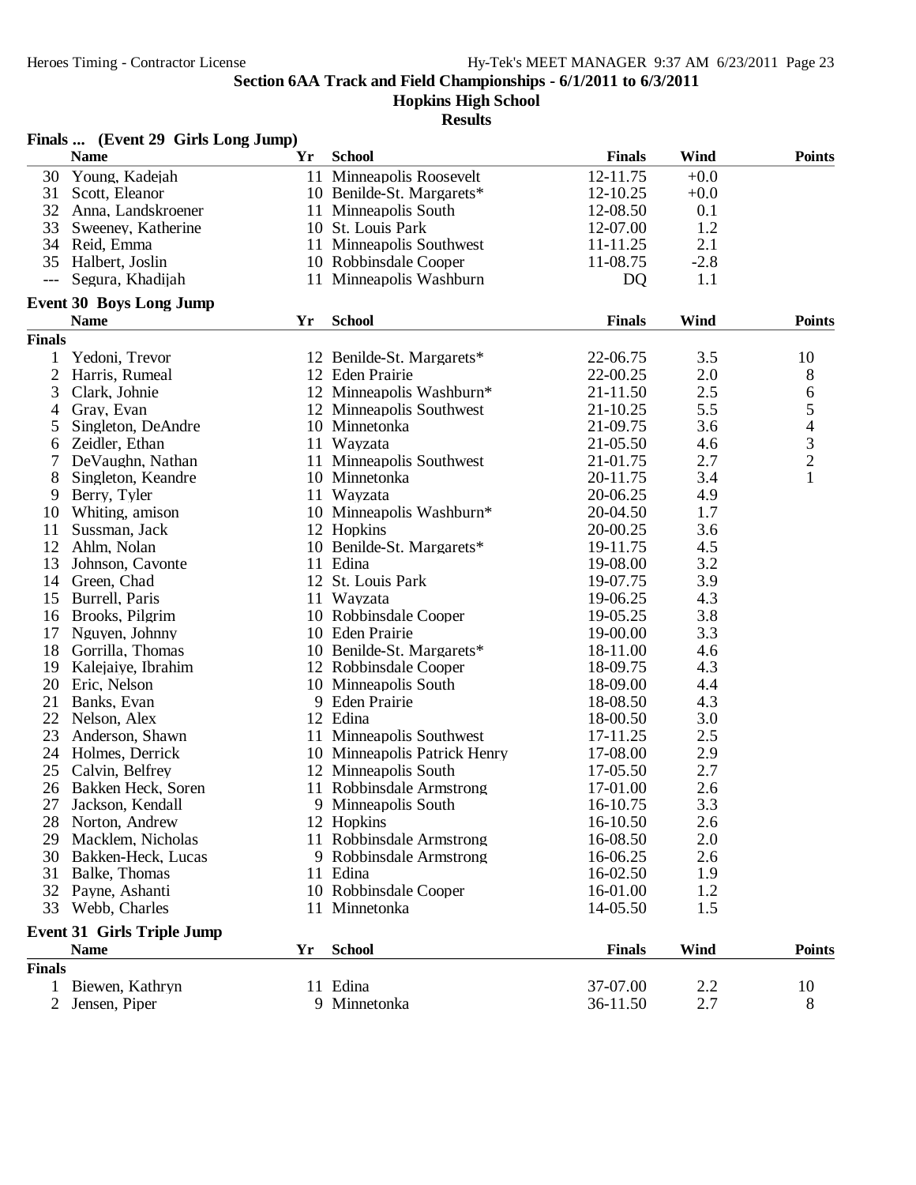## Section 6AA Track and Field Championships - 6/1/2011 to 6/3/2011

### Hopkins High School

### Results

**Finals ... (Event 29 Girls Long Jump)**

| | Name | Yr | School | Finals | Wind | Points |
|---|---|---|---|---|---|---|
| 30 | Young, Kadejah | 11 | Minneapolis Roosevelt | 12-11.75 | +0.0 | |
| 31 | Scott, Eleanor | 10 | Benilde-St. Margarets* | 12-10.25 | +0.0 | |
| 32 | Anna, Landskroener | 11 | Minneapolis South | 12-08.50 | 0.1 | |
| 33 | Sweeney, Katherine | 10 | St. Louis Park | 12-07.00 | 1.2 | |
| 34 | Reid, Emma | 11 | Minneapolis Southwest | 11-11.25 | 2.1 | |
| 35 | Halbert, Joslin | 10 | Robbinsdale Cooper | 11-08.75 | -2.8 | |
| --- | Segura, Khadijah | 11 | Minneapolis Washburn | DQ | 1.1 | |

**Event 30 Boys Long Jump**

| | Name | Yr | School | Finals | Wind | Points |
|---|---|---|---|---|---|---|
| **Finals** | | | | | | |
| 1 | Yedoni, Trevor | 12 | Benilde-St. Margarets* | 22-06.75 | 3.5 | 10 |
| 2 | Harris, Rumeal | 12 | Eden Prairie | 22-00.25 | 2.0 | 8 |
| 3 | Clark, Johnie | 12 | Minneapolis Washburn* | 21-11.50 | 2.5 | 6 |
| 4 | Gray, Evan | 12 | Minneapolis Southwest | 21-10.25 | 5.5 | 5 |
| 5 | Singleton, DeAndre | 10 | Minnetonka | 21-09.75 | 3.6 | 4 |
| 6 | Zeidler, Ethan | 11 | Wayzata | 21-05.50 | 4.6 | 3 |
| 7 | DeVaughn, Nathan | 11 | Minneapolis Southwest | 21-01.75 | 2.7 | 2 |
| 8 | Singleton, Keandre | 10 | Minnetonka | 20-11.75 | 3.4 | 1 |
| 9 | Berry, Tyler | 11 | Wayzata | 20-06.25 | 4.9 | |
| 10 | Whiting, amison | 10 | Minneapolis Washburn* | 20-04.50 | 1.7 | |
| 11 | Sussman, Jack | 12 | Hopkins | 20-00.25 | 3.6 | |
| 12 | Ahlm, Nolan | 10 | Benilde-St. Margarets* | 19-11.75 | 4.5 | |
| 13 | Johnson, Cavonte | 11 | Edina | 19-08.00 | 3.2 | |
| 14 | Green, Chad | 12 | St. Louis Park | 19-07.75 | 3.9 | |
| 15 | Burrell, Paris | 11 | Wayzata | 19-06.25 | 4.3 | |
| 16 | Brooks, Pilgrim | 10 | Robbinsdale Cooper | 19-05.25 | 3.8 | |
| 17 | Nguyen, Johnny | 10 | Eden Prairie | 19-00.00 | 3.3 | |
| 18 | Gorrilla, Thomas | 10 | Benilde-St. Margarets* | 18-11.00 | 4.6 | |
| 19 | Kalejaiye, Ibrahim | 12 | Robbinsdale Cooper | 18-09.75 | 4.3 | |
| 20 | Eric, Nelson | 10 | Minneapolis South | 18-09.00 | 4.4 | |
| 21 | Banks, Evan | 9 | Eden Prairie | 18-08.50 | 4.3 | |
| 22 | Nelson, Alex | 12 | Edina | 18-00.50 | 3.0 | |
| 23 | Anderson, Shawn | 11 | Minneapolis Southwest | 17-11.25 | 2.5 | |
| 24 | Holmes, Derrick | 10 | Minneapolis Patrick Henry | 17-08.00 | 2.9 | |
| 25 | Calvin, Belfrey | 12 | Minneapolis South | 17-05.50 | 2.7 | |
| 26 | Bakken Heck, Soren | 11 | Robbinsdale Armstrong | 17-01.00 | 2.6 | |
| 27 | Jackson, Kendall | 9 | Minneapolis South | 16-10.75 | 3.3 | |
| 28 | Norton, Andrew | 12 | Hopkins | 16-10.50 | 2.6 | |
| 29 | Macklem, Nicholas | 11 | Robbinsdale Armstrong | 16-08.50 | 2.0 | |
| 30 | Bakken-Heck, Lucas | 9 | Robbinsdale Armstrong | 16-06.25 | 2.6 | |
| 31 | Balke, Thomas | 11 | Edina | 16-02.50 | 1.9 | |
| 32 | Payne, Ashanti | 10 | Robbinsdale Cooper | 16-01.00 | 1.2 | |
| 33 | Webb, Charles | 11 | Minnetonka | 14-05.50 | 1.5 | |

**Event 31 Girls Triple Jump**

| | Name | Yr | School | Finals | Wind | Points |
|---|---|---|---|---|---|---|
| **Finals** | | | | | | |
| 1 | Biewen, Kathryn | 11 | Edina | 37-07.00 | 2.2 | 10 |
| 2 | Jensen, Piper | 9 | Minnetonka | 36-11.50 | 2.7 | 8 |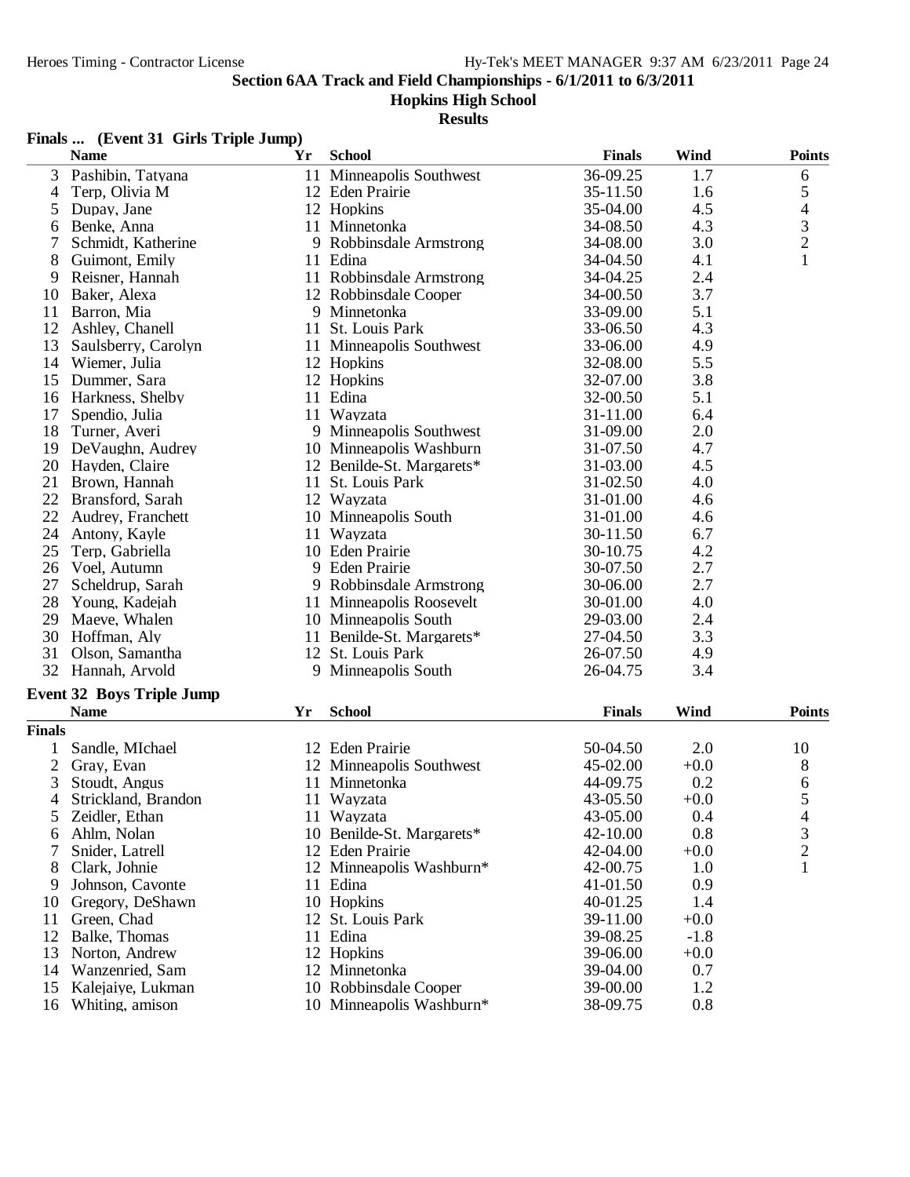**Section 6AA Track and Field Championships - 6/1/2011 to 6/3/2011**

**Hopkins High School**

**Results**

### Finals ... (Event 31 Girls Triple Jump)

| | Name | Yr | School | Finals | Wind | Points |
|---|---|---|---|---|---|---|
| 3 | Pashibin, Tatyana | 11 | Minneapolis Southwest | 36-09.25 | 1.7 | 6 |
| 4 | Terp, Olivia M | 12 | Eden Prairie | 35-11.50 | 1.6 | 5 |
| 5 | Dupay, Jane | 12 | Hopkins | 35-04.00 | 4.5 | 4 |
| 6 | Benke, Anna | 11 | Minnetonka | 34-08.50 | 4.3 | 3 |
| 7 | Schmidt, Katherine | 9 | Robbinsdale Armstrong | 34-08.00 | 3.0 | 2 |
| 8 | Guimont, Emily | 11 | Edina | 34-04.50 | 4.1 | 1 |
| 9 | Reisner, Hannah | 11 | Robbinsdale Armstrong | 34-04.25 | 2.4 | |
| 10 | Baker, Alexa | 12 | Robbinsdale Cooper | 34-00.50 | 3.7 | |
| 11 | Barron, Mia | 9 | Minnetonka | 33-09.00 | 5.1 | |
| 12 | Ashley, Chanell | 11 | St. Louis Park | 33-06.50 | 4.3 | |
| 13 | Saulsberry, Carolyn | 11 | Minneapolis Southwest | 33-06.00 | 4.9 | |
| 14 | Wiemer, Julia | 12 | Hopkins | 32-08.00 | 5.5 | |
| 15 | Dummer, Sara | 12 | Hopkins | 32-07.00 | 3.8 | |
| 16 | Harkness, Shelby | 11 | Edina | 32-00.50 | 5.1 | |
| 17 | Spendio, Julia | 11 | Wayzata | 31-11.00 | 6.4 | |
| 18 | Turner, Averi | 9 | Minneapolis Southwest | 31-09.00 | 2.0 | |
| 19 | DeVaughn, Audrey | 10 | Minneapolis Washburn | 31-07.50 | 4.7 | |
| 20 | Hayden, Claire | 12 | Benilde-St. Margaret's* | 31-03.00 | 4.5 | |
| 21 | Brown, Hannah | 11 | St. Louis Park | 31-02.50 | 4.0 | |
| 22 | Bransford, Sarah | 12 | Wayzata | 31-01.00 | 4.6 | |
| 22 | Audrey, Franchett | 10 | Minneapolis South | 31-01.00 | 4.6 | |
| 24 | Antony, Kayle | 11 | Wayzata | 30-11.50 | 6.7 | |
| 25 | Terp, Gabriella | 10 | Eden Prairie | 30-10.75 | 4.2 | |
| 26 | Voel, Autumn | 9 | Eden Prairie | 30-07.50 | 2.7 | |
| 27 | Scheldrup, Sarah | 9 | Robbinsdale Armstrong | 30-06.00 | 2.7 | |
| 28 | Young, Kadejah | 11 | Minneapolis Roosevelt | 30-01.00 | 4.0 | |
| 29 | Maeve, Whalen | 10 | Minneapolis South | 29-03.00 | 2.4 | |
| 30 | Hoffman, Aly | 11 | Benilde-St. Margaret's* | 27-04.50 | 3.3 | |
| 31 | Olson, Samantha | 12 | St. Louis Park | 26-07.50 | 4.9 | |
| 32 | Hannah, Arvold | 9 | Minneapolis South | 26-04.75 | 3.4 | |

### Event 32 Boys Triple Jump

**Finals**

| | Name | Yr | School | Finals | Wind | Points |
|---|---|---|---|---|---|---|
| 1 | Sandle, MIchael | 12 | Eden Prairie | 50-04.50 | 2.0 | 10 |
| 2 | Gray, Evan | 12 | Minneapolis Southwest | 45-02.00 | +0.0 | 8 |
| 3 | Stoudt, Angus | 11 | Minnetonka | 44-09.75 | 0.2 | 6 |
| 4 | Strickland, Brandon | 11 | Wayzata | 43-05.50 | +0.0 | 5 |
| 5 | Zeidler, Ethan | 11 | Wayzata | 43-05.00 | 0.4 | 4 |
| 6 | Ahlm, Nolan | 10 | Benilde-St. Margaret's* | 42-10.00 | 0.8 | 3 |
| 7 | Snider, Latrell | 12 | Eden Prairie | 42-04.00 | +0.0 | 2 |
| 8 | Clark, Johnie | 12 | Minneapolis Washburn* | 42-00.75 | 1.0 | 1 |
| 9 | Johnson, Cavonte | 11 | Edina | 41-01.50 | 0.9 | |
| 10 | Gregory, DeShawn | 10 | Hopkins | 40-01.25 | 1.4 | |
| 11 | Green, Chad | 12 | St. Louis Park | 39-11.00 | +0.0 | |
| 12 | Balke, Thomas | 11 | Edina | 39-08.25 | -1.8 | |
| 13 | Norton, Andrew | 12 | Hopkins | 39-06.00 | +0.0 | |
| 14 | Wanzenried, Sam | 12 | Minnetonka | 39-04.00 | 0.7 | |
| 15 | Kalejaiye, Lukman | 10 | Robbinsdale Cooper | 39-00.00 | 1.2 | |
| 16 | Whiting, amison | 10 | Minneapolis Washburn* | 38-09.75 | 0.8 | |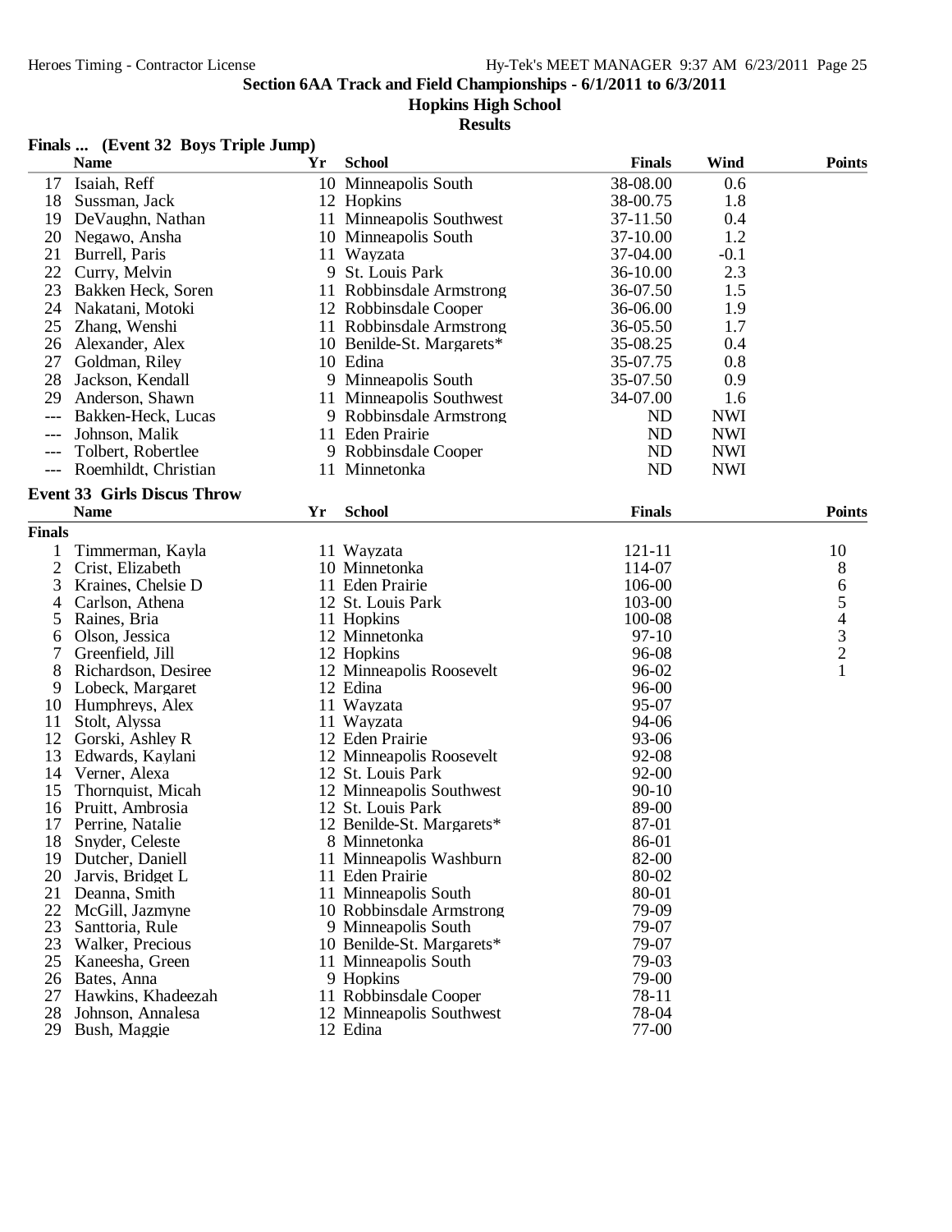**Section 6AA Track and Field Championships - 6/1/2011 to 6/3/2011**

**Hopkins High School**

**Results**

### Finals ... (Event 32 Boys Triple Jump)

| | Name | Yr | School | Finals | Wind | Points |
|---|---|---|---|---|---|---|
| 17 | Isaiah, Reff | 10 | Minneapolis South | 38-08.00 | 0.6 | |
| 18 | Sussman, Jack | 12 | Hopkins | 38-00.75 | 1.8 | |
| 19 | DeVaughn, Nathan | 11 | Minneapolis Southwest | 37-11.50 | 0.4 | |
| 20 | Negawo, Ansha | 10 | Minneapolis South | 37-10.00 | 1.2 | |
| 21 | Burrell, Paris | 11 | Wayzata | 37-04.00 | -0.1 | |
| 22 | Curry, Melvin | 9 | St. Louis Park | 36-10.00 | 2.3 | |
| 23 | Bakken Heck, Soren | 11 | Robbinsdale Armstrong | 36-07.50 | 1.5 | |
| 24 | Nakatani, Motoki | 12 | Robbinsdale Cooper | 36-06.00 | 1.9 | |
| 25 | Zhang, Wenshi | 11 | Robbinsdale Armstrong | 36-05.50 | 1.7 | |
| 26 | Alexander, Alex | 10 | Benilde-St. Margarets* | 35-08.25 | 0.4 | |
| 27 | Goldman, Riley | 10 | Edina | 35-07.75 | 0.8 | |
| 28 | Jackson, Kendall | 9 | Minneapolis South | 35-07.50 | 0.9 | |
| 29 | Anderson, Shawn | 11 | Minneapolis Southwest | 34-07.00 | 1.6 | |
| --- | Bakken-Heck, Lucas | 9 | Robbinsdale Armstrong | ND | NWI | |
| --- | Johnson, Malik | 11 | Eden Prairie | ND | NWI | |
| --- | Tolbert, Robertlee | 9 | Robbinsdale Cooper | ND | NWI | |
| --- | Roemhildt, Christian | 11 | Minnetonka | ND | NWI | |

### Event 33 Girls Discus Throw

**Finals**

| | Name | Yr | School | Finals | Points |
|---|---|---|---|---|---|
| 1 | Timmerman, Kayla | 11 | Wayzata | 121-11 | 10 |
| 2 | Crist, Elizabeth | 10 | Minnetonka | 114-07 | 8 |
| 3 | Kraines, Chelsie D | 11 | Eden Prairie | 106-00 | 6 |
| 4 | Carlson, Athena | 12 | St. Louis Park | 103-00 | 5 |
| 5 | Raines, Bria | 11 | Hopkins | 100-08 | 4 |
| 6 | Olson, Jessica | 12 | Minnetonka | 97-10 | 3 |
| 7 | Greenfield, Jill | 12 | Hopkins | 96-08 | 2 |
| 8 | Richardson, Desiree | 12 | Minneapolis Roosevelt | 96-02 | 1 |
| 9 | Lobeck, Margaret | 12 | Edina | 96-00 | |
| 10 | Humphreys, Alex | 11 | Wayzata | 95-07 | |
| 11 | Stolt, Alyssa | 11 | Wayzata | 94-06 | |
| 12 | Gorski, Ashley R | 12 | Eden Prairie | 93-06 | |
| 13 | Edwards, Kaylani | 12 | Minneapolis Roosevelt | 92-08 | |
| 14 | Verner, Alexa | 12 | St. Louis Park | 92-00 | |
| 15 | Thornquist, Micah | 12 | Minneapolis Southwest | 90-10 | |
| 16 | Pruitt, Ambrosia | 12 | St. Louis Park | 89-00 | |
| 17 | Perrine, Natalie | 12 | Benilde-St. Margarets* | 87-01 | |
| 18 | Snyder, Celeste | 8 | Minnetonka | 86-01 | |
| 19 | Dutcher, Daniell | 11 | Minneapolis Washburn | 82-00 | |
| 20 | Jarvis, Bridget L | 11 | Eden Prairie | 80-02 | |
| 21 | Deanna, Smith | 11 | Minneapolis South | 80-01 | |
| 22 | McGill, Jazmyne | 10 | Robbinsdale Armstrong | 79-09 | |
| 23 | Santtoria, Rule | 9 | Minneapolis South | 79-07 | |
| 23 | Walker, Precious | 10 | Benilde-St. Margarets* | 79-07 | |
| 25 | Kaneesha, Green | 11 | Minneapolis South | 79-03 | |
| 26 | Bates, Anna | 9 | Hopkins | 79-00 | |
| 27 | Hawkins, Khadeezah | 11 | Robbinsdale Cooper | 78-11 | |
| 28 | Johnson, Annalesa | 12 | Minneapolis Southwest | 78-04 | |
| 29 | Bush, Maggie | 12 | Edina | 77-00 | |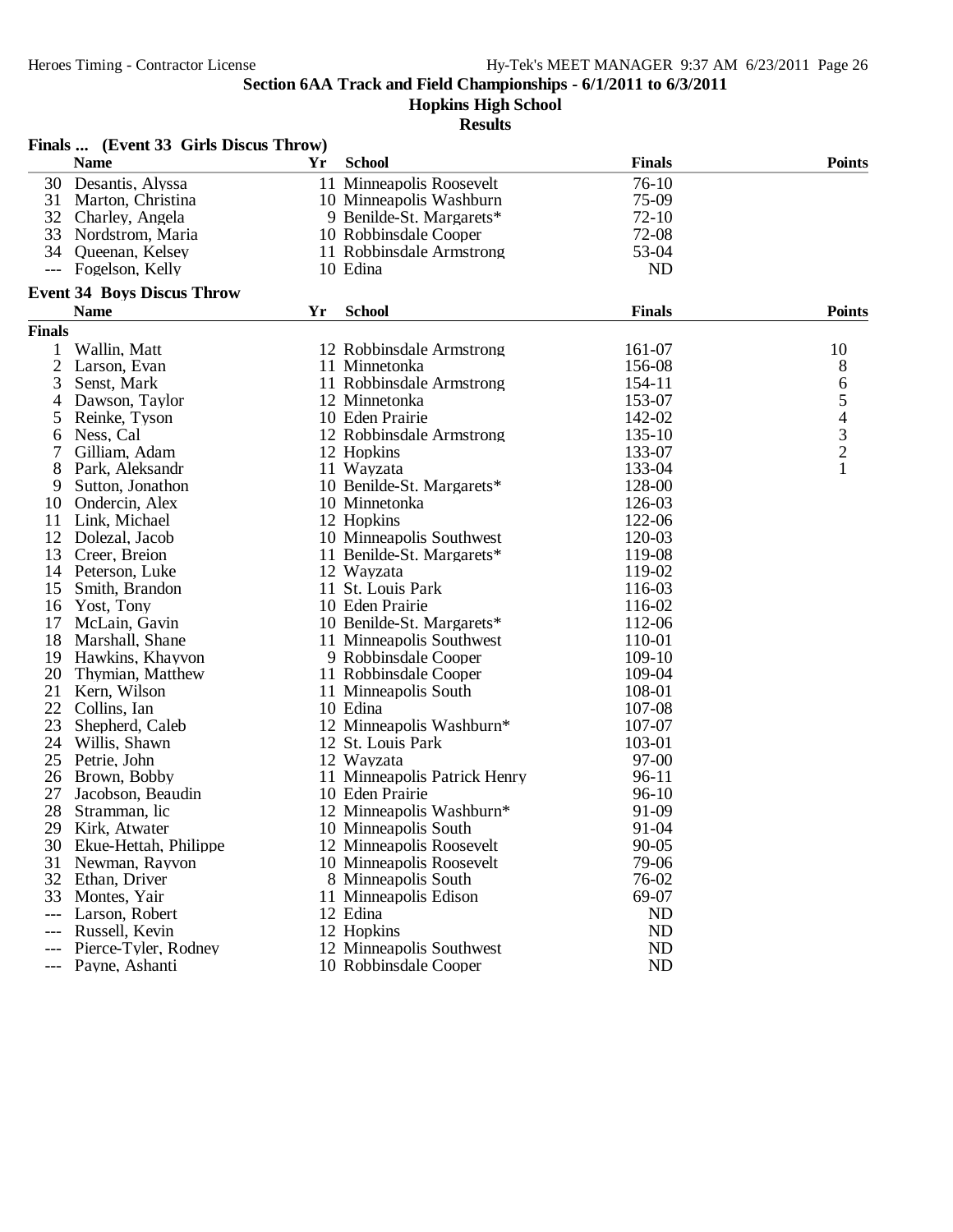## Finals ... (Event 33 Girls Discus Throw)

| | Name | Yr | School | Finals | Points |
|---|---|---|---|---|---|
| 30 | Desantis, Alyssa | 11 | Minneapolis Roosevelt | 76-10 | |
| 31 | Marton, Christina | 10 | Minneapolis Washburn | 75-09 | |
| 32 | Charley, Angela | 9 | Benilde-St. Margarets* | 72-10 | |
| 33 | Nordstrom, Maria | 10 | Robbinsdale Cooper | 72-08 | |
| 34 | Queenan, Kelsey | 11 | Robbinsdale Armstrong | 53-04 | |
| --- | Fogelson, Kelly | 10 | Edina | ND | |

## Event 34 Boys Discus Throw

**Finals**

| | Name | Yr | School | Finals | Points |
|---|---|---|---|---|---|
| 1 | Wallin, Matt | 12 | Robbinsdale Armstrong | 161-07 | 10 |
| 2 | Larson, Evan | 11 | Minnetonka | 156-08 | 8 |
| 3 | Senst, Mark | 11 | Robbinsdale Armstrong | 154-11 | 6 |
| 4 | Dawson, Taylor | 12 | Minnetonka | 153-07 | 5 |
| 5 | Reinke, Tyson | 10 | Eden Prairie | 142-02 | 4 |
| 6 | Ness, Cal | 12 | Robbinsdale Armstrong | 135-10 | 3 |
| 7 | Gilliam, Adam | 12 | Hopkins | 133-07 | 2 |
| 8 | Park, Aleksandr | 11 | Wayzata | 133-04 | 1 |
| 9 | Sutton, Jonathon | 10 | Benilde-St. Margarets* | 128-00 | |
| 10 | Ondercin, Alex | 10 | Minnetonka | 126-03 | |
| 11 | Link, Michael | 12 | Hopkins | 122-06 | |
| 12 | Dolezal, Jacob | 10 | Minneapolis Southwest | 120-03 | |
| 13 | Creer, Breion | 11 | Benilde-St. Margarets* | 119-08 | |
| 14 | Peterson, Luke | 12 | Wayzata | 119-02 | |
| 15 | Smith, Brandon | 11 | St. Louis Park | 116-03 | |
| 16 | Yost, Tony | 10 | Eden Prairie | 116-02 | |
| 17 | McLain, Gavin | 10 | Benilde-St. Margarets* | 112-06 | |
| 18 | Marshall, Shane | 11 | Minneapolis Southwest | 110-01 | |
| 19 | Hawkins, Khayvon | 9 | Robbinsdale Cooper | 109-10 | |
| 20 | Thymian, Matthew | 11 | Robbinsdale Cooper | 109-04 | |
| 21 | Kern, Wilson | 11 | Minneapolis South | 108-01 | |
| 22 | Collins, Ian | 10 | Edina | 107-08 | |
| 23 | Shepherd, Caleb | 12 | Minneapolis Washburn* | 107-07 | |
| 24 | Willis, Shawn | 12 | St. Louis Park | 103-01 | |
| 25 | Petrie, John | 12 | Wayzata | 97-00 | |
| 26 | Brown, Bobby | 11 | Minneapolis Patrick Henry | 96-11 | |
| 27 | Jacobson, Beaudin | 10 | Eden Prairie | 96-10 | |
| 28 | Stramman, lic | 12 | Minneapolis Washburn* | 91-09 | |
| 29 | Kirk, Atwater | 10 | Minneapolis South | 91-04 | |
| 30 | Ekue-Hettah, Philippe | 12 | Minneapolis Roosevelt | 90-05 | |
| 31 | Newman, Rayvon | 10 | Minneapolis Roosevelt | 79-06 | |
| 32 | Ethan, Driver | 8 | Minneapolis South | 76-02 | |
| 33 | Montes, Yair | 11 | Minneapolis Edison | 69-07 | |
| --- | Larson, Robert | 12 | Edina | ND | |
| --- | Russell, Kevin | 12 | Hopkins | ND | |
| --- | Pierce-Tyler, Rodney | 12 | Minneapolis Southwest | ND | |
| --- | Payne, Ashanti | 10 | Robbinsdale Cooper | ND | |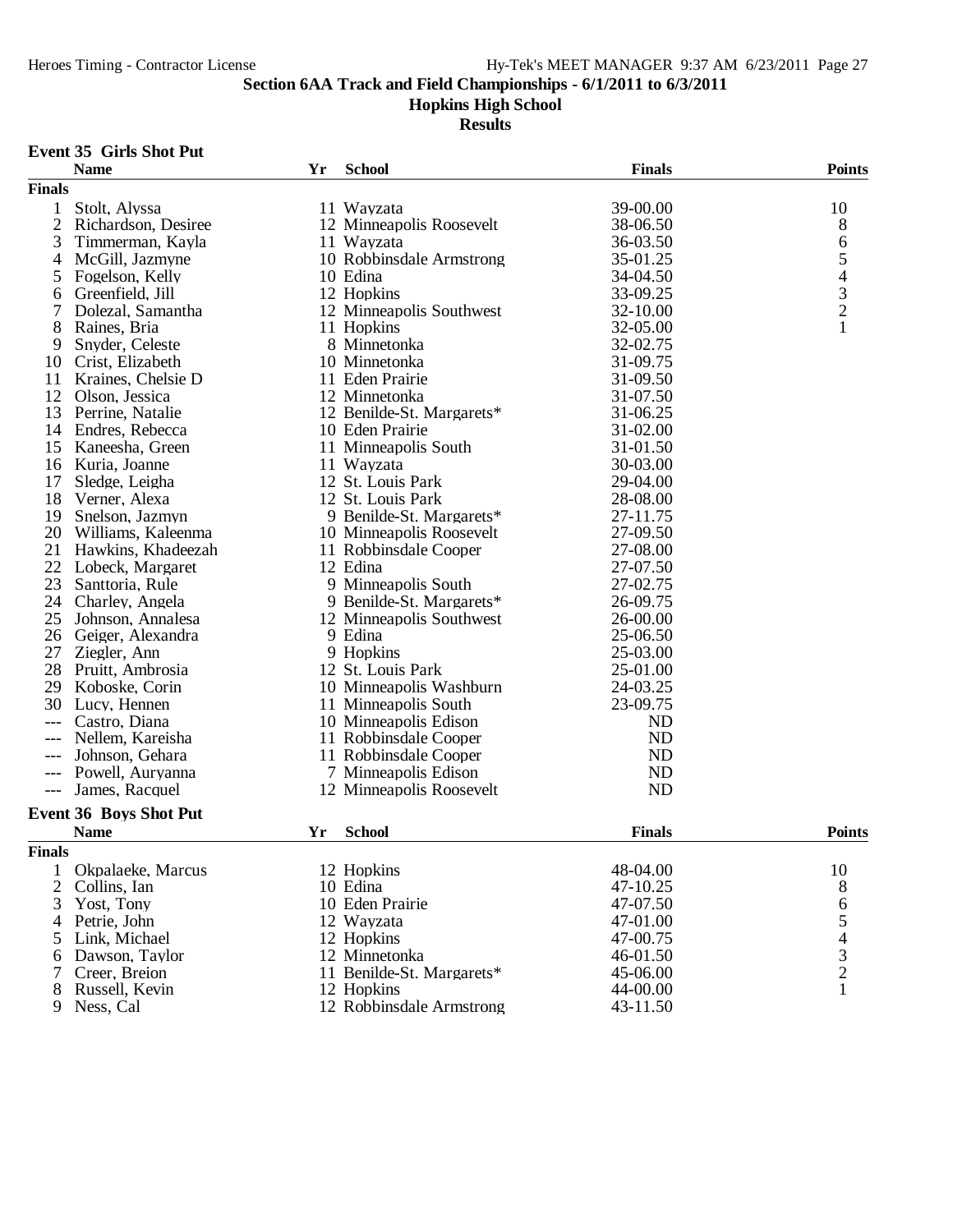# Section 6AA Track and Field Championships - 6/1/2011 to 6/3/2011

## Hopkins High School

### Results

#### Event 35 Girls Shot Put

| | Name | Yr | School | Finals | Points |
|---|---|---|---|---|---|
| **Finals** | | | | | |
| 1 | Stolt, Alyssa | 11 | Wayzata | 39-00.00 | 10 |
| 2 | Richardson, Desiree | 12 | Minneapolis Roosevelt | 38-06.50 | 8 |
| 3 | Timmerman, Kayla | 11 | Wayzata | 36-03.50 | 6 |
| 4 | McGill, Jazmyne | 10 | Robbinsdale Armstrong | 35-01.25 | 5 |
| 5 | Fogelson, Kelly | 10 | Edina | 34-04.50 | 4 |
| 6 | Greenfield, Jill | 12 | Hopkins | 33-09.25 | 3 |
| 7 | Dolezal, Samantha | 12 | Minneapolis Southwest | 32-10.00 | 2 |
| 8 | Raines, Bria | 11 | Hopkins | 32-05.00 | 1 |
| 9 | Snyder, Celeste | 8 | Minnetonka | 32-02.75 | |
| 10 | Crist, Elizabeth | 10 | Minnetonka | 31-09.75 | |
| 11 | Kraines, Chelsie D | 11 | Eden Prairie | 31-09.50 | |
| 12 | Olson, Jessica | 12 | Minnetonka | 31-07.50 | |
| 13 | Perrine, Natalie | 12 | Benilde-St. Margarets* | 31-06.25 | |
| 14 | Endres, Rebecca | 10 | Eden Prairie | 31-02.00 | |
| 15 | Kaneesha, Green | 11 | Minneapolis South | 31-01.50 | |
| 16 | Kuria, Joanne | 11 | Wayzata | 30-03.00 | |
| 17 | Sledge, Leigha | 12 | St. Louis Park | 29-04.00 | |
| 18 | Verner, Alexa | 12 | St. Louis Park | 28-08.00 | |
| 19 | Snelson, Jazmyn | 9 | Benilde-St. Margarets* | 27-11.75 | |
| 20 | Williams, Kaleenma | 10 | Minneapolis Roosevelt | 27-09.50 | |
| 21 | Hawkins, Khadeezah | 11 | Robbinsdale Cooper | 27-08.00 | |
| 22 | Lobeck, Margaret | 12 | Edina | 27-07.50 | |
| 23 | Santtoria, Rule | 9 | Minneapolis South | 27-02.75 | |
| 24 | Charley, Angela | 9 | Benilde-St. Margarets* | 26-09.75 | |
| 25 | Johnson, Annalesa | 12 | Minneapolis Southwest | 26-00.00 | |
| 26 | Geiger, Alexandra | 9 | Edina | 25-06.50 | |
| 27 | Ziegler, Ann | 9 | Hopkins | 25-03.00 | |
| 28 | Pruitt, Ambrosia | 12 | St. Louis Park | 25-01.00 | |
| 29 | Koboske, Corin | 10 | Minneapolis Washburn | 24-03.25 | |
| 30 | Lucy, Hennen | 11 | Minneapolis South | 23-09.75 | |
| --- | Castro, Diana | 10 | Minneapolis Edison | ND | |
| --- | Nellem, Kareisha | 11 | Robbinsdale Cooper | ND | |
| --- | Johnson, Gehara | 11 | Robbinsdale Cooper | ND | |
| --- | Powell, Auryanna | 7 | Minneapolis Edison | ND | |
| --- | James, Racquel | 12 | Minneapolis Roosevelt | ND | |

#### Event 36 Boys Shot Put

| | Name | Yr | School | Finals | Points |
|---|---|---|---|---|---|
| **Finals** | | | | | |
| 1 | Okpalaeke, Marcus | 12 | Hopkins | 48-04.00 | 10 |
| 2 | Collins, Ian | 10 | Edina | 47-10.25 | 8 |
| 3 | Yost, Tony | 10 | Eden Prairie | 47-07.50 | 6 |
| 4 | Petrie, John | 12 | Wayzata | 47-01.00 | 5 |
| 5 | Link, Michael | 12 | Hopkins | 47-00.75 | 4 |
| 6 | Dawson, Taylor | 12 | Minnetonka | 46-01.50 | 3 |
| 7 | Creer, Breion | 11 | Benilde-St. Margarets* | 45-06.00 | 2 |
| 8 | Russell, Kevin | 12 | Hopkins | 44-00.00 | 1 |
| 9 | Ness, Cal | 12 | Robbinsdale Armstrong | 43-11.50 | |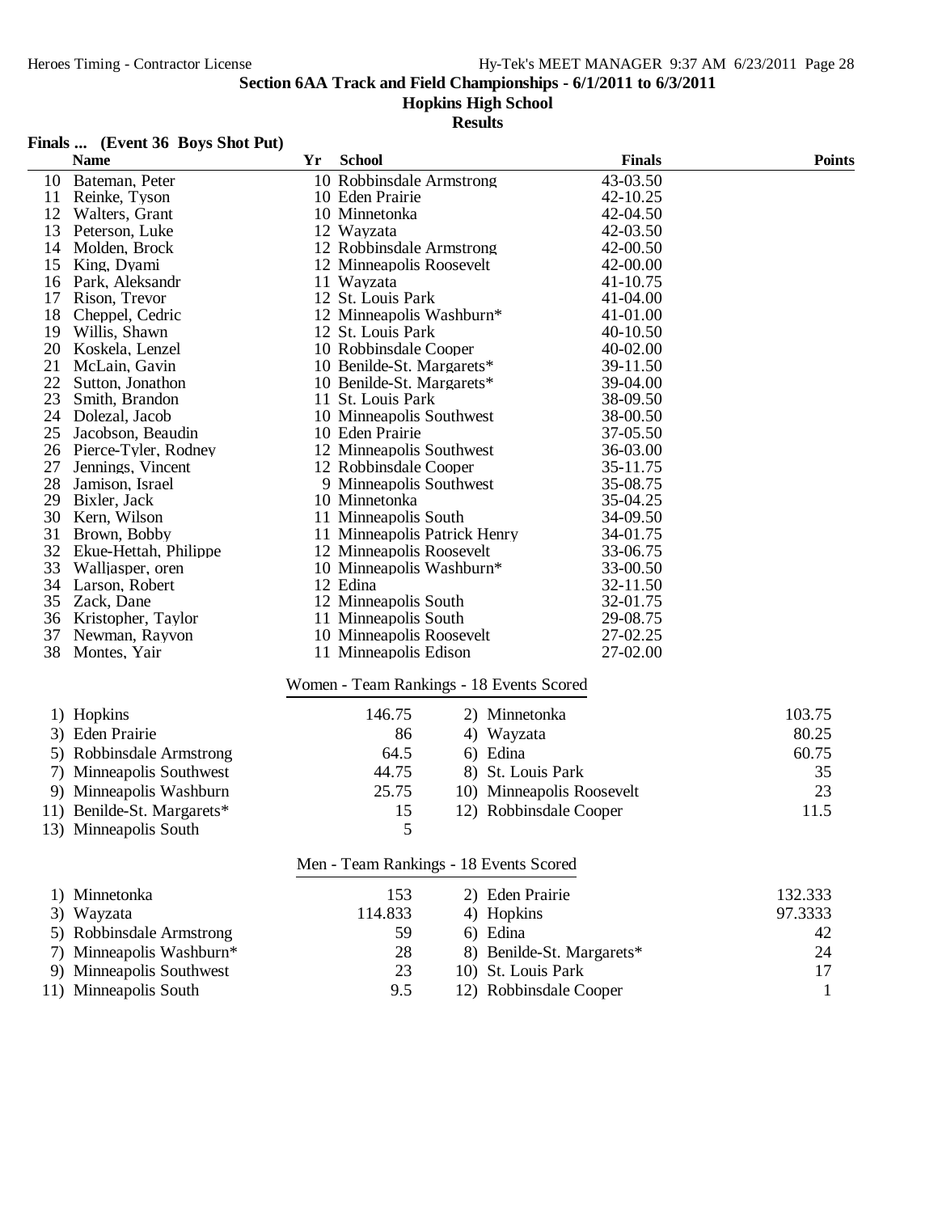**Section 6AA Track and Field Championships - 6/1/2011 to 6/3/2011**

**Hopkins High School**

**Results**

**Finals ... (Event 36 Boys Shot Put)**

| | Name | Yr | School | Finals | Points |
|---|---|---|---|---|---|
| 10 | Bateman, Peter | 10 | Robbinsdale Armstrong | 43-03.50 | |
| 11 | Reinke, Tyson | 10 | Eden Prairie | 42-10.25 | |
| 12 | Walters, Grant | 10 | Minnetonka | 42-04.50 | |
| 13 | Peterson, Luke | 12 | Wayzata | 42-03.50 | |
| 14 | Molden, Brock | 12 | Robbinsdale Armstrong | 42-00.50 | |
| 15 | King, Dyami | 12 | Minneapolis Roosevelt | 42-00.00 | |
| 16 | Park, Aleksandr | 11 | Wayzata | 41-10.75 | |
| 17 | Rison, Trevor | 12 | St. Louis Park | 41-04.00 | |
| 18 | Cheppel, Cedric | 12 | Minneapolis Washburn* | 41-01.00 | |
| 19 | Willis, Shawn | 12 | St. Louis Park | 40-10.50 | |
| 20 | Koskela, Lenzel | 10 | Robbinsdale Cooper | 40-02.00 | |
| 21 | McLain, Gavin | 10 | Benilde-St. Margarets* | 39-11.50 | |
| 22 | Sutton, Jonathon | 10 | Benilde-St. Margarets* | 39-04.00 | |
| 23 | Smith, Brandon | 11 | St. Louis Park | 38-09.50 | |
| 24 | Dolezal, Jacob | 10 | Minneapolis Southwest | 38-00.50 | |
| 25 | Jacobson, Beaudin | 10 | Eden Prairie | 37-05.50 | |
| 26 | Pierce-Tyler, Rodney | 12 | Minneapolis Southwest | 36-03.00 | |
| 27 | Jennings, Vincent | 12 | Robbinsdale Cooper | 35-11.75 | |
| 28 | Jamison, Israel | 9 | Minneapolis Southwest | 35-08.75 | |
| 29 | Bixler, Jack | 10 | Minnetonka | 35-04.25 | |
| 30 | Kern, Wilson | 11 | Minneapolis South | 34-09.50 | |
| 31 | Brown, Bobby | 11 | Minneapolis Patrick Henry | 34-01.75 | |
| 32 | Ekue-Hettah, Philippe | 12 | Minneapolis Roosevelt | 33-06.75 | |
| 33 | Walljasper, oren | 10 | Minneapolis Washburn* | 33-00.50 | |
| 34 | Larson, Robert | 12 | Edina | 32-11.50 | |
| 35 | Zack, Dane | 12 | Minneapolis South | 32-01.75 | |
| 36 | Kristopher, Taylor | 11 | Minneapolis South | 29-08.75 | |
| 37 | Newman, Rayvon | 10 | Minneapolis Roosevelt | 27-02.25 | |
| 38 | Montes, Yair | 11 | Minneapolis Edison | 27-02.00 | |

**Women - Team Rankings - 18 Events Scored**

| | | | | | |
|---|---|---|---|---|---|
| 1) | Hopkins | 146.75 | 2) | Minnetonka | 103.75 |
| 3) | Eden Prairie | 86 | 4) | Wayzata | 80.25 |
| 5) | Robbinsdale Armstrong | 64.5 | 6) | Edina | 60.75 |
| 7) | Minneapolis Southwest | 44.75 | 8) | St. Louis Park | 35 |
| 9) | Minneapolis Washburn | 25.75 | 10) | Minneapolis Roosevelt | 23 |
| 11) | Benilde-St. Margarets* | 15 | 12) | Robbinsdale Cooper | 11.5 |
| 13) | Minneapolis South | 5 | | | |

**Men - Team Rankings - 18 Events Scored**

| | | | | | |
|---|---|---|---|---|---|
| 1) | Minnetonka | 153 | 2) | Eden Prairie | 132.333 |
| 3) | Wayzata | 114.833 | 4) | Hopkins | 97.3333 |
| 5) | Robbinsdale Armstrong | 59 | 6) | Edina | 42 |
| 7) | Minneapolis Washburn* | 28 | 8) | Benilde-St. Margarets* | 24 |
| 9) | Minneapolis Southwest | 23 | 10) | St. Louis Park | 17 |
| 11) | Minneapolis South | 9.5 | 12) | Robbinsdale Cooper | 1 |